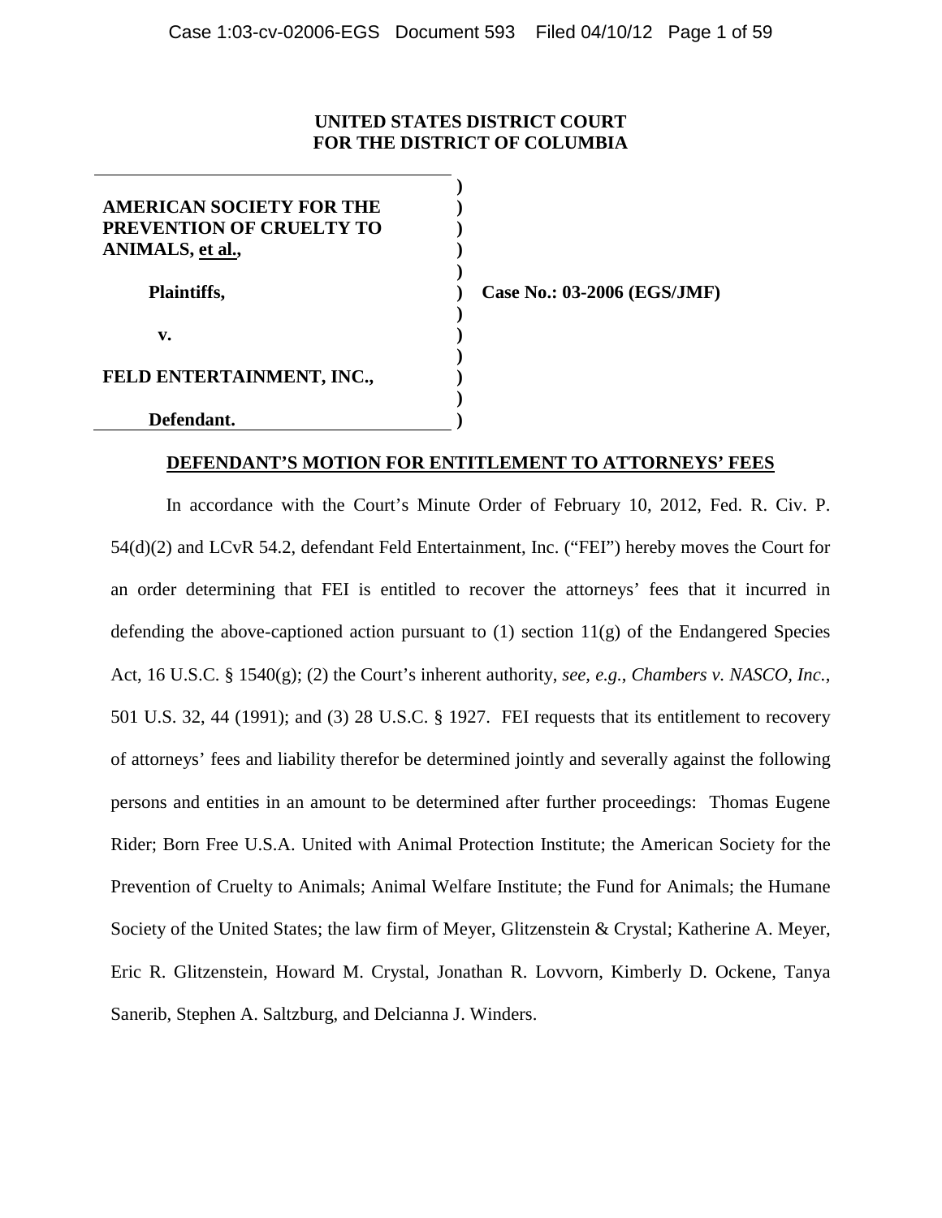**UNITED STATES DISTRICT COURT**
**FOR THE DISTRICT OF COLUMBIA**

| | | |
|---|---|---|
| **AMERICAN SOCIETY FOR THE PREVENTION OF CRUELTY TO ANIMALS, et al.,** | ) | |
| **Plaintiffs,** | ) | **Case No.: 03-2006 (EGS/JMF)** |
| **v.** | ) | |
| **FELD ENTERTAINMENT, INC.,** | ) | |
| **Defendant.** | ) | |

## DEFENDANT'S MOTION FOR ENTITLEMENT TO ATTORNEYS' FEES

In accordance with the Court's Minute Order of February 10, 2012, Fed. R. Civ. P. 54(d)(2) and LCvR 54.2, defendant Feld Entertainment, Inc. ("FEI") hereby moves the Court for an order determining that FEI is entitled to recover the attorneys' fees that it incurred in defending the above-captioned action pursuant to (1) section 11(g) of the Endangered Species Act, 16 U.S.C. § 1540(g); (2) the Court's inherent authority, *see, e.g.*, *Chambers v. NASCO, Inc.*, 501 U.S. 32, 44 (1991); and (3) 28 U.S.C. § 1927. FEI requests that its entitlement to recovery of attorneys' fees and liability therefor be determined jointly and severally against the following persons and entities in an amount to be determined after further proceedings: Thomas Eugene Rider; Born Free U.S.A. United with Animal Protection Institute; the American Society for the Prevention of Cruelty to Animals; Animal Welfare Institute; the Fund for Animals; the Humane Society of the United States; the law firm of Meyer, Glitzenstein & Crystal; Katherine A. Meyer, Eric R. Glitzenstein, Howard M. Crystal, Jonathan R. Lovvorn, Kimberly D. Ockene, Tanya Sanerib, Stephen A. Saltzburg, and Delcianna J. Winders.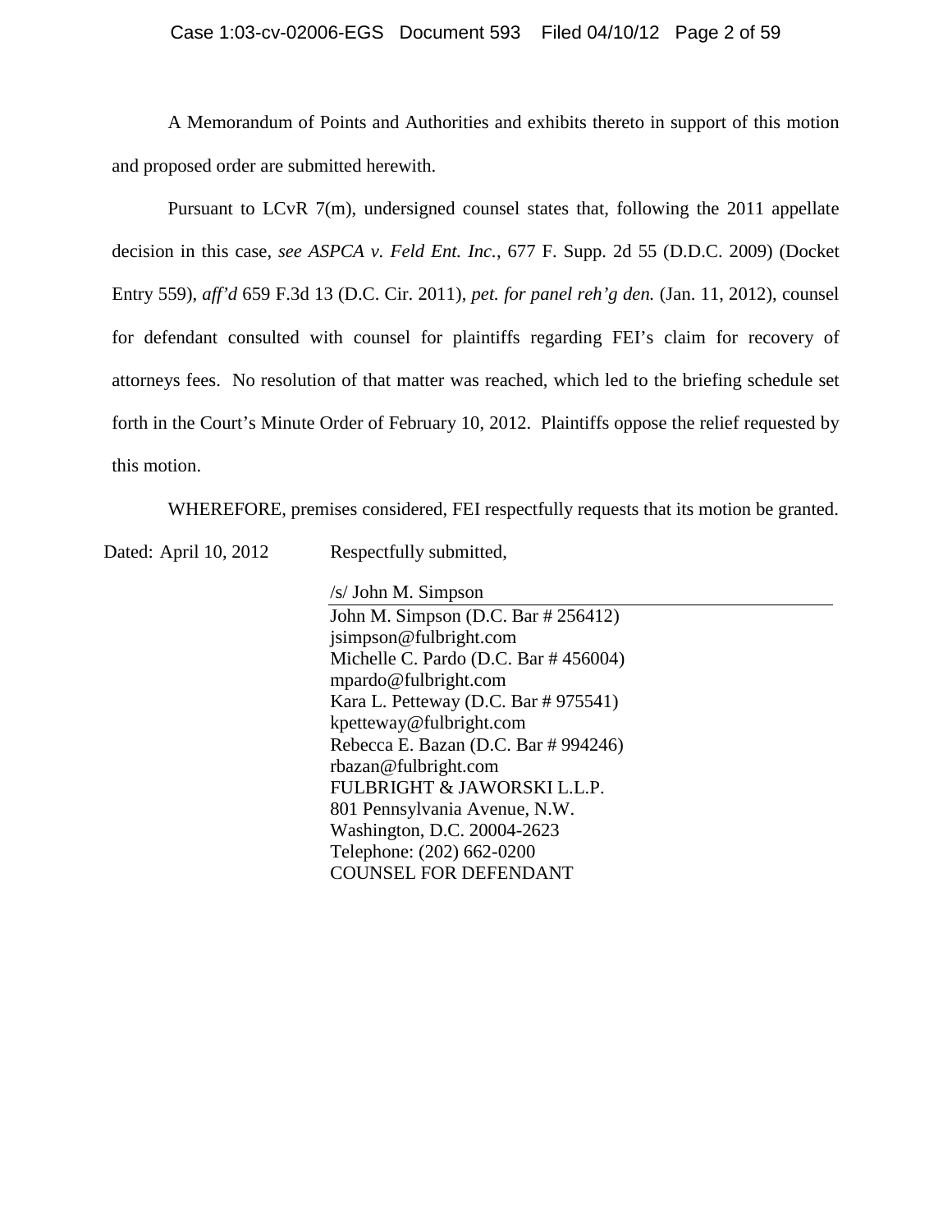A Memorandum of Points and Authorities and exhibits thereto in support of this motion and proposed order are submitted herewith.

Pursuant to LCvR 7(m), undersigned counsel states that, following the 2011 appellate decision in this case, *see ASPCA v. Feld Ent. Inc.*, 677 F. Supp. 2d 55 (D.D.C. 2009) (Docket Entry 559), *aff'd* 659 F.3d 13 (D.C. Cir. 2011), *pet. for panel reh'g den.* (Jan. 11, 2012), counsel for defendant consulted with counsel for plaintiffs regarding FEI's claim for recovery of attorneys fees. No resolution of that matter was reached, which led to the briefing schedule set forth in the Court's Minute Order of February 10, 2012. Plaintiffs oppose the relief requested by this motion.

WHEREFORE, premises considered, FEI respectfully requests that its motion be granted.

Dated: April 10, 2012

Respectfully submitted,

/s/ John M. Simpson

John M. Simpson (D.C. Bar # 256412)
jsimpson@fulbright.com
Michelle C. Pardo (D.C. Bar # 456004)
mpardo@fulbright.com
Kara L. Petteway (D.C. Bar # 975541)
kpetteway@fulbright.com
Rebecca E. Bazan (D.C. Bar # 994246)
rbazan@fulbright.com
FULBRIGHT & JAWORSKI L.L.P.
801 Pennsylvania Avenue, N.W.
Washington, D.C. 20004-2623
Telephone: (202) 662-0200
COUNSEL FOR DEFENDANT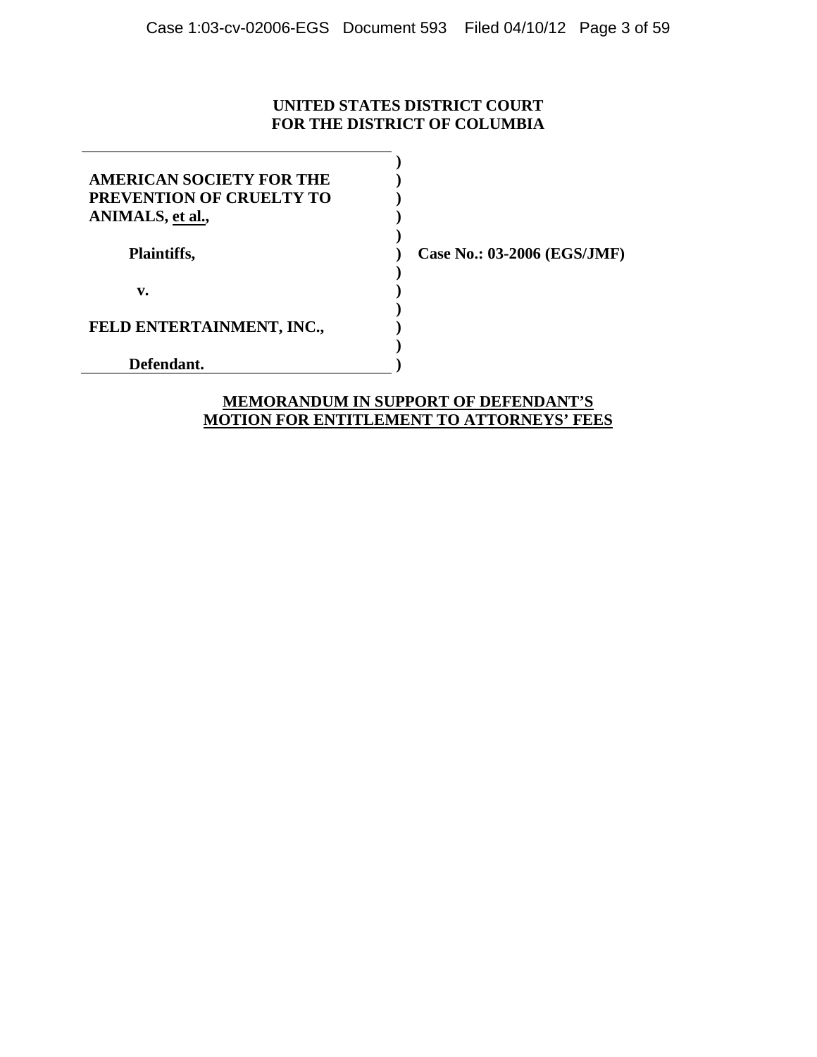**UNITED STATES DISTRICT COURT**
**FOR THE DISTRICT OF COLUMBIA**

| | | |
|---|---|---|
| **AMERICAN SOCIETY FOR THE PREVENTION OF CRUELTY TO ANIMALS, et al.,** | ) | |
| **Plaintiffs,** | ) | **Case No.: 03-2006 (EGS/JMF)** |
| **v.** | ) | |
| **FELD ENTERTAINMENT, INC.,** | ) | |
| **Defendant.** | ) | |

**MEMORANDUM IN SUPPORT OF DEFENDANT'S MOTION FOR ENTITLEMENT TO ATTORNEYS' FEES**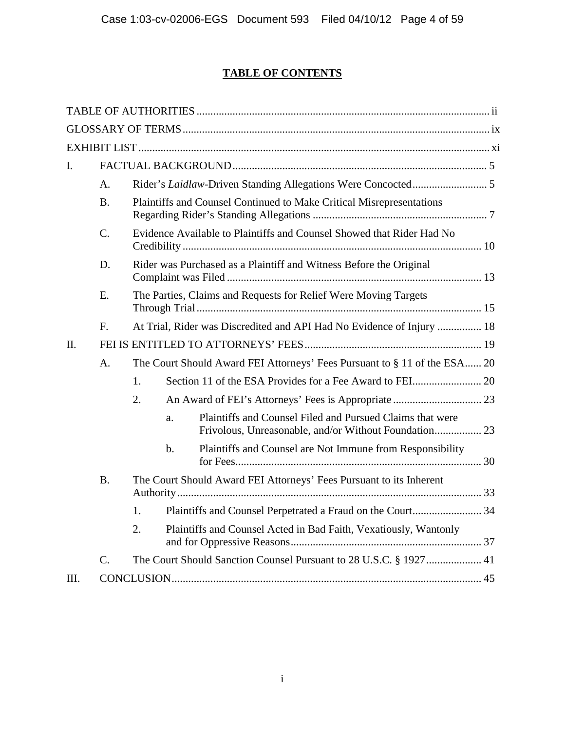# TABLE OF CONTENTS

TABLE OF AUTHORITIES ... ii

GLOSSARY OF TERMS ... ix

EXHIBIT LIST ... xi

I. FACTUAL BACKGROUND ... 5

- A. Rider's *Laidlaw*-Driven Standing Allegations Were Concocted ... 5
- B. Plaintiffs and Counsel Continued to Make Critical Misrepresentations Regarding Rider's Standing Allegations ... 7
- C. Evidence Available to Plaintiffs and Counsel Showed that Rider Had No Credibility ... 10
- D. Rider was Purchased as a Plaintiff and Witness Before the Original Complaint was Filed ... 13
- E. The Parties, Claims and Requests for Relief Were Moving Targets Through Trial ... 15
- F. At Trial, Rider was Discredited and API Had No Evidence of Injury ... 18

II. FEI IS ENTITLED TO ATTORNEYS' FEES ... 19

- A. The Court Should Award FEI Attorneys' Fees Pursuant to § 11 of the ESA ... 20
  - 1. Section 11 of the ESA Provides for a Fee Award to FEI ... 20
  - 2. An Award of FEI's Attorneys' Fees is Appropriate ... 23
    - a. Plaintiffs and Counsel Filed and Pursued Claims that were Frivolous, Unreasonable, and/or Without Foundation ... 23
    - b. Plaintiffs and Counsel are Not Immune from Responsibility for Fees ... 30
- B. The Court Should Award FEI Attorneys' Fees Pursuant to its Inherent Authority ... 33
  - 1. Plaintiffs and Counsel Perpetrated a Fraud on the Court ... 34
  - 2. Plaintiffs and Counsel Acted in Bad Faith, Vexatiously, Wantonly and for Oppressive Reasons ... 37
- C. The Court Should Sanction Counsel Pursuant to 28 U.S.C. § 1927 ... 41

III. CONCLUSION ... 45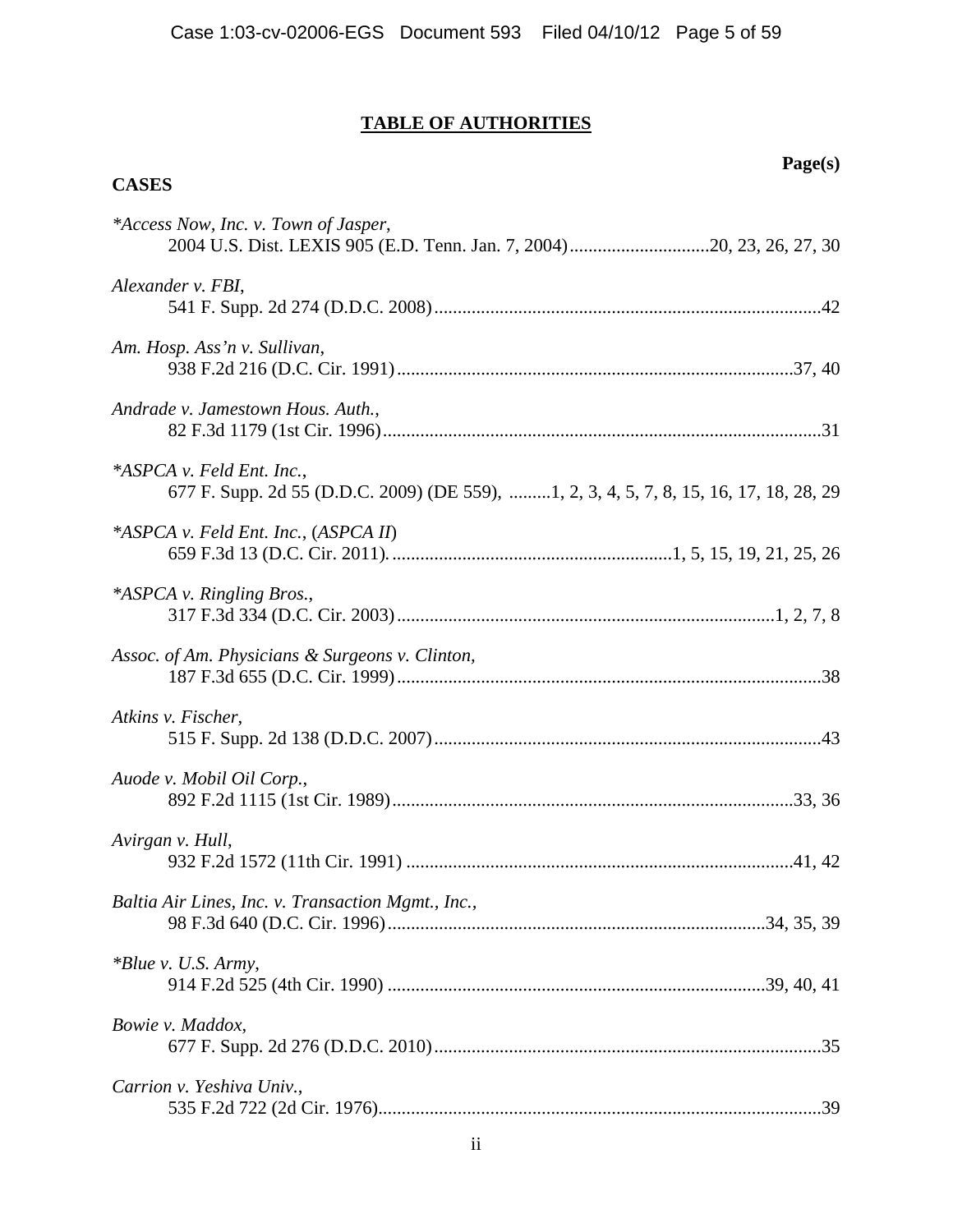# TABLE OF AUTHORITIES

**Page(s)**

**CASES**

*\*Access Now, Inc. v. Town of Jasper*,
2004 U.S. Dist. LEXIS 905 (E.D. Tenn. Jan. 7, 2004) ............................ 20, 23, 26, 27, 30

*Alexander v. FBI*,
541 F. Supp. 2d 274 (D.D.C. 2008) ............................ 42

*Am. Hosp. Ass'n v. Sullivan*,
938 F.2d 216 (D.C. Cir. 1991) ............................ 37, 40

*Andrade v. Jamestown Hous. Auth.*,
82 F.3d 1179 (1st Cir. 1996) ............................ 31

*\*ASPCA v. Feld Ent. Inc.*,
677 F. Supp. 2d 55 (D.D.C. 2009) (DE 559), ......... 1, 2, 3, 4, 5, 7, 8, 15, 16, 17, 18, 28, 29

*\*ASPCA v. Feld Ent. Inc.*, (*ASPCA II*)
659 F.3d 13 (D.C. Cir. 2011). ............................ 1, 5, 15, 19, 21, 25, 26

*\*ASPCA v. Ringling Bros.*,
317 F.3d 334 (D.C. Cir. 2003) ............................ 1, 2, 7, 8

*Assoc. of Am. Physicians & Surgeons v. Clinton*,
187 F.3d 655 (D.C. Cir. 1999) ............................ 38

*Atkins v. Fischer*,
515 F. Supp. 2d 138 (D.D.C. 2007) ............................ 43

*Auode v. Mobil Oil Corp.*,
892 F.2d 1115 (1st Cir. 1989) ............................ 33, 36

*Avirgan v. Hull*,
932 F.2d 1572 (11th Cir. 1991) ............................ 41, 42

*Baltia Air Lines, Inc. v. Transaction Mgmt., Inc.*,
98 F.3d 640 (D.C. Cir. 1996) ............................ 34, 35, 39

*\*Blue v. U.S. Army*,
914 F.2d 525 (4th Cir. 1990) ............................ 39, 40, 41

*Bowie v. Maddox*,
677 F. Supp. 2d 276 (D.D.C. 2010) ............................ 35

*Carrion v. Yeshiva Univ.*,
535 F.2d 722 (2d Cir. 1976) ............................ 39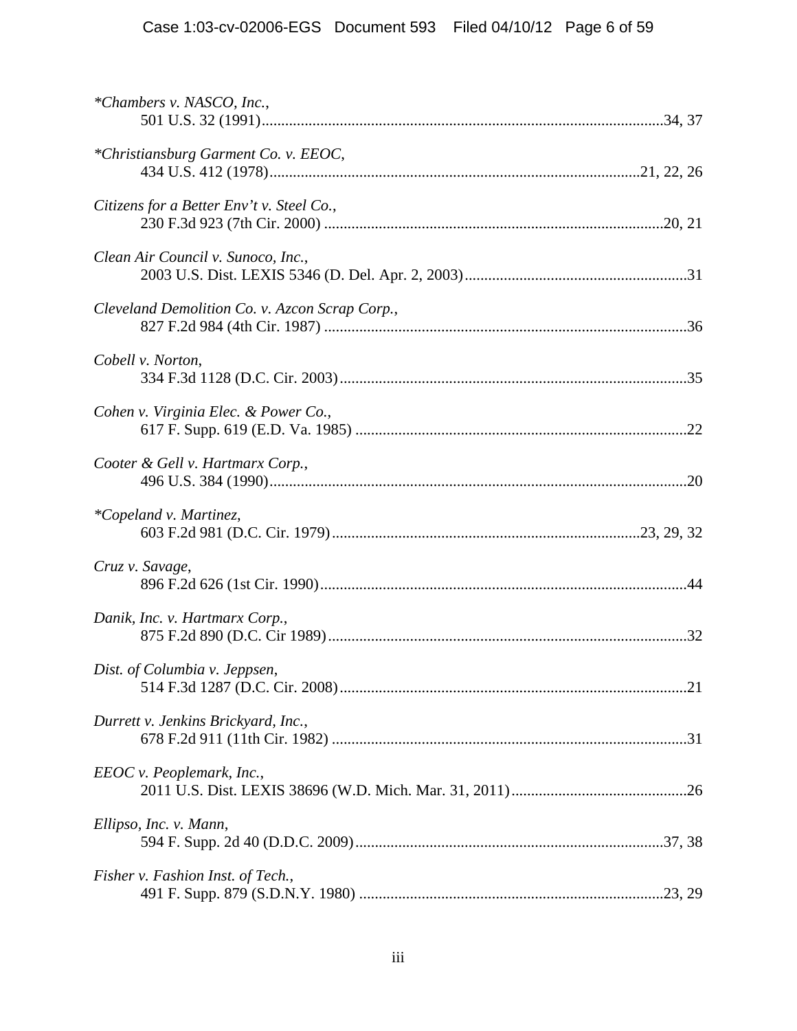*\*Chambers v. NASCO, Inc.*,
501 U.S. 32 (1991)....................................................................................................34, 37

*\*Christiansburg Garment Co. v. EEOC*,
434 U.S. 412 (1978)..............................................................................................21, 22, 26

*Citizens for a Better Env't v. Steel Co.*,
230 F.3d 923 (7th Cir. 2000) .......................................................................................20, 21

*Clean Air Council v. Sunoco, Inc.*,
2003 U.S. Dist. LEXIS 5346 (D. Del. Apr. 2, 2003).........................................................31

*Cleveland Demolition Co. v. Azcon Scrap Corp.*,
827 F.2d 984 (4th Cir. 1987) .............................................................................................36

*Cobell v. Norton*,
334 F.3d 1128 (D.C. Cir. 2003).........................................................................................35

*Cohen v. Virginia Elec. & Power Co.*,
617 F. Supp. 619 (E.D. Va. 1985) .....................................................................................22

*Cooter & Gell v. Hartmarx Corp.*,
496 U.S. 384 (1990)...........................................................................................................20

*\*Copeland v. Martinez*,
603 F.2d 981 (D.C. Cir. 1979)..............................................................................23, 29, 32

*Cruz v. Savage*,
896 F.2d 626 (1st Cir. 1990)..............................................................................................44

*Danik, Inc. v. Hartmarx Corp.*,
875 F.2d 890 (D.C. Cir 1989)............................................................................................32

*Dist. of Columbia v. Jeppsen*,
514 F.3d 1287 (D.C. Cir. 2008).........................................................................................21

*Durrett v. Jenkins Brickyard, Inc.*,
678 F.2d 911 (11th Cir. 1982) ...........................................................................................31

*EEOC v. Peoplemark, Inc.*,
2011 U.S. Dist. LEXIS 38696 (W.D. Mich. Mar. 31, 2011).............................................26

*Ellipso, Inc. v. Mann*,
594 F. Supp. 2d 40 (D.D.C. 2009)...............................................................................37, 38

*Fisher v. Fashion Inst. of Tech.*,
491 F. Supp. 879 (S.D.N.Y. 1980) .............................................................................23, 29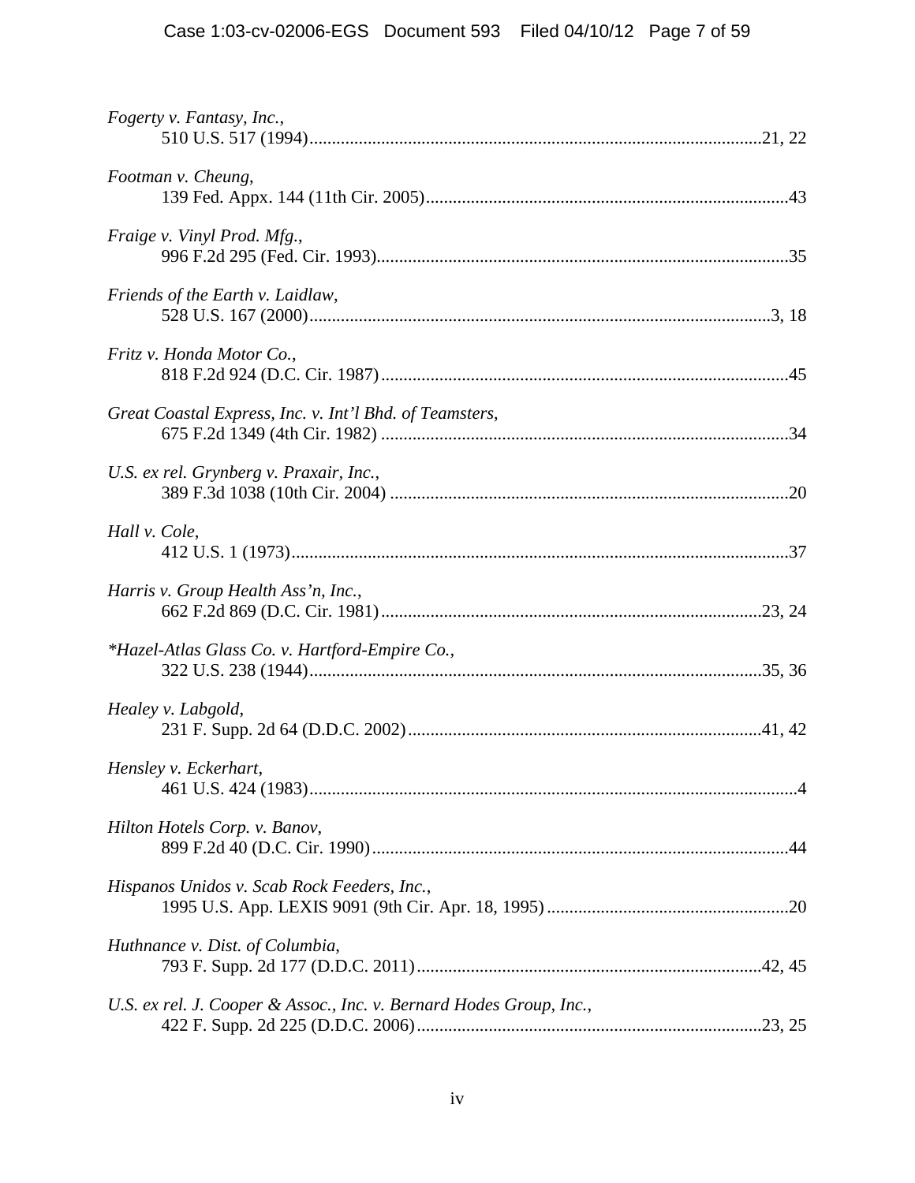*Fogerty v. Fantasy, Inc.*,
510 U.S. 517 (1994)....................................................................................................21, 22

*Footman v. Cheung*,
139 Fed. Appx. 144 (11th Cir. 2005)................................................................................43

*Fraige v. Vinyl Prod. Mfg.*,
996 F.2d 295 (Fed. Cir. 1993)...........................................................................................35

*Friends of the Earth v. Laidlaw*,
528 U.S. 167 (2000).......................................................................................................3, 18

*Fritz v. Honda Motor Co.*,
818 F.2d 924 (D.C. Cir. 1987)..........................................................................................45

*Great Coastal Express, Inc. v. Int'l Bhd. of Teamsters*,
675 F.2d 1349 (4th Cir. 1982) ..........................................................................................34

*U.S. ex rel. Grynberg v. Praxair, Inc.*,
389 F.3d 1038 (10th Cir. 2004) ........................................................................................20

*Hall v. Cole*,
412 U.S. 1 (1973)..............................................................................................................37

*Harris v. Group Health Ass'n, Inc.*,
662 F.2d 869 (D.C. Cir. 1981).....................................................................................23, 24

**Hazel-Atlas Glass Co. v. Hartford-Empire Co.*,
322 U.S. 238 (1944)....................................................................................................35, 36

*Healey v. Labgold*,
231 F. Supp. 2d 64 (D.D.C. 2002)..............................................................................41, 42

*Hensley v. Eckerhart*,
461 U.S. 424 (1983).............................................................................................................4

*Hilton Hotels Corp. v. Banov*,
899 F.2d 40 (D.C. Cir. 1990)............................................................................................44

*Hispanos Unidos v. Scab Rock Feeders, Inc.*,
1995 U.S. App. LEXIS 9091 (9th Cir. Apr. 18, 1995).....................................................20

*Huthnance v. Dist. of Columbia*,
793 F. Supp. 2d 177 (D.D.C. 2011)............................................................................42, 45

*U.S. ex rel. J. Cooper & Assoc., Inc. v. Bernard Hodes Group, Inc.*,
422 F. Supp. 2d 225 (D.D.C. 2006)............................................................................23, 25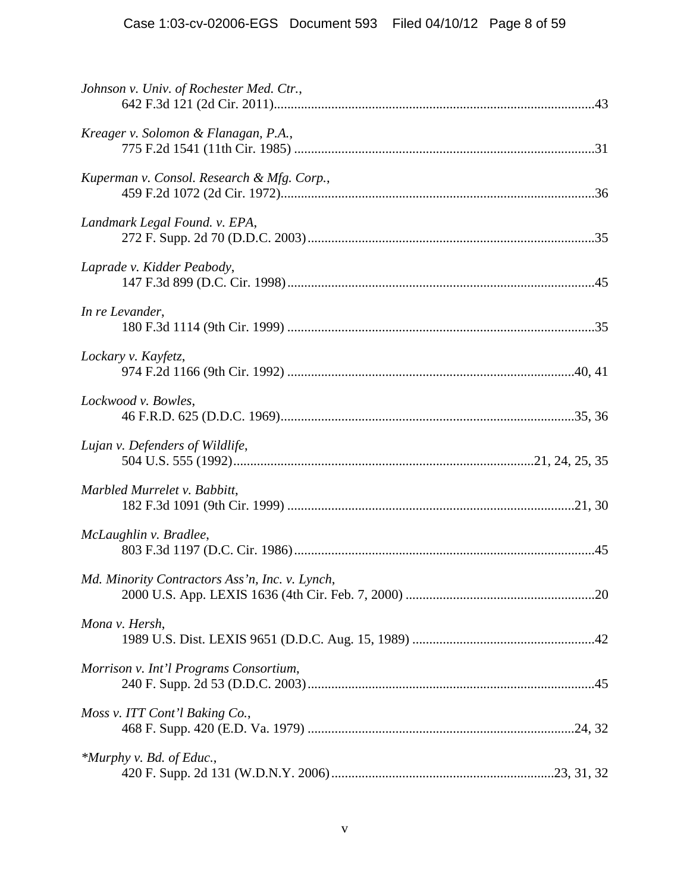*Johnson v. Univ. of Rochester Med. Ctr.*,
642 F.3d 121 (2d Cir. 2011)....................................................................................................43

*Kreager v. Solomon & Flanagan, P.A.*,
775 F.2d 1541 (11th Cir. 1985) ..............................................................................................31

*Kuperman v. Consol. Research & Mfg. Corp.*,
459 F.2d 1072 (2d Cir. 1972)..................................................................................................36

*Landmark Legal Found. v. EPA*,
272 F. Supp. 2d 70 (D.D.C. 2003)..........................................................................................35

*Laprade v. Kidder Peabody*,
147 F.3d 899 (D.C. Cir. 1998)................................................................................................45

*In re Levander*,
180 F.3d 1114 (9th Cir. 1999) ................................................................................................35

*Lockary v. Kayfetz*,
974 F.2d 1166 (9th Cir. 1992) ..........................................................................................40, 41

*Lockwood v. Bowles*,
46 F.R.D. 625 (D.D.C. 1969)............................................................................................35, 36

*Lujan v. Defenders of Wildlife*,
504 U.S. 555 (1992)..............................................................................................21, 24, 25, 35

*Marbled Murrelet v. Babbitt*,
182 F.3d 1091 (9th Cir. 1999) ..........................................................................................21, 30

*McLaughlin v. Bradlee*,
803 F.3d 1197 (D.C. Cir. 1986)..............................................................................................45

*Md. Minority Contractors Ass'n, Inc. v. Lynch*,
2000 U.S. App. LEXIS 1636 (4th Cir. Feb. 7, 2000) ..............................................................20

*Mona v. Hersh*,
1989 U.S. Dist. LEXIS 9651 (D.D.C. Aug. 15, 1989) ............................................................42

*Morrison v. Int'l Programs Consortium*,
240 F. Supp. 2d 53 (D.D.C. 2003)..........................................................................................45

*Moss v. ITT Cont'l Baking Co.*,
468 F. Supp. 420 (E.D. Va. 1979) ....................................................................................24, 32

*\*Murphy v. Bd. of Educ.*,
420 F. Supp. 2d 131 (W.D.N.Y. 2006).......................................................................23, 31, 32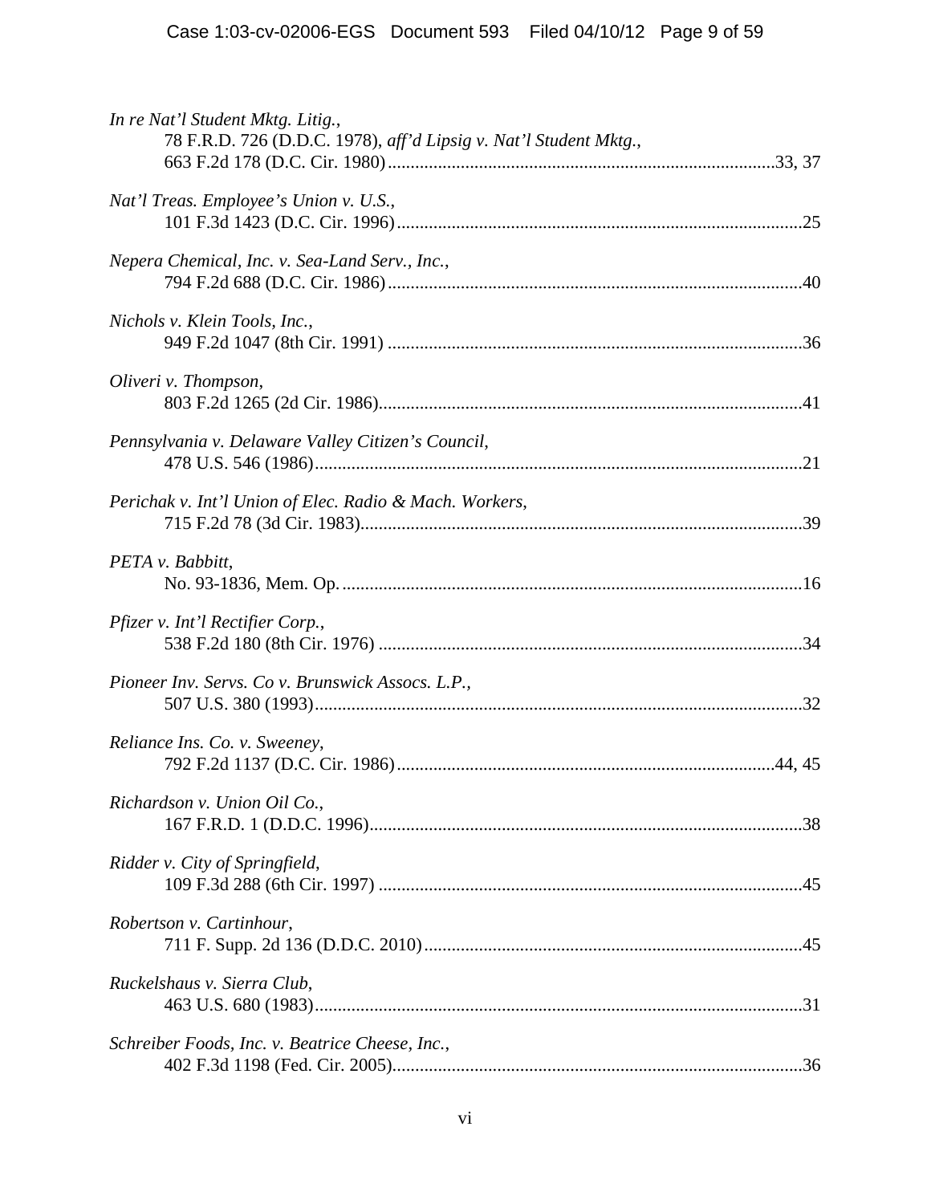*In re Nat'l Student Mktg. Litig.*,
78 F.R.D. 726 (D.D.C. 1978), *aff'd Lipsig v. Nat'l Student Mktg.*,
663 F.2d 178 (D.C. Cir. 1980) ....................................................................................33, 37

*Nat'l Treas. Employee's Union v. U.S.*,
101 F.3d 1423 (D.C. Cir. 1996) ........................................................................................25

*Nepera Chemical, Inc. v. Sea-Land Serv., Inc.*,
794 F.2d 688 (D.C. Cir. 1986) ..........................................................................................40

*Nichols v. Klein Tools, Inc.*,
949 F.2d 1047 (8th Cir. 1991) ..........................................................................................36

*Oliveri v. Thompson*,
803 F.2d 1265 (2d Cir. 1986) ............................................................................................41

*Pennsylvania v. Delaware Valley Citizen's Council*,
478 U.S. 546 (1986) ..........................................................................................................21

*Perichak v. Int'l Union of Elec. Radio & Mach. Workers*,
715 F.2d 78 (3d Cir. 1983) ................................................................................................39

*PETA v. Babbitt*,
No. 93-1836, Mem. Op. ....................................................................................................16

*Pfizer v. Int'l Rectifier Corp.*,
538 F.2d 180 (8th Cir. 1976) ............................................................................................34

*Pioneer Inv. Servs. Co v. Brunswick Assocs. L.P.*,
507 U.S. 380 (1993) ..........................................................................................................32

*Reliance Ins. Co. v. Sweeney*,
792 F.2d 1137 (D.C. Cir. 1986) ..................................................................................44, 45

*Richardson v. Union Oil Co.*,
167 F.R.D. 1 (D.D.C. 1996) ..............................................................................................38

*Ridder v. City of Springfield*,
109 F.3d 288 (6th Cir. 1997) ............................................................................................45

*Robertson v. Cartinhour*,
711 F. Supp. 2d 136 (D.D.C. 2010) ..................................................................................45

*Ruckelshaus v. Sierra Club*,
463 U.S. 680 (1983) ..........................................................................................................31

*Schreiber Foods, Inc. v. Beatrice Cheese, Inc.*,
402 F.3d 1198 (Fed. Cir. 2005) .........................................................................................36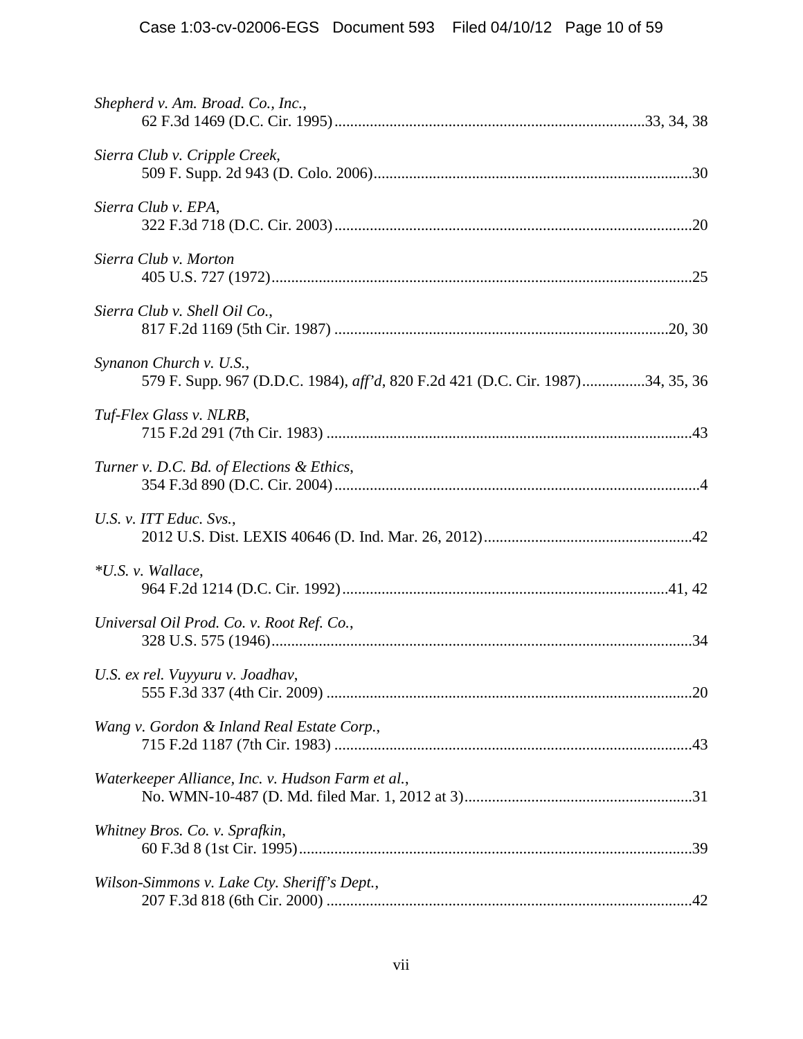*Shepherd v. Am. Broad. Co., Inc.*,
62 F.3d 1469 (D.C. Cir. 1995)............................................................................33, 34, 38

*Sierra Club v. Cripple Creek*,
509 F. Supp. 2d 943 (D. Colo. 2006)................................................................................30

*Sierra Club v. EPA*,
322 F.3d 718 (D.C. Cir. 2003)..........................................................................................20

*Sierra Club v. Morton*
405 U.S. 727 (1972)..........................................................................................................25

*Sierra Club v. Shell Oil Co.*,
817 F.2d 1169 (5th Cir. 1987) ....................................................................................20, 30

*Synanon Church v. U.S.*,
579 F. Supp. 967 (D.D.C. 1984), *aff'd*, 820 F.2d 421 (D.C. Cir. 1987)................34, 35, 36

*Tuf-Flex Glass v. NLRB*,
715 F.2d 291 (7th Cir. 1983) ............................................................................................43

*Turner v. D.C. Bd. of Elections & Ethics*,
354 F.3d 890 (D.C. Cir. 2004)............................................................................................4

*U.S. v. ITT Educ. Svs.*,
2012 U.S. Dist. LEXIS 40646 (D. Ind. Mar. 26, 2012)....................................................42

*\*U.S. v. Wallace*,
964 F.2d 1214 (D.C. Cir. 1992).................................................................................41, 42

*Universal Oil Prod. Co. v. Root Ref. Co.*,
328 U.S. 575 (1946)..........................................................................................................34

*U.S. ex rel. Vuyyuru v. Joadhav*,
555 F.3d 337 (4th Cir. 2009) ............................................................................................20

*Wang v. Gordon & Inland Real Estate Corp.*,
715 F.2d 1187 (7th Cir. 1983) ..........................................................................................43

*Waterkeeper Alliance, Inc. v. Hudson Farm et al.*,
No. WMN-10-487 (D. Md. filed Mar. 1, 2012 at 3).........................................................31

*Whitney Bros. Co. v. Sprafkin*,
60 F.3d 8 (1st Cir. 1995)...................................................................................................39

*Wilson-Simmons v. Lake Cty. Sheriff's Dept.*,
207 F.3d 818 (6th Cir. 2000) ............................................................................................42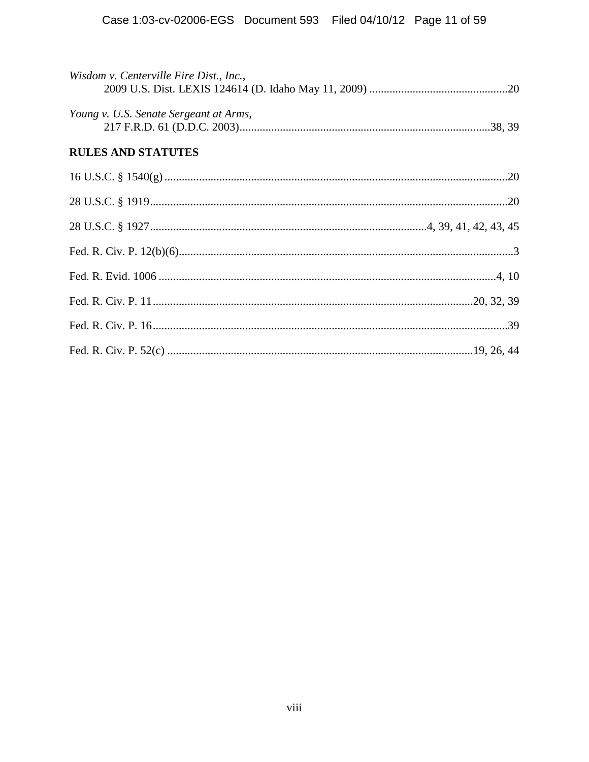*Wisdom v. Centerville Fire Dist., Inc.*,
2009 U.S. Dist. LEXIS 124614 (D. Idaho May 11, 2009) ................................................20

*Young v. U.S. Senate Sergeant at Arms*,
217 F.R.D. 61 (D.D.C. 2003).......................................................................................38, 39

**RULES AND STATUTES**

16 U.S.C. § 1540(g) ......................................................................................................................20

28 U.S.C. § 1919............................................................................................................................20

28 U.S.C. § 1927...............................................................................................4, 39, 41, 42, 43, 45

Fed. R. Civ. P. 12(b)(6)....................................................................................................................3

Fed. R. Evid. 1006 .....................................................................................................................4, 10

Fed. R. Civ. P. 11..............................................................................................................20, 32, 39

Fed. R. Civ. P. 16...........................................................................................................................39

Fed. R. Civ. P. 52(c) .........................................................................................................19, 26, 44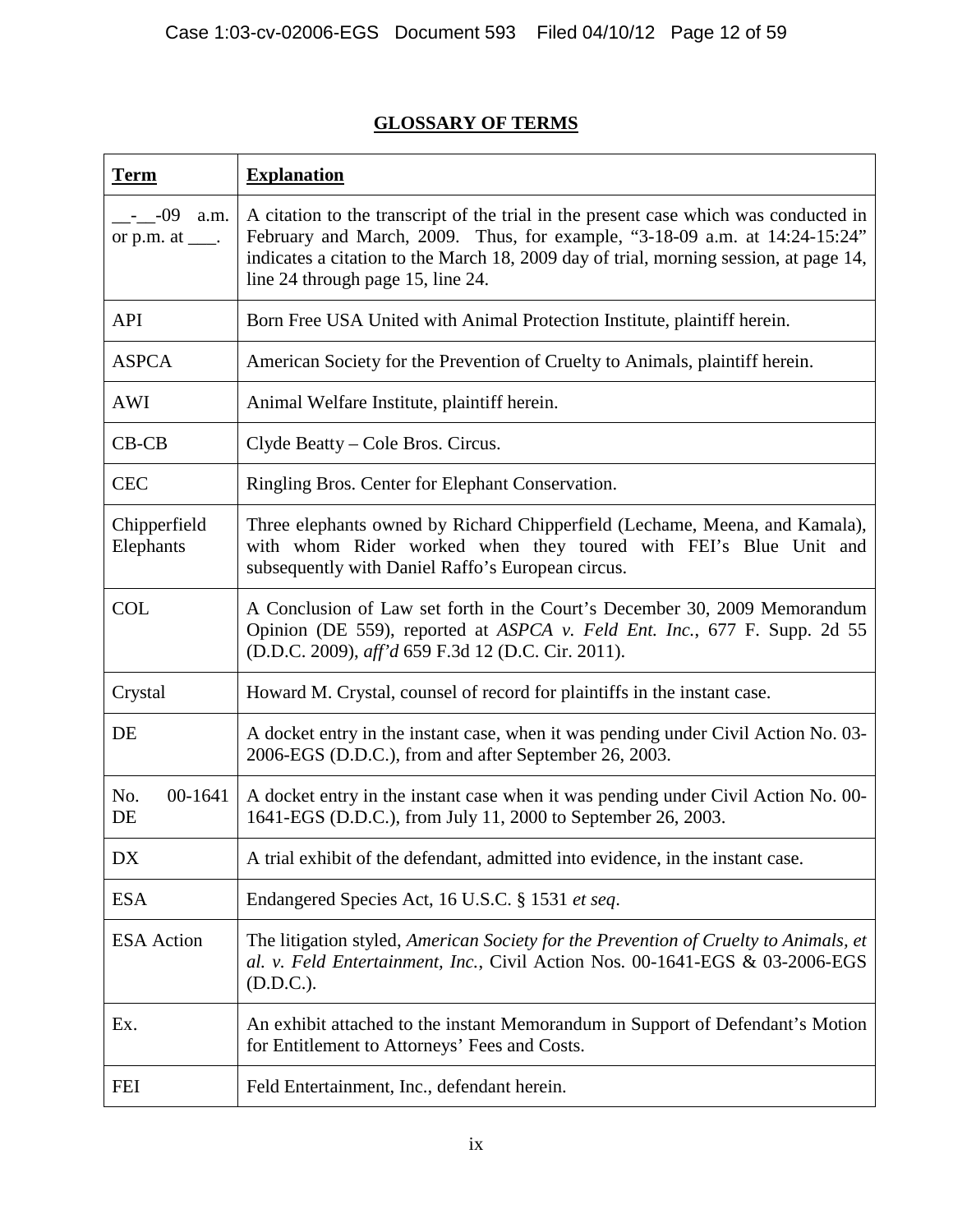## GLOSSARY OF TERMS

| **Term** | **Explanation** |
|---|---|
| __-__-09 a.m. or p.m. at ___. | A citation to the transcript of the trial in the present case which was conducted in February and March, 2009. Thus, for example, "3-18-09 a.m. at 14:24-15:24" indicates a citation to the March 18, 2009 day of trial, morning session, at page 14, line 24 through page 15, line 24. |
| API | Born Free USA United with Animal Protection Institute, plaintiff herein. |
| ASPCA | American Society for the Prevention of Cruelty to Animals, plaintiff herein. |
| AWI | Animal Welfare Institute, plaintiff herein. |
| CB-CB | Clyde Beatty – Cole Bros. Circus. |
| CEC | Ringling Bros. Center for Elephant Conservation. |
| Chipperfield Elephants | Three elephants owned by Richard Chipperfield (Lechame, Meena, and Kamala), with whom Rider worked when they toured with FEI's Blue Unit and subsequently with Daniel Raffo's European circus. |
| COL | A Conclusion of Law set forth in the Court's December 30, 2009 Memorandum Opinion (DE 559), reported at *ASPCA v. Feld Ent. Inc.*, 677 F. Supp. 2d 55 (D.D.C. 2009), *aff'd* 659 F.3d 12 (D.C. Cir. 2011). |
| Crystal | Howard M. Crystal, counsel of record for plaintiffs in the instant case. |
| DE | A docket entry in the instant case, when it was pending under Civil Action No. 03-2006-EGS (D.D.C.), from and after September 26, 2003. |
| No. 00-1641 DE | A docket entry in the instant case when it was pending under Civil Action No. 00-1641-EGS (D.D.C.), from July 11, 2000 to September 26, 2003. |
| DX | A trial exhibit of the defendant, admitted into evidence, in the instant case. |
| ESA | Endangered Species Act, 16 U.S.C. § 1531 *et seq*. |
| ESA Action | The litigation styled, *American Society for the Prevention of Cruelty to Animals, et al. v. Feld Entertainment, Inc.*, Civil Action Nos. 00-1641-EGS & 03-2006-EGS (D.D.C.). |
| Ex. | An exhibit attached to the instant Memorandum in Support of Defendant's Motion for Entitlement to Attorneys' Fees and Costs. |
| FEI | Feld Entertainment, Inc., defendant herein. |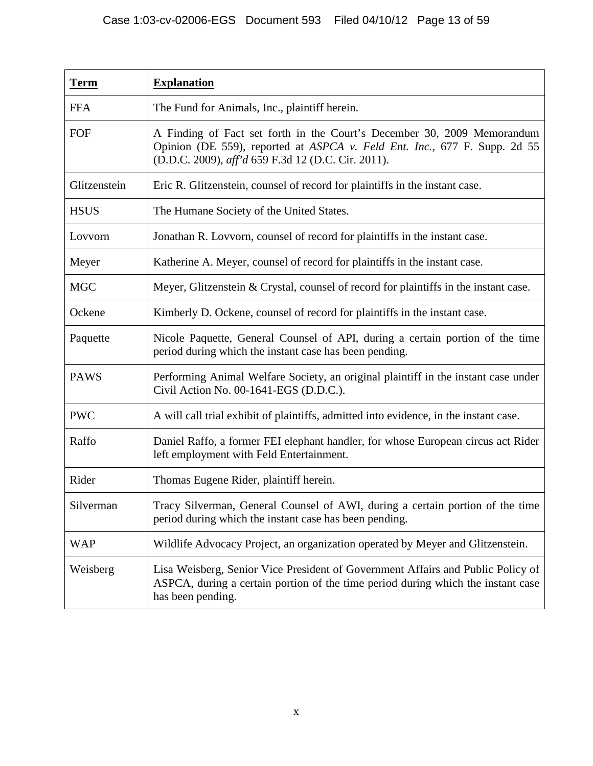| **Term** | **Explanation** |
|---|---|
| FFA | The Fund for Animals, Inc., plaintiff herein. |
| FOF | A Finding of Fact set forth in the Court's December 30, 2009 Memorandum Opinion (DE 559), reported at *ASPCA v. Feld Ent. Inc.*, 677 F. Supp. 2d 55 (D.D.C. 2009), *aff'd* 659 F.3d 12 (D.C. Cir. 2011). |
| Glitzenstein | Eric R. Glitzenstein, counsel of record for plaintiffs in the instant case. |
| HSUS | The Humane Society of the United States. |
| Lovvorn | Jonathan R. Lovvorn, counsel of record for plaintiffs in the instant case. |
| Meyer | Katherine A. Meyer, counsel of record for plaintiffs in the instant case. |
| MGC | Meyer, Glitzenstein & Crystal, counsel of record for plaintiffs in the instant case. |
| Ockene | Kimberly D. Ockene, counsel of record for plaintiffs in the instant case. |
| Paquette | Nicole Paquette, General Counsel of API, during a certain portion of the time period during which the instant case has been pending. |
| PAWS | Performing Animal Welfare Society, an original plaintiff in the instant case under Civil Action No. 00-1641-EGS (D.D.C.). |
| PWC | A will call trial exhibit of plaintiffs, admitted into evidence, in the instant case. |
| Raffo | Daniel Raffo, a former FEI elephant handler, for whose European circus act Rider left employment with Feld Entertainment. |
| Rider | Thomas Eugene Rider, plaintiff herein. |
| Silverman | Tracy Silverman, General Counsel of AWI, during a certain portion of the time period during which the instant case has been pending. |
| WAP | Wildlife Advocacy Project, an organization operated by Meyer and Glitzenstein. |
| Weisberg | Lisa Weisberg, Senior Vice President of Government Affairs and Public Policy of ASPCA, during a certain portion of the time period during which the instant case has been pending. |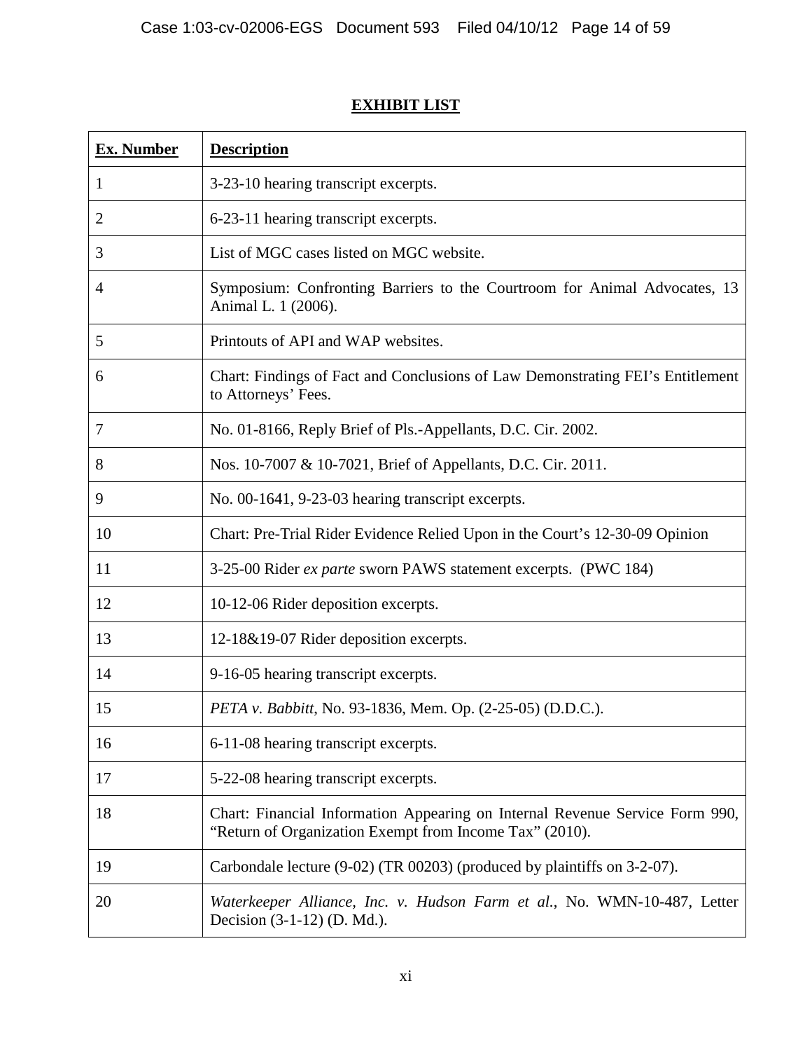## EXHIBIT LIST

| Ex. Number | Description |
|---|---|
| 1 | 3-23-10 hearing transcript excerpts. |
| 2 | 6-23-11 hearing transcript excerpts. |
| 3 | List of MGC cases listed on MGC website. |
| 4 | Symposium: Confronting Barriers to the Courtroom for Animal Advocates, 13 Animal L. 1 (2006). |
| 5 | Printouts of API and WAP websites. |
| 6 | Chart: Findings of Fact and Conclusions of Law Demonstrating FEI's Entitlement to Attorneys' Fees. |
| 7 | No. 01-8166, Reply Brief of Pls.-Appellants, D.C. Cir. 2002. |
| 8 | Nos. 10-7007 & 10-7021, Brief of Appellants, D.C. Cir. 2011. |
| 9 | No. 00-1641, 9-23-03 hearing transcript excerpts. |
| 10 | Chart: Pre-Trial Rider Evidence Relied Upon in the Court's 12-30-09 Opinion |
| 11 | 3-25-00 Rider *ex parte* sworn PAWS statement excerpts. (PWC 184) |
| 12 | 10-12-06 Rider deposition excerpts. |
| 13 | 12-18&19-07 Rider deposition excerpts. |
| 14 | 9-16-05 hearing transcript excerpts. |
| 15 | *PETA v. Babbitt*, No. 93-1836, Mem. Op. (2-25-05) (D.D.C.). |
| 16 | 6-11-08 hearing transcript excerpts. |
| 17 | 5-22-08 hearing transcript excerpts. |
| 18 | Chart: Financial Information Appearing on Internal Revenue Service Form 990, "Return of Organization Exempt from Income Tax" (2010). |
| 19 | Carbondale lecture (9-02) (TR 00203) (produced by plaintiffs on 3-2-07). |
| 20 | *Waterkeeper Alliance, Inc. v. Hudson Farm et al.*, No. WMN-10-487, Letter Decision (3-1-12) (D. Md.). |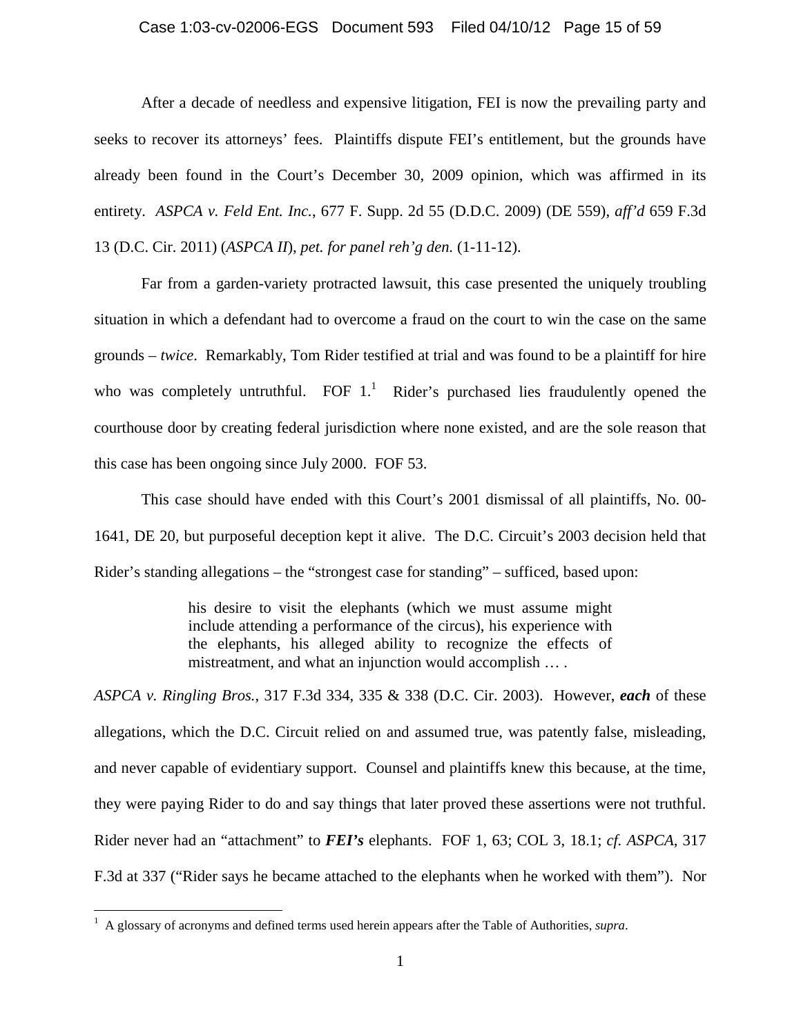After a decade of needless and expensive litigation, FEI is now the prevailing party and seeks to recover its attorneys' fees. Plaintiffs dispute FEI's entitlement, but the grounds have already been found in the Court's December 30, 2009 opinion, which was affirmed in its entirety. *ASPCA v. Feld Ent. Inc.*, 677 F. Supp. 2d 55 (D.D.C. 2009) (DE 559), *aff'd* 659 F.3d 13 (D.C. Cir. 2011) (*ASPCA II*), *pet. for panel reh'g den.* (1-11-12).

Far from a garden-variety protracted lawsuit, this case presented the uniquely troubling situation in which a defendant had to overcome a fraud on the court to win the case on the same grounds – *twice*. Remarkably, Tom Rider testified at trial and was found to be a plaintiff for hire who was completely untruthful. FOF 1.[1] Rider's purchased lies fraudulently opened the courthouse door by creating federal jurisdiction where none existed, and are the sole reason that this case has been ongoing since July 2000. FOF 53.

This case should have ended with this Court's 2001 dismissal of all plaintiffs, No. 00-1641, DE 20, but purposeful deception kept it alive. The D.C. Circuit's 2003 decision held that Rider's standing allegations – the "strongest case for standing" – sufficed, based upon:

> his desire to visit the elephants (which we must assume might include attending a performance of the circus), his experience with the elephants, his alleged ability to recognize the effects of mistreatment, and what an injunction would accomplish … .

*ASPCA v. Ringling Bros.*, 317 F.3d 334, 335 & 338 (D.C. Cir. 2003). However, ***each*** of these allegations, which the D.C. Circuit relied on and assumed true, was patently false, misleading, and never capable of evidentiary support. Counsel and plaintiffs knew this because, at the time, they were paying Rider to do and say things that later proved these assertions were not truthful. Rider never had an "attachment" to ***FEI's*** elephants. FOF 1, 63; COL 3, 18.1; *cf. ASPCA*, 317 F.3d at 337 ("Rider says he became attached to the elephants when he worked with them"). Nor

---

[1] A glossary of acronyms and defined terms used herein appears after the Table of Authorities, *supra*.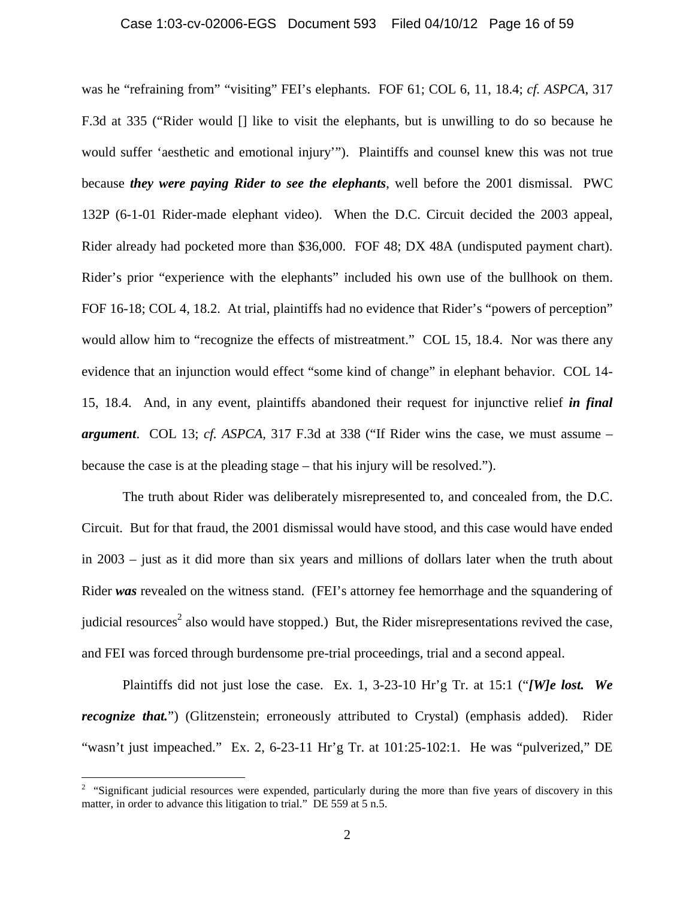was he "refraining from" "visiting" FEI's elephants. FOF 61; COL 6, 11, 18.4; *cf. ASPCA*, 317 F.3d at 335 ("Rider would [] like to visit the elephants, but is unwilling to do so because he would suffer 'aesthetic and emotional injury'"). Plaintiffs and counsel knew this was not true because ***they were paying Rider to see the elephants***, well before the 2001 dismissal. PWC 132P (6-1-01 Rider-made elephant video). When the D.C. Circuit decided the 2003 appeal, Rider already had pocketed more than $36,000. FOF 48; DX 48A (undisputed payment chart). Rider's prior "experience with the elephants" included his own use of the bullhook on them. FOF 16-18; COL 4, 18.2. At trial, plaintiffs had no evidence that Rider's "powers of perception" would allow him to "recognize the effects of mistreatment." COL 15, 18.4. Nor was there any evidence that an injunction would effect "some kind of change" in elephant behavior. COL 14-15, 18.4. And, in any event, plaintiffs abandoned their request for injunctive relief ***in final argument***. COL 13; *cf. ASPCA*, 317 F.3d at 338 ("If Rider wins the case, we must assume – because the case is at the pleading stage – that his injury will be resolved.").

The truth about Rider was deliberately misrepresented to, and concealed from, the D.C. Circuit. But for that fraud, the 2001 dismissal would have stood, and this case would have ended in 2003 – just as it did more than six years and millions of dollars later when the truth about Rider ***was*** revealed on the witness stand. (FEI's attorney fee hemorrhage and the squandering of judicial resources[2] also would have stopped.) But, the Rider misrepresentations revived the case, and FEI was forced through burdensome pre-trial proceedings, trial and a second appeal.

Plaintiffs did not just lose the case. Ex. 1, 3-23-10 Hr'g Tr. at 15:1 ("***[W]e lost. We recognize that.***") (Glitzenstein; erroneously attributed to Crystal) (emphasis added). Rider "wasn't just impeached." Ex. 2, 6-23-11 Hr'g Tr. at 101:25-102:1. He was "pulverized," DE

---

[2] "Significant judicial resources were expended, particularly during the more than five years of discovery in this matter, in order to advance this litigation to trial." DE 559 at 5 n.5.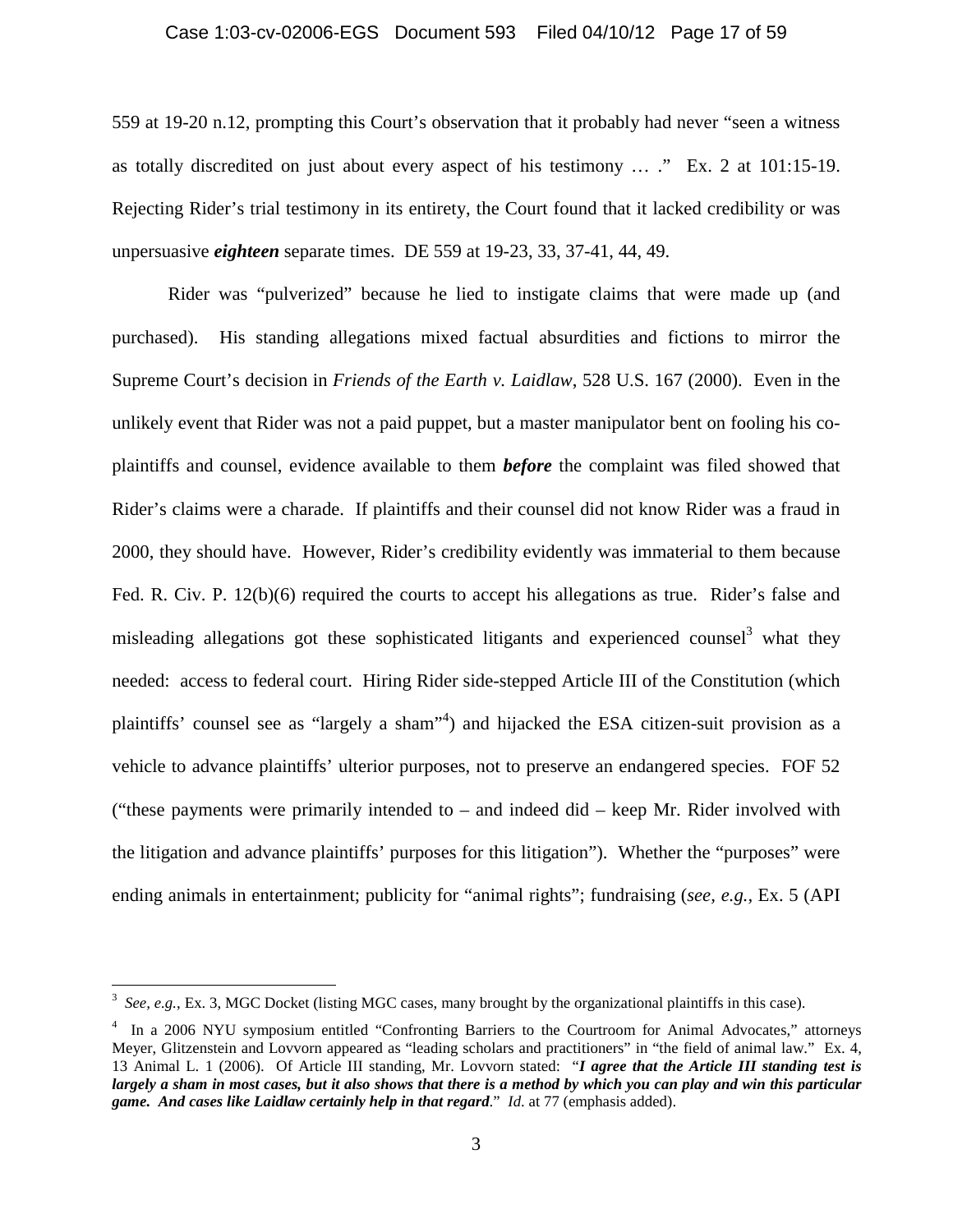559 at 19-20 n.12, prompting this Court's observation that it probably had never "seen a witness as totally discredited on just about every aspect of his testimony … ." Ex. 2 at 101:15-19. Rejecting Rider's trial testimony in its entirety, the Court found that it lacked credibility or was unpersuasive ***eighteen*** separate times. DE 559 at 19-23, 33, 37-41, 44, 49.

Rider was "pulverized" because he lied to instigate claims that were made up (and purchased). His standing allegations mixed factual absurdities and fictions to mirror the Supreme Court's decision in *Friends of the Earth v. Laidlaw*, 528 U.S. 167 (2000). Even in the unlikely event that Rider was not a paid puppet, but a master manipulator bent on fooling his co-plaintiffs and counsel, evidence available to them ***before*** the complaint was filed showed that Rider's claims were a charade. If plaintiffs and their counsel did not know Rider was a fraud in 2000, they should have. However, Rider's credibility evidently was immaterial to them because Fed. R. Civ. P. 12(b)(6) required the courts to accept his allegations as true. Rider's false and misleading allegations got these sophisticated litigants and experienced counsel[3] what they needed: access to federal court. Hiring Rider side-stepped Article III of the Constitution (which plaintiffs' counsel see as "largely a sham"[4]) and hijacked the ESA citizen-suit provision as a vehicle to advance plaintiffs' ulterior purposes, not to preserve an endangered species. FOF 52 ("these payments were primarily intended to – and indeed did – keep Mr. Rider involved with the litigation and advance plaintiffs' purposes for this litigation"). Whether the "purposes" were ending animals in entertainment; publicity for "animal rights"; fundraising (*see, e.g.*, Ex. 5 (API

---

[3] *See, e.g.*, Ex. 3, MGC Docket (listing MGC cases, many brought by the organizational plaintiffs in this case).

[4] In a 2006 NYU symposium entitled "Confronting Barriers to the Courtroom for Animal Advocates," attorneys Meyer, Glitzenstein and Lovvorn appeared as "leading scholars and practitioners" in "the field of animal law." Ex. 4, 13 Animal L. 1 (2006). Of Article III standing, Mr. Lovvorn stated: "***I agree that the Article III standing test is largely a sham in most cases, but it also shows that there is a method by which you can play and win this particular game. And cases like Laidlaw certainly help in that regard***." *Id.* at 77 (emphasis added).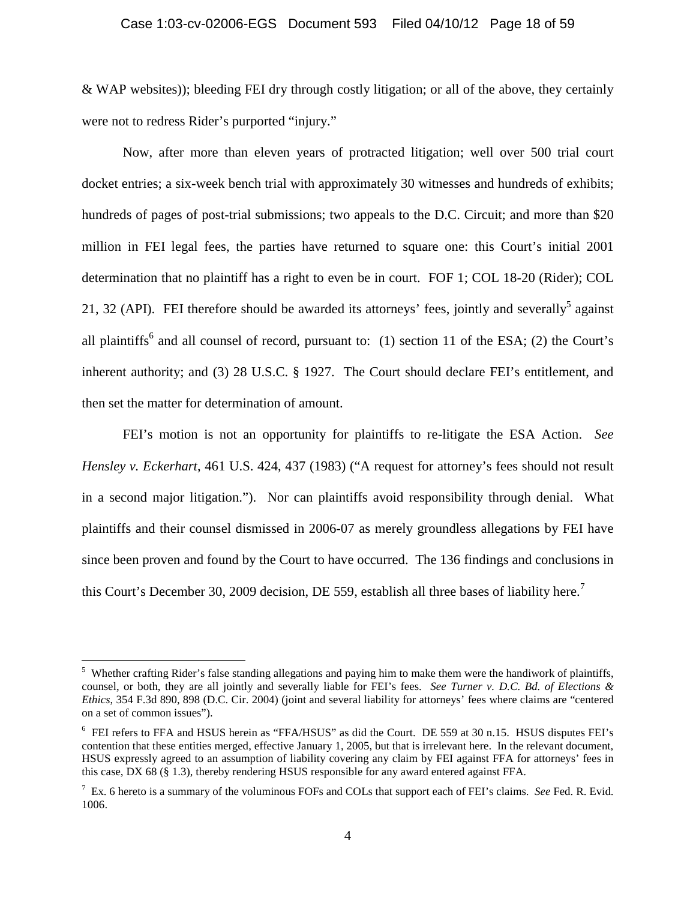& WAP websites)); bleeding FEI dry through costly litigation; or all of the above, they certainly were not to redress Rider's purported "injury."

Now, after more than eleven years of protracted litigation; well over 500 trial court docket entries; a six-week bench trial with approximately 30 witnesses and hundreds of exhibits; hundreds of pages of post-trial submissions; two appeals to the D.C. Circuit; and more than $20 million in FEI legal fees, the parties have returned to square one: this Court's initial 2001 determination that no plaintiff has a right to even be in court. FOF 1; COL 18-20 (Rider); COL 21, 32 (API). FEI therefore should be awarded its attorneys' fees, jointly and severally[5] against all plaintiffs[6] and all counsel of record, pursuant to: (1) section 11 of the ESA; (2) the Court's inherent authority; and (3) 28 U.S.C. § 1927. The Court should declare FEI's entitlement, and then set the matter for determination of amount.

FEI's motion is not an opportunity for plaintiffs to re-litigate the ESA Action. *See Hensley v. Eckerhart*, 461 U.S. 424, 437 (1983) ("A request for attorney's fees should not result in a second major litigation."). Nor can plaintiffs avoid responsibility through denial. What plaintiffs and their counsel dismissed in 2006-07 as merely groundless allegations by FEI have since been proven and found by the Court to have occurred. The 136 findings and conclusions in this Court's December 30, 2009 decision, DE 559, establish all three bases of liability here.[7]

---

[5] Whether crafting Rider's false standing allegations and paying him to make them were the handiwork of plaintiffs, counsel, or both, they are all jointly and severally liable for FEI's fees. *See Turner v. D.C. Bd. of Elections & Ethics*, 354 F.3d 890, 898 (D.C. Cir. 2004) (joint and several liability for attorneys' fees where claims are "centered on a set of common issues").

[6] FEI refers to FFA and HSUS herein as "FFA/HSUS" as did the Court. DE 559 at 30 n.15. HSUS disputes FEI's contention that these entities merged, effective January 1, 2005, but that is irrelevant here. In the relevant document, HSUS expressly agreed to an assumption of liability covering any claim by FEI against FFA for attorneys' fees in this case, DX 68 (§ 1.3), thereby rendering HSUS responsible for any award entered against FFA.

[7] Ex. 6 hereto is a summary of the voluminous FOFs and COLs that support each of FEI's claims. *See* Fed. R. Evid. 1006.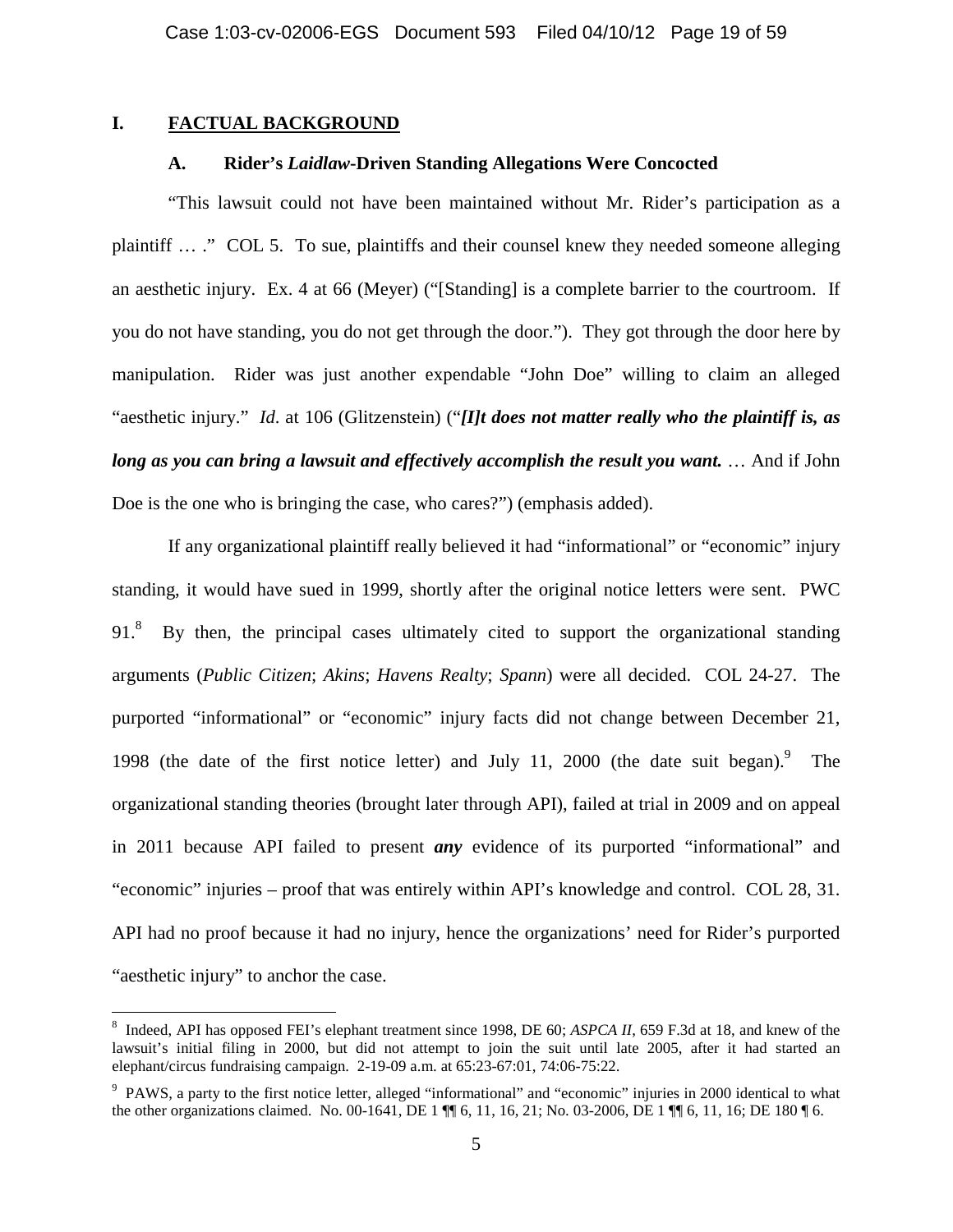## I. FACTUAL BACKGROUND

### A. Rider's *Laidlaw*-Driven Standing Allegations Were Concocted

"This lawsuit could not have been maintained without Mr. Rider's participation as a plaintiff … ." COL 5. To sue, plaintiffs and their counsel knew they needed someone alleging an aesthetic injury. Ex. 4 at 66 (Meyer) ("[Standing] is a complete barrier to the courtroom. If you do not have standing, you do not get through the door."). They got through the door here by manipulation. Rider was just another expendable "John Doe" willing to claim an alleged "aesthetic injury." *Id*. at 106 (Glitzenstein) ("***[I]t does not matter really who the plaintiff is, as long as you can bring a lawsuit and effectively accomplish the result you want.*** … And if John Doe is the one who is bringing the case, who cares?") (emphasis added).

If any organizational plaintiff really believed it had "informational" or "economic" injury standing, it would have sued in 1999, shortly after the original notice letters were sent. PWC 91.[8] By then, the principal cases ultimately cited to support the organizational standing arguments (*Public Citizen*; *Akins*; *Havens Realty*; *Spann*) were all decided. COL 24-27. The purported "informational" or "economic" injury facts did not change between December 21, 1998 (the date of the first notice letter) and July 11, 2000 (the date suit began).[9] The organizational standing theories (brought later through API), failed at trial in 2009 and on appeal in 2011 because API failed to present ***any*** evidence of its purported "informational" and "economic" injuries – proof that was entirely within API's knowledge and control. COL 28, 31. API had no proof because it had no injury, hence the organizations' need for Rider's purported "aesthetic injury" to anchor the case.

---

[8] Indeed, API has opposed FEI's elephant treatment since 1998, DE 60; *ASPCA II*, 659 F.3d at 18, and knew of the lawsuit's initial filing in 2000, but did not attempt to join the suit until late 2005, after it had started an elephant/circus fundraising campaign. 2-19-09 a.m. at 65:23-67:01, 74:06-75:22.

[9] PAWS, a party to the first notice letter, alleged "informational" and "economic" injuries in 2000 identical to what the other organizations claimed. No. 00-1641, DE 1 ¶¶ 6, 11, 16, 21; No. 03-2006, DE 1 ¶¶ 6, 11, 16; DE 180 ¶ 6.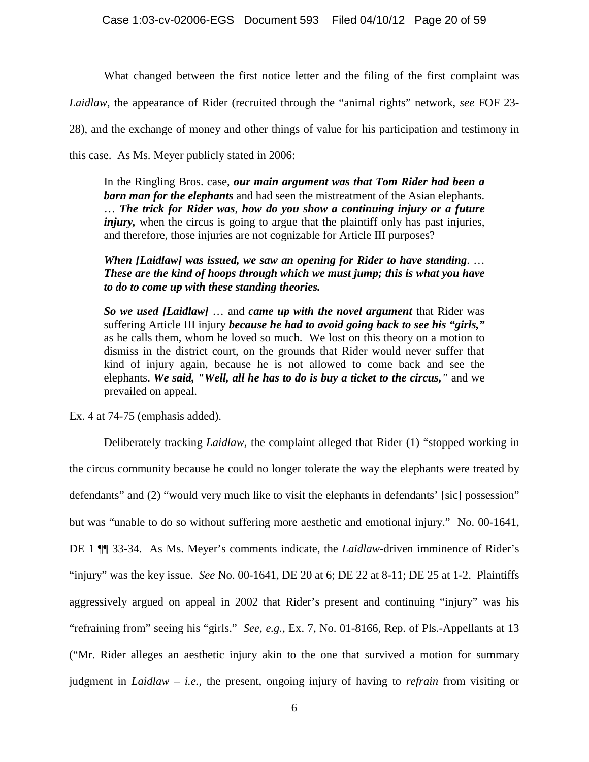What changed between the first notice letter and the filing of the first complaint was *Laidlaw*, the appearance of Rider (recruited through the "animal rights" network, *see* FOF 23-28), and the exchange of money and other things of value for his participation and testimony in this case. As Ms. Meyer publicly stated in 2006:

> In the Ringling Bros. case, ***our main argument was that Tom Rider had been a barn man for the elephants*** and had seen the mistreatment of the Asian elephants. … ***The trick for Rider was***, ***how do you show a continuing injury or a future injury,*** when the circus is going to argue that the plaintiff only has past injuries, and therefore, those injuries are not cognizable for Article III purposes?
>
> ***When [Laidlaw] was issued, we saw an opening for Rider to have standing***. … ***These are the kind of hoops through which we must jump; this is what you have to do to come up with these standing theories.***
>
> ***So we used [Laidlaw]*** … and ***came up with the novel argument*** that Rider was suffering Article III injury ***because he had to avoid going back to see his "girls,"*** as he calls them, whom he loved so much. We lost on this theory on a motion to dismiss in the district court, on the grounds that Rider would never suffer that kind of injury again, because he is not allowed to come back and see the elephants. ***We said, "Well, all he has to do is buy a ticket to the circus,"*** and we prevailed on appeal.

Ex. 4 at 74-75 (emphasis added).

Deliberately tracking *Laidlaw*, the complaint alleged that Rider (1) "stopped working in the circus community because he could no longer tolerate the way the elephants were treated by defendants" and (2) "would very much like to visit the elephants in defendants' [sic] possession" but was "unable to do so without suffering more aesthetic and emotional injury." No. 00-1641, DE 1 ¶¶ 33-34. As Ms. Meyer's comments indicate, the *Laidlaw*-driven imminence of Rider's "injury" was the key issue. *See* No. 00-1641, DE 20 at 6; DE 22 at 8-11; DE 25 at 1-2. Plaintiffs aggressively argued on appeal in 2002 that Rider's present and continuing "injury" was his "refraining from" seeing his "girls." *See, e.g.*, Ex. 7, No. 01-8166, Rep. of Pls.-Appellants at 13 ("Mr. Rider alleges an aesthetic injury akin to the one that survived a motion for summary judgment in *Laidlaw* – *i.e.*, the present, ongoing injury of having to *refrain* from visiting or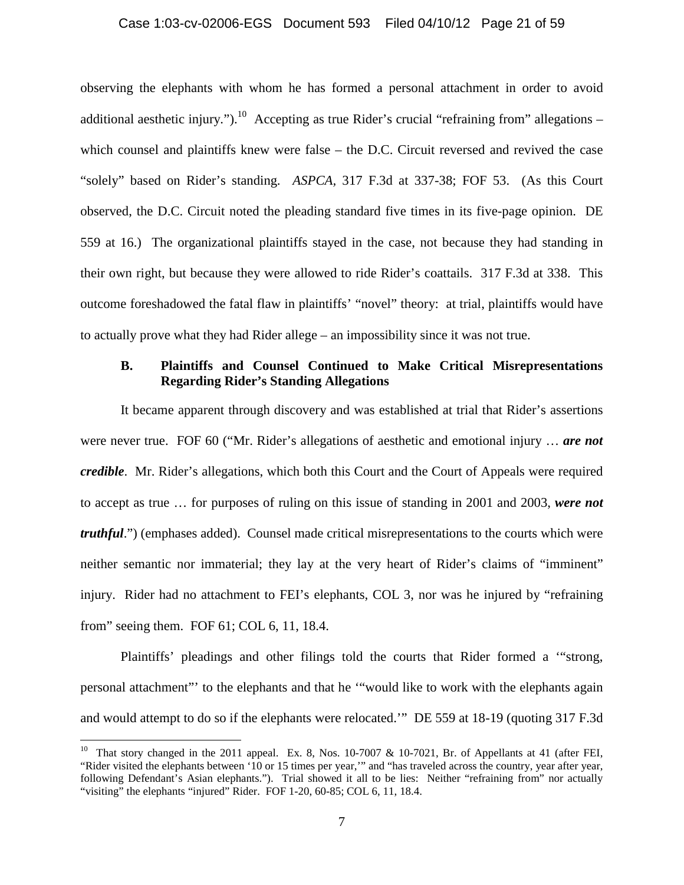observing the elephants with whom he has formed a personal attachment in order to avoid additional aesthetic injury.").[10] Accepting as true Rider's crucial "refraining from" allegations – which counsel and plaintiffs knew were false – the D.C. Circuit reversed and revived the case "solely" based on Rider's standing. *ASPCA*, 317 F.3d at 337-38; FOF 53. (As this Court observed, the D.C. Circuit noted the pleading standard five times in its five-page opinion. DE 559 at 16.) The organizational plaintiffs stayed in the case, not because they had standing in their own right, but because they were allowed to ride Rider's coattails. 317 F.3d at 338. This outcome foreshadowed the fatal flaw in plaintiffs' "novel" theory: at trial, plaintiffs would have to actually prove what they had Rider allege – an impossibility since it was not true.

### B. Plaintiffs and Counsel Continued to Make Critical Misrepresentations Regarding Rider's Standing Allegations

It became apparent through discovery and was established at trial that Rider's assertions were never true. FOF 60 ("Mr. Rider's allegations of aesthetic and emotional injury … ***are not credible***. Mr. Rider's allegations, which both this Court and the Court of Appeals were required to accept as true … for purposes of ruling on this issue of standing in 2001 and 2003, ***were not truthful***.") (emphases added). Counsel made critical misrepresentations to the courts which were neither semantic nor immaterial; they lay at the very heart of Rider's claims of "imminent" injury. Rider had no attachment to FEI's elephants, COL 3, nor was he injured by "refraining from" seeing them. FOF 61; COL 6, 11, 18.4.

Plaintiffs' pleadings and other filings told the courts that Rider formed a '"strong, personal attachment"' to the elephants and that he '"would like to work with the elephants again and would attempt to do so if the elephants were relocated.'" DE 559 at 18-19 (quoting 317 F.3d

---

[10] That story changed in the 2011 appeal. Ex. 8, Nos. 10-7007 & 10-7021, Br. of Appellants at 41 (after FEI, "Rider visited the elephants between '10 or 15 times per year,'" and "has traveled across the country, year after year, following Defendant's Asian elephants."). Trial showed it all to be lies: Neither "refraining from" nor actually "visiting" the elephants "injured" Rider. FOF 1-20, 60-85; COL 6, 11, 18.4.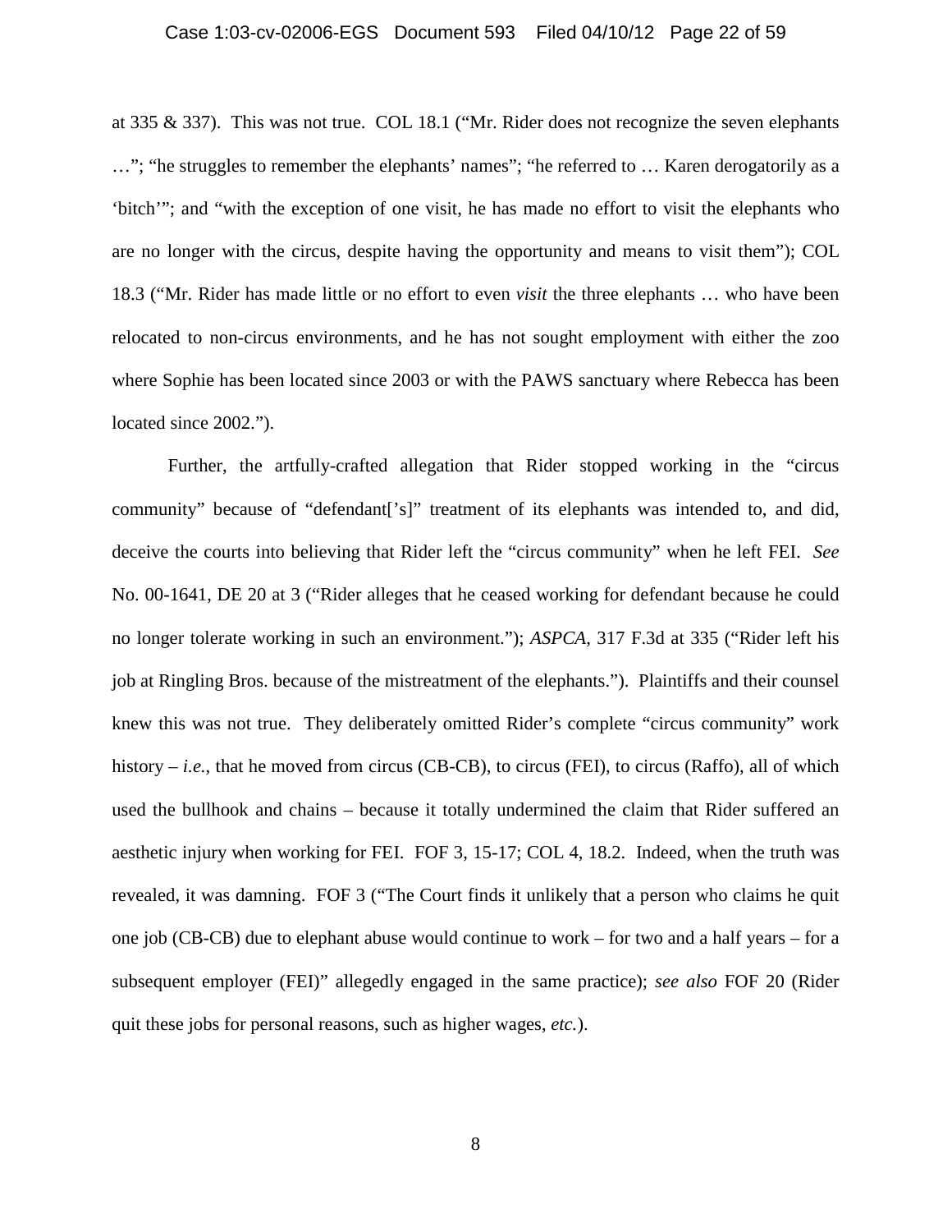at 335 & 337). This was not true. COL 18.1 ("Mr. Rider does not recognize the seven elephants …"; "he struggles to remember the elephants' names"; "he referred to … Karen derogatorily as a 'bitch'"; and "with the exception of one visit, he has made no effort to visit the elephants who are no longer with the circus, despite having the opportunity and means to visit them"); COL 18.3 ("Mr. Rider has made little or no effort to even *visit* the three elephants … who have been relocated to non-circus environments, and he has not sought employment with either the zoo where Sophie has been located since 2003 or with the PAWS sanctuary where Rebecca has been located since 2002.").

Further, the artfully-crafted allegation that Rider stopped working in the "circus community" because of "defendant['s]" treatment of its elephants was intended to, and did, deceive the courts into believing that Rider left the "circus community" when he left FEI. *See* No. 00-1641, DE 20 at 3 ("Rider alleges that he ceased working for defendant because he could no longer tolerate working in such an environment."); *ASPCA*, 317 F.3d at 335 ("Rider left his job at Ringling Bros. because of the mistreatment of the elephants."). Plaintiffs and their counsel knew this was not true. They deliberately omitted Rider's complete "circus community" work history – *i.e.*, that he moved from circus (CB-CB), to circus (FEI), to circus (Raffo), all of which used the bullhook and chains – because it totally undermined the claim that Rider suffered an aesthetic injury when working for FEI. FOF 3, 15-17; COL 4, 18.2. Indeed, when the truth was revealed, it was damning. FOF 3 ("The Court finds it unlikely that a person who claims he quit one job (CB-CB) due to elephant abuse would continue to work – for two and a half years – for a subsequent employer (FEI)" allegedly engaged in the same practice); *see also* FOF 20 (Rider quit these jobs for personal reasons, such as higher wages, *etc.*).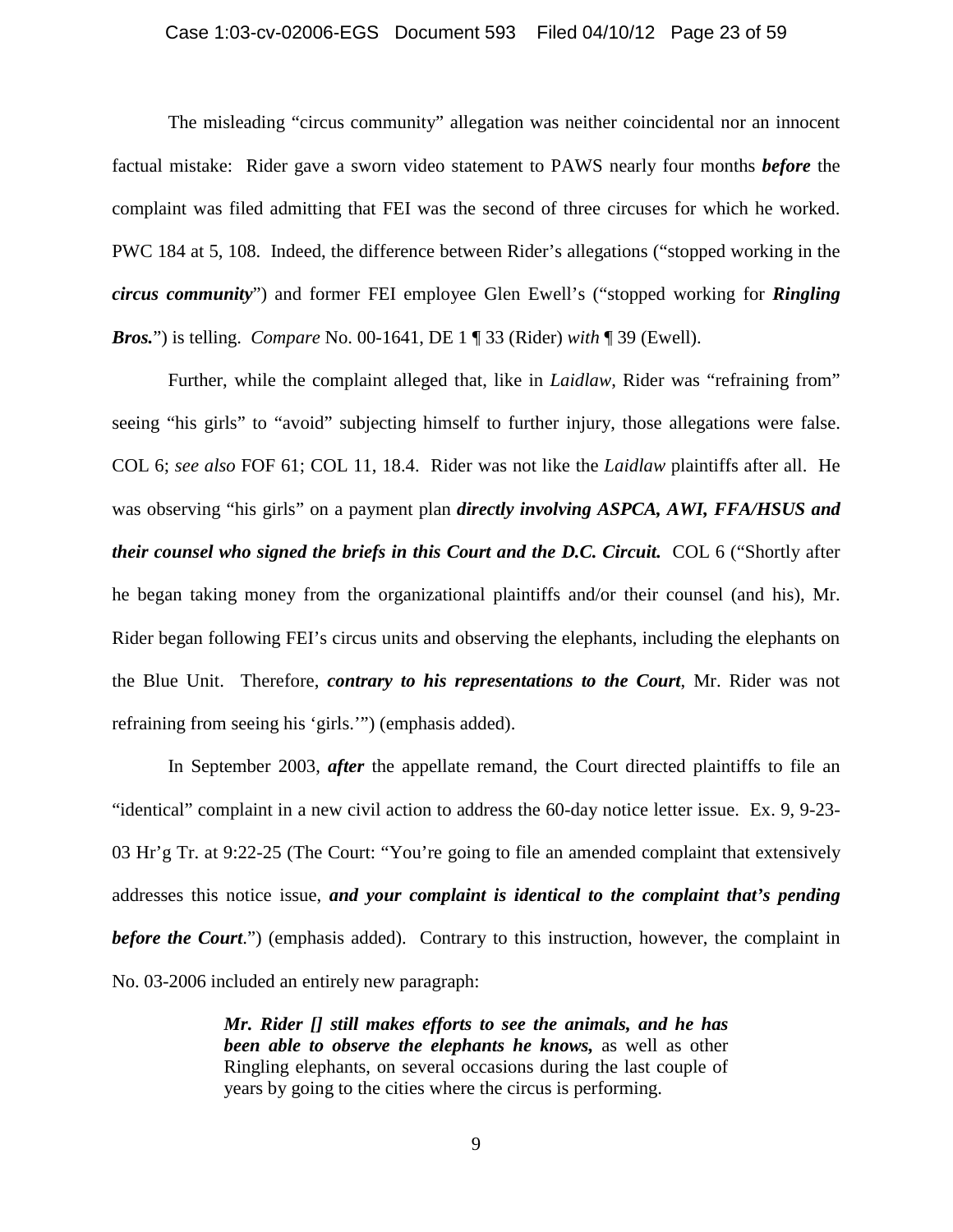The misleading "circus community" allegation was neither coincidental nor an innocent factual mistake: Rider gave a sworn video statement to PAWS nearly four months ***before*** the complaint was filed admitting that FEI was the second of three circuses for which he worked. PWC 184 at 5, 108. Indeed, the difference between Rider's allegations ("stopped working in the ***circus community***") and former FEI employee Glen Ewell's ("stopped working for ***Ringling Bros.***") is telling. *Compare* No. 00-1641, DE 1 ¶ 33 (Rider) *with* ¶ 39 (Ewell).

Further, while the complaint alleged that, like in *Laidlaw*, Rider was "refraining from" seeing "his girls" to "avoid" subjecting himself to further injury, those allegations were false. COL 6; *see also* FOF 61; COL 11, 18.4. Rider was not like the *Laidlaw* plaintiffs after all. He was observing "his girls" on a payment plan ***directly involving ASPCA, AWI, FFA/HSUS and their counsel who signed the briefs in this Court and the D.C. Circuit.*** COL 6 ("Shortly after he began taking money from the organizational plaintiffs and/or their counsel (and his), Mr. Rider began following FEI's circus units and observing the elephants, including the elephants on the Blue Unit. Therefore, ***contrary to his representations to the Court***, Mr. Rider was not refraining from seeing his 'girls.'") (emphasis added).

In September 2003, ***after*** the appellate remand, the Court directed plaintiffs to file an "identical" complaint in a new civil action to address the 60-day notice letter issue. Ex. 9, 9-23-03 Hr'g Tr. at 9:22-25 (The Court: "You're going to file an amended complaint that extensively addresses this notice issue, ***and your complaint is identical to the complaint that's pending before the Court***.") (emphasis added). Contrary to this instruction, however, the complaint in No. 03-2006 included an entirely new paragraph:

> ***Mr. Rider [] still makes efforts to see the animals, and he has been able to observe the elephants he knows,*** as well as other Ringling elephants, on several occasions during the last couple of years by going to the cities where the circus is performing.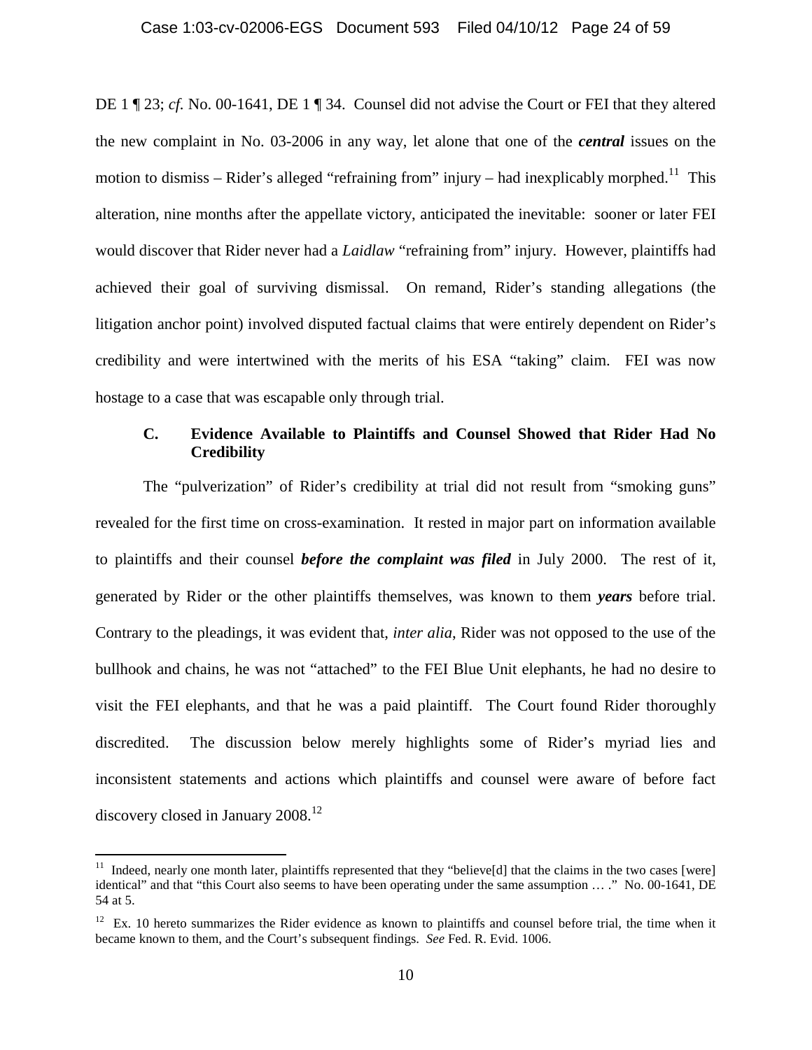DE 1 ¶ 23; *cf.* No. 00-1641, DE 1 ¶ 34. Counsel did not advise the Court or FEI that they altered the new complaint in No. 03-2006 in any way, let alone that one of the ***central*** issues on the motion to dismiss – Rider's alleged "refraining from" injury – had inexplicably morphed.[11] This alteration, nine months after the appellate victory, anticipated the inevitable: sooner or later FEI would discover that Rider never had a *Laidlaw* "refraining from" injury. However, plaintiffs had achieved their goal of surviving dismissal. On remand, Rider's standing allegations (the litigation anchor point) involved disputed factual claims that were entirely dependent on Rider's credibility and were intertwined with the merits of his ESA "taking" claim. FEI was now hostage to a case that was escapable only through trial.

### C. Evidence Available to Plaintiffs and Counsel Showed that Rider Had No Credibility

The "pulverization" of Rider's credibility at trial did not result from "smoking guns" revealed for the first time on cross-examination. It rested in major part on information available to plaintiffs and their counsel ***before the complaint was filed*** in July 2000. The rest of it, generated by Rider or the other plaintiffs themselves, was known to them ***years*** before trial. Contrary to the pleadings, it was evident that, *inter alia*, Rider was not opposed to the use of the bullhook and chains, he was not "attached" to the FEI Blue Unit elephants, he had no desire to visit the FEI elephants, and that he was a paid plaintiff. The Court found Rider thoroughly discredited. The discussion below merely highlights some of Rider's myriad lies and inconsistent statements and actions which plaintiffs and counsel were aware of before fact discovery closed in January 2008.[12]

---

[11] Indeed, nearly one month later, plaintiffs represented that they "believe[d] that the claims in the two cases [were] identical" and that "this Court also seems to have been operating under the same assumption … ." No. 00-1641, DE 54 at 5.

[12] Ex. 10 hereto summarizes the Rider evidence as known to plaintiffs and counsel before trial, the time when it became known to them, and the Court's subsequent findings. *See* Fed. R. Evid. 1006.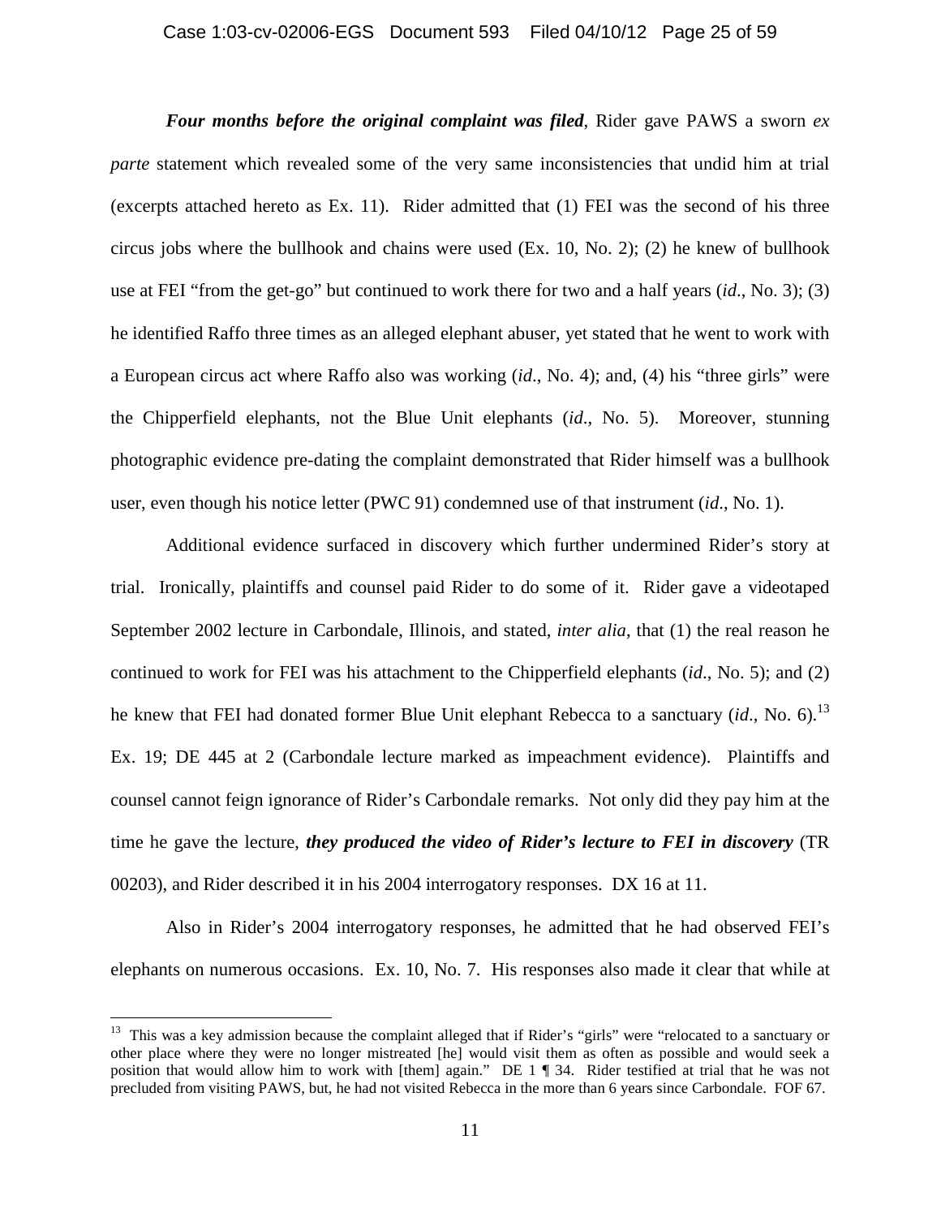***Four months before the original complaint was filed***, Rider gave PAWS a sworn *ex parte* statement which revealed some of the very same inconsistencies that undid him at trial (excerpts attached hereto as Ex. 11). Rider admitted that (1) FEI was the second of his three circus jobs where the bullhook and chains were used (Ex. 10, No. 2); (2) he knew of bullhook use at FEI "from the get-go" but continued to work there for two and a half years (*id*., No. 3); (3) he identified Raffo three times as an alleged elephant abuser, yet stated that he went to work with a European circus act where Raffo also was working (*id*., No. 4); and, (4) his "three girls" were the Chipperfield elephants, not the Blue Unit elephants (*id*., No. 5). Moreover, stunning photographic evidence pre-dating the complaint demonstrated that Rider himself was a bullhook user, even though his notice letter (PWC 91) condemned use of that instrument (*id*., No. 1).

Additional evidence surfaced in discovery which further undermined Rider's story at trial. Ironically, plaintiffs and counsel paid Rider to do some of it. Rider gave a videotaped September 2002 lecture in Carbondale, Illinois, and stated, *inter alia*, that (1) the real reason he continued to work for FEI was his attachment to the Chipperfield elephants (*id*., No. 5); and (2) he knew that FEI had donated former Blue Unit elephant Rebecca to a sanctuary (*id*., No. 6).[13] Ex. 19; DE 445 at 2 (Carbondale lecture marked as impeachment evidence). Plaintiffs and counsel cannot feign ignorance of Rider's Carbondale remarks. Not only did they pay him at the time he gave the lecture, ***they produced the video of Rider's lecture to FEI in discovery*** (TR 00203), and Rider described it in his 2004 interrogatory responses. DX 16 at 11.

Also in Rider's 2004 interrogatory responses, he admitted that he had observed FEI's elephants on numerous occasions. Ex. 10, No. 7. His responses also made it clear that while at

---

[13] This was a key admission because the complaint alleged that if Rider's "girls" were "relocated to a sanctuary or other place where they were no longer mistreated [he] would visit them as often as possible and would seek a position that would allow him to work with [them] again." DE 1 ¶ 34. Rider testified at trial that he was not precluded from visiting PAWS, but, he had not visited Rebecca in the more than 6 years since Carbondale. FOF 67.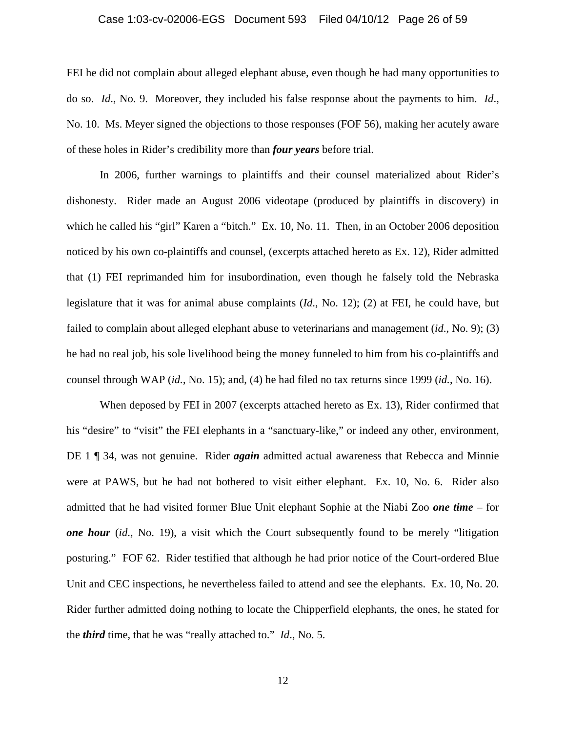FEI he did not complain about alleged elephant abuse, even though he had many opportunities to do so. *Id*., No. 9. Moreover, they included his false response about the payments to him. *Id*., No. 10. Ms. Meyer signed the objections to those responses (FOF 56), making her acutely aware of these holes in Rider's credibility more than ***four years*** before trial.

In 2006, further warnings to plaintiffs and their counsel materialized about Rider's dishonesty. Rider made an August 2006 videotape (produced by plaintiffs in discovery) in which he called his "girl" Karen a "bitch." Ex. 10, No. 11. Then, in an October 2006 deposition noticed by his own co-plaintiffs and counsel, (excerpts attached hereto as Ex. 12), Rider admitted that (1) FEI reprimanded him for insubordination, even though he falsely told the Nebraska legislature that it was for animal abuse complaints (*Id*., No. 12); (2) at FEI, he could have, but failed to complain about alleged elephant abuse to veterinarians and management (*id*., No. 9); (3) he had no real job, his sole livelihood being the money funneled to him from his co-plaintiffs and counsel through WAP (*id.*, No. 15); and, (4) he had filed no tax returns since 1999 (*id.*, No. 16).

When deposed by FEI in 2007 (excerpts attached hereto as Ex. 13), Rider confirmed that his "desire" to "visit" the FEI elephants in a "sanctuary-like," or indeed any other, environment, DE 1 ¶ 34, was not genuine. Rider ***again*** admitted actual awareness that Rebecca and Minnie were at PAWS, but he had not bothered to visit either elephant. Ex. 10, No. 6. Rider also admitted that he had visited former Blue Unit elephant Sophie at the Niabi Zoo ***one time*** – for ***one hour*** (*id*., No. 19), a visit which the Court subsequently found to be merely "litigation posturing." FOF 62. Rider testified that although he had prior notice of the Court-ordered Blue Unit and CEC inspections, he nevertheless failed to attend and see the elephants. Ex. 10, No. 20. Rider further admitted doing nothing to locate the Chipperfield elephants, the ones, he stated for the ***third*** time, that he was "really attached to." *Id*., No. 5.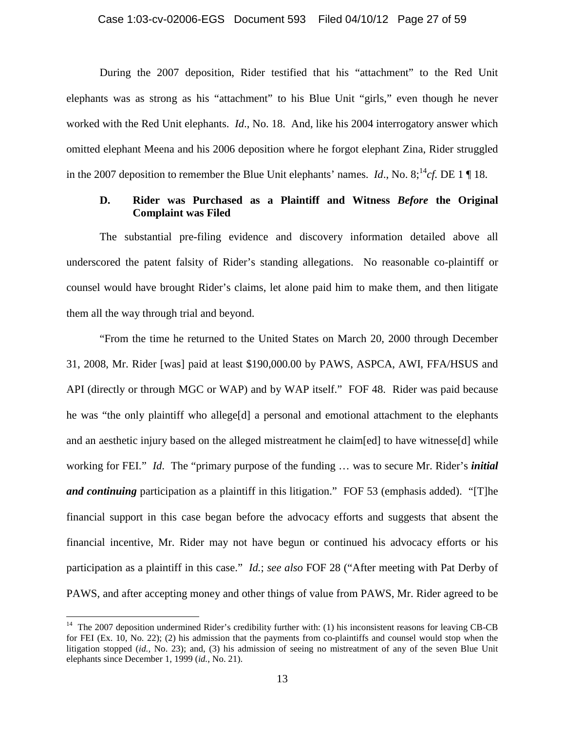During the 2007 deposition, Rider testified that his "attachment" to the Red Unit elephants was as strong as his "attachment" to his Blue Unit "girls," even though he never worked with the Red Unit elephants. *Id*., No. 18. And, like his 2004 interrogatory answer which omitted elephant Meena and his 2006 deposition where he forgot elephant Zina, Rider struggled in the 2007 deposition to remember the Blue Unit elephants' names. *Id*., No. 8;[14] *cf.* DE 1 ¶ 18.

### D. Rider was Purchased as a Plaintiff and Witness *Before* the Original Complaint was Filed

The substantial pre-filing evidence and discovery information detailed above all underscored the patent falsity of Rider's standing allegations. No reasonable co-plaintiff or counsel would have brought Rider's claims, let alone paid him to make them, and then litigate them all the way through trial and beyond.

"From the time he returned to the United States on March 20, 2000 through December 31, 2008, Mr. Rider [was] paid at least $190,000.00 by PAWS, ASPCA, AWI, FFA/HSUS and API (directly or through MGC or WAP) and by WAP itself." FOF 48. Rider was paid because he was "the only plaintiff who allege[d] a personal and emotional attachment to the elephants and an aesthetic injury based on the alleged mistreatment he claim[ed] to have witnesse[d] while working for FEI." *Id*. The "primary purpose of the funding … was to secure Mr. Rider's ***initial and continuing*** participation as a plaintiff in this litigation." FOF 53 (emphasis added). "[T]he financial support in this case began before the advocacy efforts and suggests that absent the financial incentive, Mr. Rider may not have begun or continued his advocacy efforts or his participation as a plaintiff in this case." *Id.*; *see also* FOF 28 ("After meeting with Pat Derby of PAWS, and after accepting money and other things of value from PAWS, Mr. Rider agreed to be

---

[14] The 2007 deposition undermined Rider's credibility further with: (1) his inconsistent reasons for leaving CB-CB for FEI (Ex. 10, No. 22); (2) his admission that the payments from co-plaintiffs and counsel would stop when the litigation stopped (*id.*, No. 23); and, (3) his admission of seeing no mistreatment of any of the seven Blue Unit elephants since December 1, 1999 (*id.*, No. 21).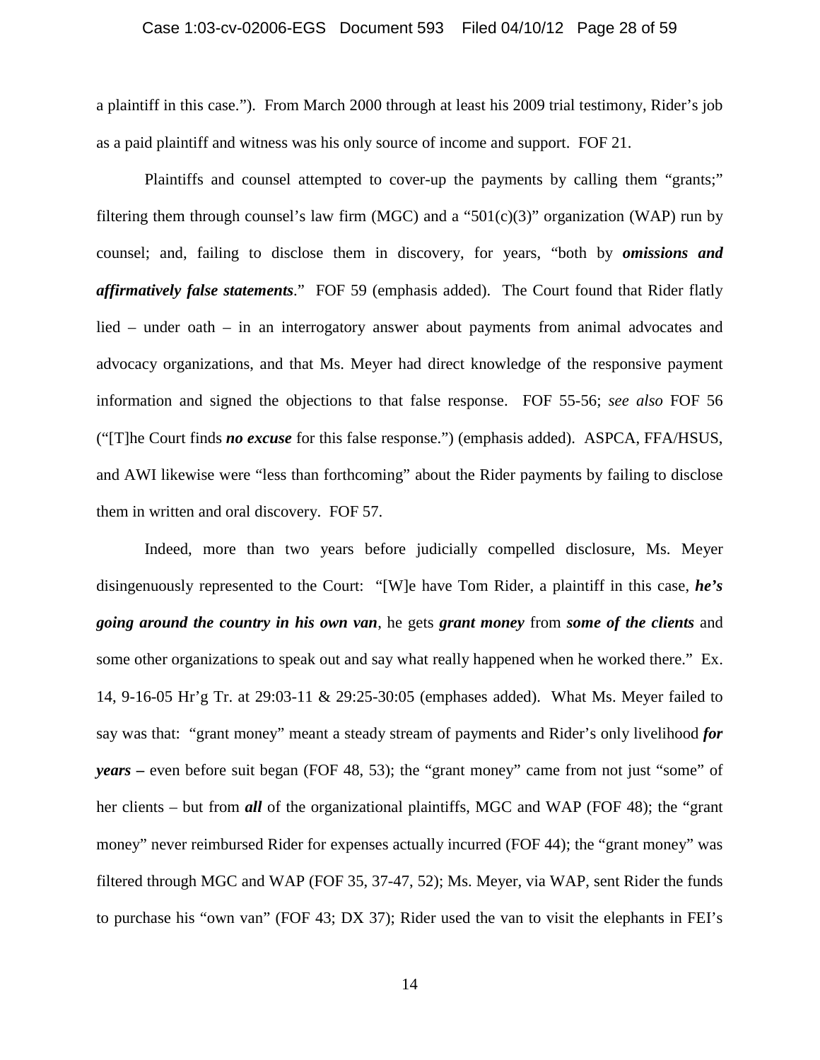a plaintiff in this case."). From March 2000 through at least his 2009 trial testimony, Rider's job as a paid plaintiff and witness was his only source of income and support. FOF 21.

Plaintiffs and counsel attempted to cover-up the payments by calling them "grants;" filtering them through counsel's law firm (MGC) and a "501(c)(3)" organization (WAP) run by counsel; and, failing to disclose them in discovery, for years, "both by ***omissions and affirmatively false statements***." FOF 59 (emphasis added). The Court found that Rider flatly lied – under oath – in an interrogatory answer about payments from animal advocates and advocacy organizations, and that Ms. Meyer had direct knowledge of the responsive payment information and signed the objections to that false response. FOF 55-56; *see also* FOF 56 ("[T]he Court finds ***no excuse*** for this false response.") (emphasis added). ASPCA, FFA/HSUS, and AWI likewise were "less than forthcoming" about the Rider payments by failing to disclose them in written and oral discovery. FOF 57.

Indeed, more than two years before judicially compelled disclosure, Ms. Meyer disingenuously represented to the Court: "[W]e have Tom Rider, a plaintiff in this case, ***he's going around the country in his own van***, he gets ***grant money*** from ***some of the clients*** and some other organizations to speak out and say what really happened when he worked there." Ex. 14, 9-16-05 Hr'g Tr. at 29:03-11 & 29:25-30:05 (emphases added). What Ms. Meyer failed to say was that: "grant money" meant a steady stream of payments and Rider's only livelihood ***for years*** **–** even before suit began (FOF 48, 53); the "grant money" came from not just "some" of her clients – but from ***all*** of the organizational plaintiffs, MGC and WAP (FOF 48); the "grant money" never reimbursed Rider for expenses actually incurred (FOF 44); the "grant money" was filtered through MGC and WAP (FOF 35, 37-47, 52); Ms. Meyer, via WAP, sent Rider the funds to purchase his "own van" (FOF 43; DX 37); Rider used the van to visit the elephants in FEI's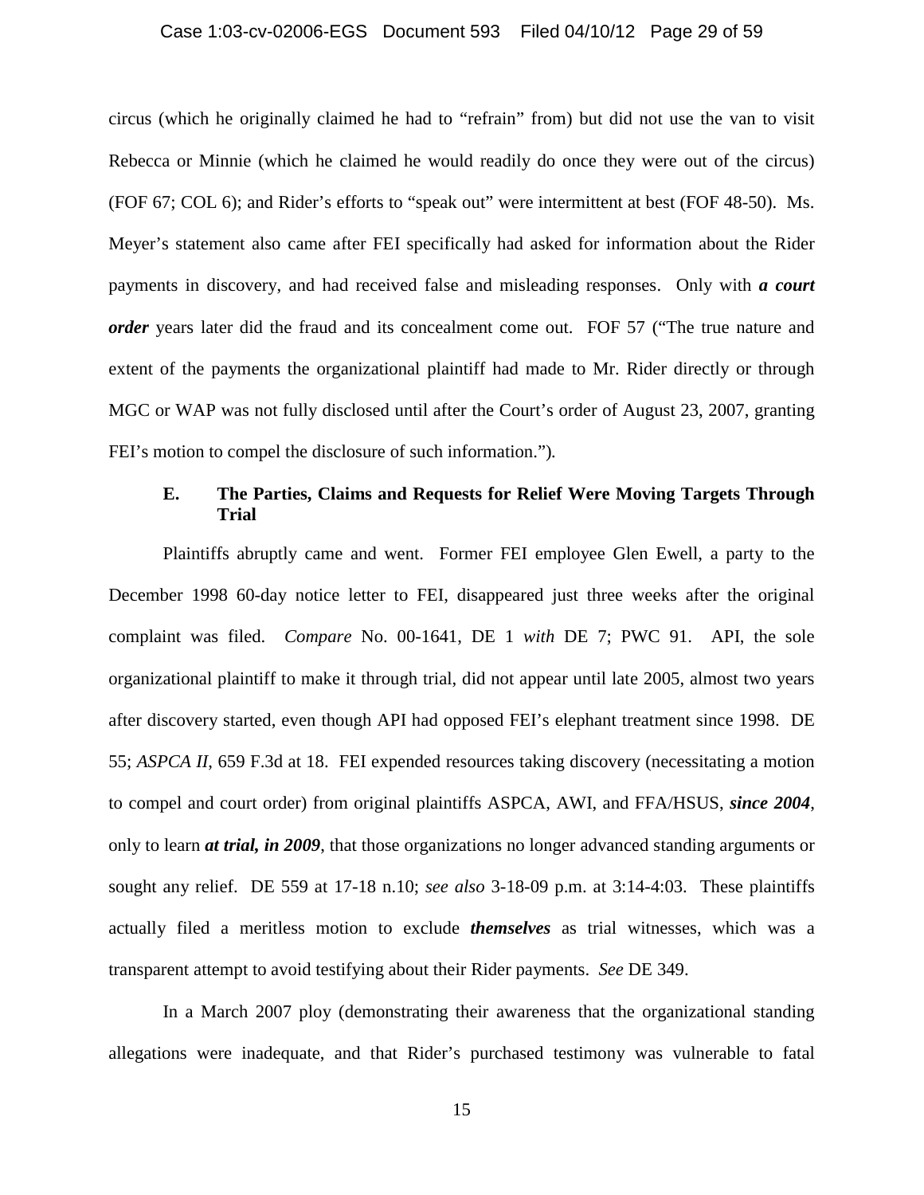circus (which he originally claimed he had to "refrain" from) but did not use the van to visit Rebecca or Minnie (which he claimed he would readily do once they were out of the circus) (FOF 67; COL 6); and Rider's efforts to "speak out" were intermittent at best (FOF 48-50). Ms. Meyer's statement also came after FEI specifically had asked for information about the Rider payments in discovery, and had received false and misleading responses. Only with ***a court order*** years later did the fraud and its concealment come out. FOF 57 ("The true nature and extent of the payments the organizational plaintiff had made to Mr. Rider directly or through MGC or WAP was not fully disclosed until after the Court's order of August 23, 2007, granting FEI's motion to compel the disclosure of such information.").

### E. The Parties, Claims and Requests for Relief Were Moving Targets Through Trial

Plaintiffs abruptly came and went. Former FEI employee Glen Ewell, a party to the December 1998 60-day notice letter to FEI, disappeared just three weeks after the original complaint was filed. *Compare* No. 00-1641, DE 1 *with* DE 7; PWC 91. API, the sole organizational plaintiff to make it through trial, did not appear until late 2005, almost two years after discovery started, even though API had opposed FEI's elephant treatment since 1998. DE 55; *ASPCA II*, 659 F.3d at 18. FEI expended resources taking discovery (necessitating a motion to compel and court order) from original plaintiffs ASPCA, AWI, and FFA/HSUS, ***since 2004***, only to learn ***at trial, in 2009***, that those organizations no longer advanced standing arguments or sought any relief. DE 559 at 17-18 n.10; *see also* 3-18-09 p.m. at 3:14-4:03. These plaintiffs actually filed a meritless motion to exclude ***themselves*** as trial witnesses, which was a transparent attempt to avoid testifying about their Rider payments. *See* DE 349.

In a March 2007 ploy (demonstrating their awareness that the organizational standing allegations were inadequate, and that Rider's purchased testimony was vulnerable to fatal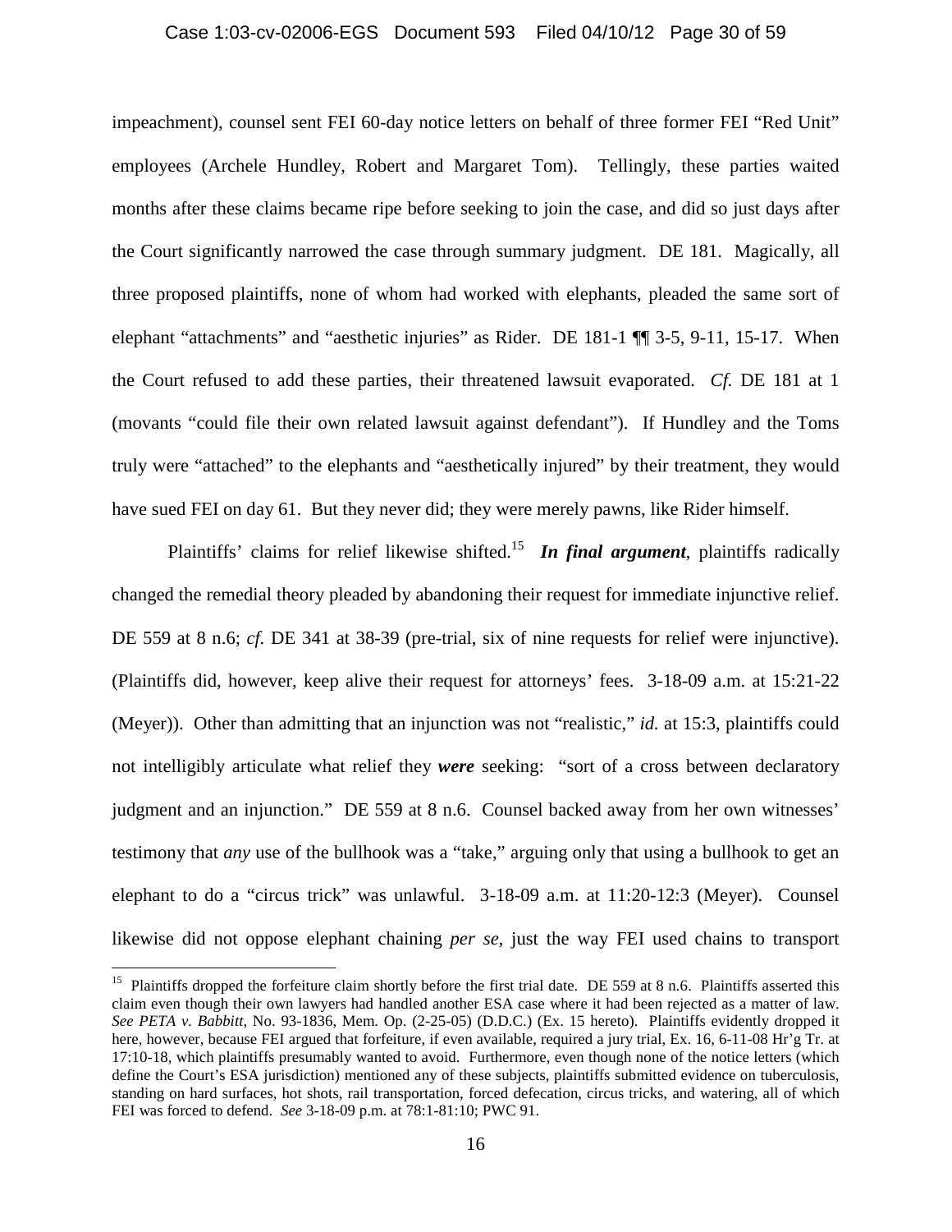impeachment), counsel sent FEI 60-day notice letters on behalf of three former FEI "Red Unit" employees (Archele Hundley, Robert and Margaret Tom). Tellingly, these parties waited months after these claims became ripe before seeking to join the case, and did so just days after the Court significantly narrowed the case through summary judgment. DE 181. Magically, all three proposed plaintiffs, none of whom had worked with elephants, pleaded the same sort of elephant "attachments" and "aesthetic injuries" as Rider. DE 181-1 ¶¶ 3-5, 9-11, 15-17. When the Court refused to add these parties, their threatened lawsuit evaporated. *Cf.* DE 181 at 1 (movants "could file their own related lawsuit against defendant"). If Hundley and the Toms truly were "attached" to the elephants and "aesthetically injured" by their treatment, they would have sued FEI on day 61. But they never did; they were merely pawns, like Rider himself.

Plaintiffs' claims for relief likewise shifted.[15] ***In final argument***, plaintiffs radically changed the remedial theory pleaded by abandoning their request for immediate injunctive relief. DE 559 at 8 n.6; *cf.* DE 341 at 38-39 (pre-trial, six of nine requests for relief were injunctive). (Plaintiffs did, however, keep alive their request for attorneys' fees. 3-18-09 a.m. at 15:21-22 (Meyer)). Other than admitting that an injunction was not "realistic," *id.* at 15:3, plaintiffs could not intelligibly articulate what relief they ***were*** seeking: "sort of a cross between declaratory judgment and an injunction." DE 559 at 8 n.6. Counsel backed away from her own witnesses' testimony that *any* use of the bullhook was a "take," arguing only that using a bullhook to get an elephant to do a "circus trick" was unlawful. 3-18-09 a.m. at 11:20-12:3 (Meyer). Counsel likewise did not oppose elephant chaining *per se*, just the way FEI used chains to transport

---

[15] Plaintiffs dropped the forfeiture claim shortly before the first trial date. DE 559 at 8 n.6. Plaintiffs asserted this claim even though their own lawyers had handled another ESA case where it had been rejected as a matter of law. *See PETA v. Babbitt*, No. 93-1836, Mem. Op. (2-25-05) (D.D.C.) (Ex. 15 hereto). Plaintiffs evidently dropped it here, however, because FEI argued that forfeiture, if even available, required a jury trial, Ex. 16, 6-11-08 Hr'g Tr. at 17:10-18, which plaintiffs presumably wanted to avoid. Furthermore, even though none of the notice letters (which define the Court's ESA jurisdiction) mentioned any of these subjects, plaintiffs submitted evidence on tuberculosis, standing on hard surfaces, hot shots, rail transportation, forced defecation, circus tricks, and watering, all of which FEI was forced to defend. *See* 3-18-09 p.m. at 78:1-81:10; PWC 91.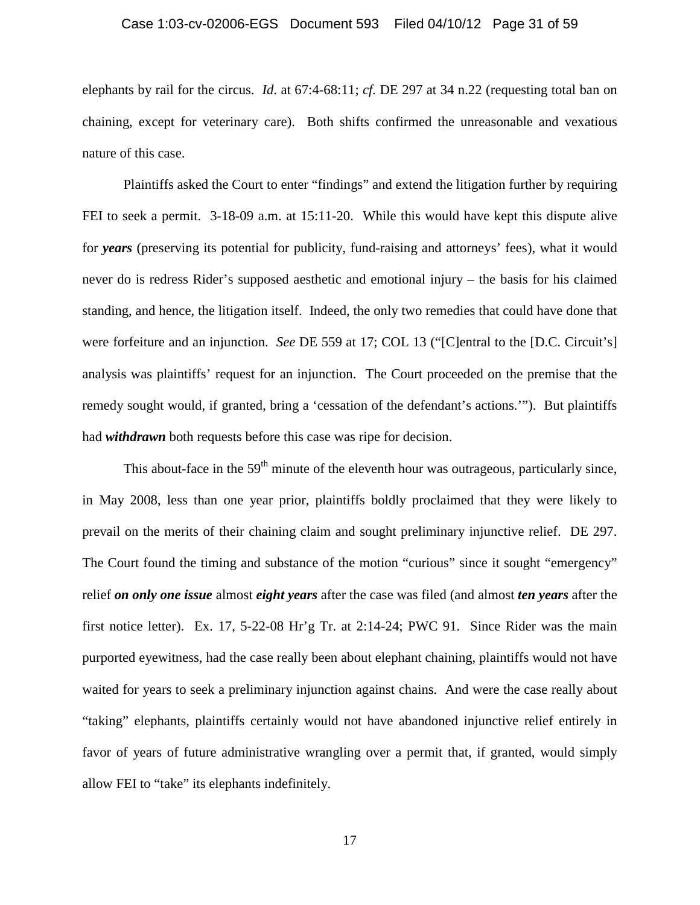elephants by rail for the circus. *Id*. at 67:4-68:11; *cf.* DE 297 at 34 n.22 (requesting total ban on chaining, except for veterinary care). Both shifts confirmed the unreasonable and vexatious nature of this case.

Plaintiffs asked the Court to enter "findings" and extend the litigation further by requiring FEI to seek a permit. 3-18-09 a.m. at 15:11-20. While this would have kept this dispute alive for ***years*** (preserving its potential for publicity, fund-raising and attorneys' fees), what it would never do is redress Rider's supposed aesthetic and emotional injury – the basis for his claimed standing, and hence, the litigation itself. Indeed, the only two remedies that could have done that were forfeiture and an injunction. *See* DE 559 at 17; COL 13 ("[C]entral to the [D.C. Circuit's] analysis was plaintiffs' request for an injunction. The Court proceeded on the premise that the remedy sought would, if granted, bring a 'cessation of the defendant's actions.'"). But plaintiffs had ***withdrawn*** both requests before this case was ripe for decision.

This about-face in the 59th minute of the eleventh hour was outrageous, particularly since, in May 2008, less than one year prior, plaintiffs boldly proclaimed that they were likely to prevail on the merits of their chaining claim and sought preliminary injunctive relief. DE 297. The Court found the timing and substance of the motion "curious" since it sought "emergency" relief ***on only one issue*** almost ***eight years*** after the case was filed (and almost ***ten years*** after the first notice letter). Ex. 17, 5-22-08 Hr'g Tr. at 2:14-24; PWC 91. Since Rider was the main purported eyewitness, had the case really been about elephant chaining, plaintiffs would not have waited for years to seek a preliminary injunction against chains. And were the case really about "taking" elephants, plaintiffs certainly would not have abandoned injunctive relief entirely in favor of years of future administrative wrangling over a permit that, if granted, would simply allow FEI to "take" its elephants indefinitely.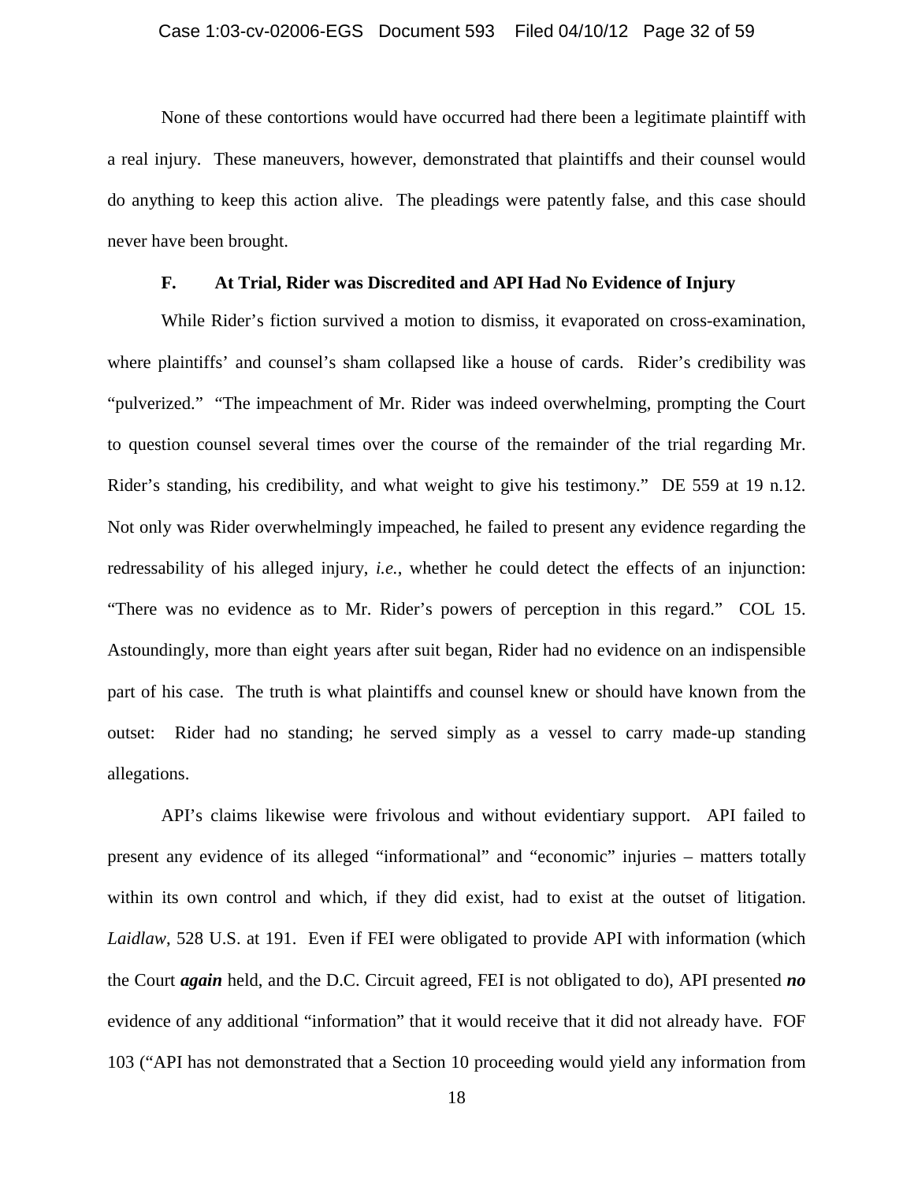None of these contortions would have occurred had there been a legitimate plaintiff with a real injury. These maneuvers, however, demonstrated that plaintiffs and their counsel would do anything to keep this action alive. The pleadings were patently false, and this case should never have been brought.

### F. At Trial, Rider was Discredited and API Had No Evidence of Injury

While Rider's fiction survived a motion to dismiss, it evaporated on cross-examination, where plaintiffs' and counsel's sham collapsed like a house of cards. Rider's credibility was "pulverized." "The impeachment of Mr. Rider was indeed overwhelming, prompting the Court to question counsel several times over the course of the remainder of the trial regarding Mr. Rider's standing, his credibility, and what weight to give his testimony." DE 559 at 19 n.12. Not only was Rider overwhelmingly impeached, he failed to present any evidence regarding the redressability of his alleged injury, *i.e.*, whether he could detect the effects of an injunction: "There was no evidence as to Mr. Rider's powers of perception in this regard." COL 15. Astoundingly, more than eight years after suit began, Rider had no evidence on an indispensible part of his case. The truth is what plaintiffs and counsel knew or should have known from the outset: Rider had no standing; he served simply as a vessel to carry made-up standing allegations.

API's claims likewise were frivolous and without evidentiary support. API failed to present any evidence of its alleged "informational" and "economic" injuries – matters totally within its own control and which, if they did exist, had to exist at the outset of litigation. *Laidlaw*, 528 U.S. at 191. Even if FEI were obligated to provide API with information (which the Court ***again*** held, and the D.C. Circuit agreed, FEI is not obligated to do), API presented ***no*** evidence of any additional "information" that it would receive that it did not already have. FOF 103 ("API has not demonstrated that a Section 10 proceeding would yield any information from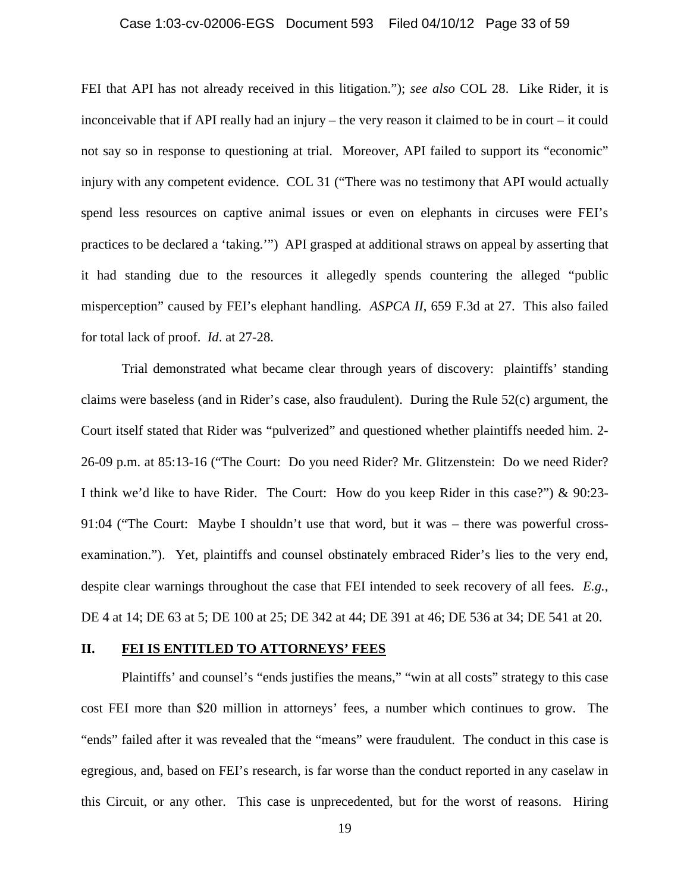FEI that API has not already received in this litigation."); *see also* COL 28. Like Rider, it is inconceivable that if API really had an injury – the very reason it claimed to be in court – it could not say so in response to questioning at trial. Moreover, API failed to support its "economic" injury with any competent evidence. COL 31 ("There was no testimony that API would actually spend less resources on captive animal issues or even on elephants in circuses were FEI's practices to be declared a 'taking.'") API grasped at additional straws on appeal by asserting that it had standing due to the resources it allegedly spends countering the alleged "public misperception" caused by FEI's elephant handling. *ASPCA II*, 659 F.3d at 27. This also failed for total lack of proof. *Id*. at 27-28.

Trial demonstrated what became clear through years of discovery: plaintiffs' standing claims were baseless (and in Rider's case, also fraudulent). During the Rule 52(c) argument, the Court itself stated that Rider was "pulverized" and questioned whether plaintiffs needed him. 2-26-09 p.m. at 85:13-16 ("The Court: Do you need Rider? Mr. Glitzenstein: Do we need Rider? I think we'd like to have Rider. The Court: How do you keep Rider in this case?") & 90:23-91:04 ("The Court: Maybe I shouldn't use that word, but it was – there was powerful cross-examination."). Yet, plaintiffs and counsel obstinately embraced Rider's lies to the very end, despite clear warnings throughout the case that FEI intended to seek recovery of all fees. *E.g.*, DE 4 at 14; DE 63 at 5; DE 100 at 25; DE 342 at 44; DE 391 at 46; DE 536 at 34; DE 541 at 20.

## II. FEI IS ENTITLED TO ATTORNEYS' FEES

Plaintiffs' and counsel's "ends justifies the means," "win at all costs" strategy to this case cost FEI more than \$20 million in attorneys' fees, a number which continues to grow. The "ends" failed after it was revealed that the "means" were fraudulent. The conduct in this case is egregious, and, based on FEI's research, is far worse than the conduct reported in any caselaw in this Circuit, or any other. This case is unprecedented, but for the worst of reasons. Hiring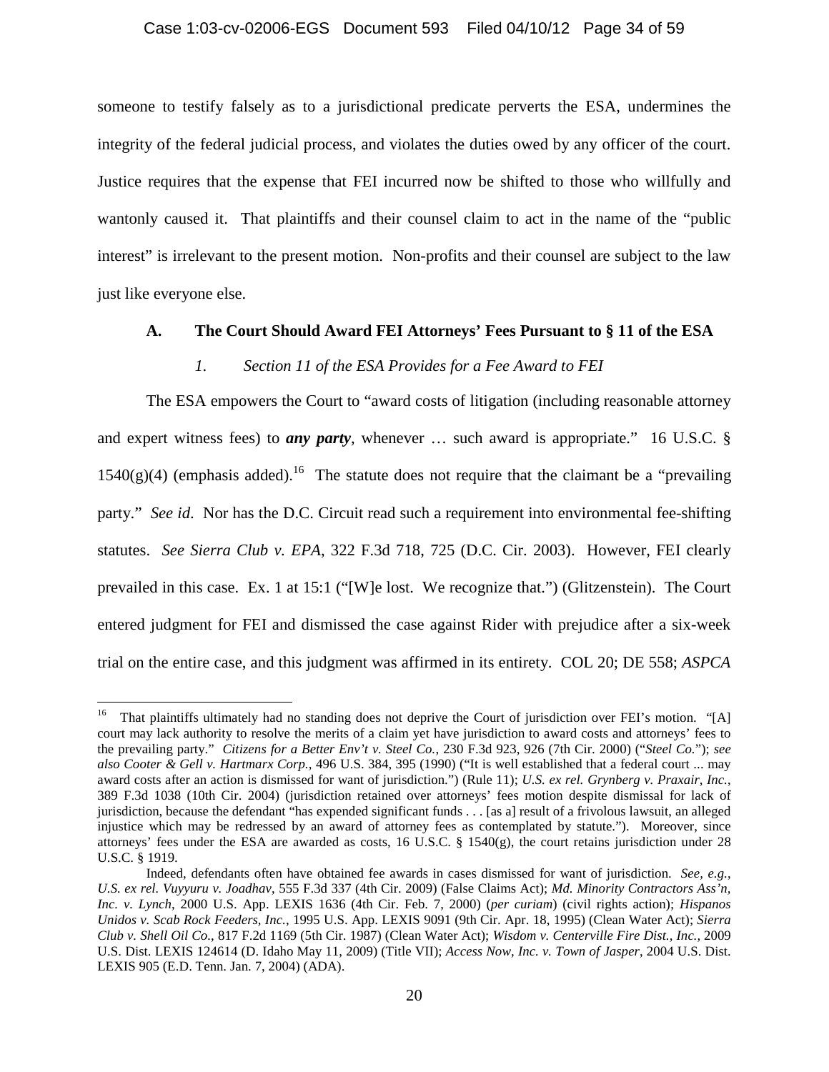someone to testify falsely as to a jurisdictional predicate perverts the ESA, undermines the integrity of the federal judicial process, and violates the duties owed by any officer of the court. Justice requires that the expense that FEI incurred now be shifted to those who willfully and wantonly caused it. That plaintiffs and their counsel claim to act in the name of the "public interest" is irrelevant to the present motion. Non-profits and their counsel are subject to the law just like everyone else.

### A. The Court Should Award FEI Attorneys' Fees Pursuant to § 11 of the ESA

#### *1. Section 11 of the ESA Provides for a Fee Award to FEI*

The ESA empowers the Court to "award costs of litigation (including reasonable attorney and expert witness fees) to ***any party***, whenever … such award is appropriate." 16 U.S.C. § 1540(g)(4) (emphasis added).[16] The statute does not require that the claimant be a "prevailing party." *See id.* Nor has the D.C. Circuit read such a requirement into environmental fee-shifting statutes. *See Sierra Club v. EPA*, 322 F.3d 718, 725 (D.C. Cir. 2003). However, FEI clearly prevailed in this case. Ex. 1 at 15:1 ("[W]e lost. We recognize that.") (Glitzenstein). The Court entered judgment for FEI and dismissed the case against Rider with prejudice after a six-week trial on the entire case, and this judgment was affirmed in its entirety. COL 20; DE 558; *ASPCA*

---

[16] That plaintiffs ultimately had no standing does not deprive the Court of jurisdiction over FEI's motion. "[A] court may lack authority to resolve the merits of a claim yet have jurisdiction to award costs and attorneys' fees to the prevailing party." *Citizens for a Better Env't v. Steel Co.*, 230 F.3d 923, 926 (7th Cir. 2000) ("*Steel Co.*"); *see also Cooter & Gell v. Hartmarx Corp.*, 496 U.S. 384, 395 (1990) ("It is well established that a federal court ... may award costs after an action is dismissed for want of jurisdiction.") (Rule 11); *U.S. ex rel. Grynberg v. Praxair, Inc.*, 389 F.3d 1038 (10th Cir. 2004) (jurisdiction retained over attorneys' fees motion despite dismissal for lack of jurisdiction, because the defendant "has expended significant funds . . . [as a] result of a frivolous lawsuit, an alleged injustice which may be redressed by an award of attorney fees as contemplated by statute."). Moreover, since attorneys' fees under the ESA are awarded as costs, 16 U.S.C. § 1540(g), the court retains jurisdiction under 28 U.S.C. § 1919.

Indeed, defendants often have obtained fee awards in cases dismissed for want of jurisdiction. *See, e.g.*, *U.S. ex rel. Vuyyuru v. Joadhav*, 555 F.3d 337 (4th Cir. 2009) (False Claims Act); *Md. Minority Contractors Ass'n, Inc. v. Lynch*, 2000 U.S. App. LEXIS 1636 (4th Cir. Feb. 7, 2000) (*per curiam*) (civil rights action); *Hispanos Unidos v. Scab Rock Feeders, Inc.*, 1995 U.S. App. LEXIS 9091 (9th Cir. Apr. 18, 1995) (Clean Water Act); *Sierra Club v. Shell Oil Co.*, 817 F.2d 1169 (5th Cir. 1987) (Clean Water Act); *Wisdom v. Centerville Fire Dist., Inc.*, 2009 U.S. Dist. LEXIS 124614 (D. Idaho May 11, 2009) (Title VII); *Access Now, Inc. v. Town of Jasper*, 2004 U.S. Dist. LEXIS 905 (E.D. Tenn. Jan. 7, 2004) (ADA).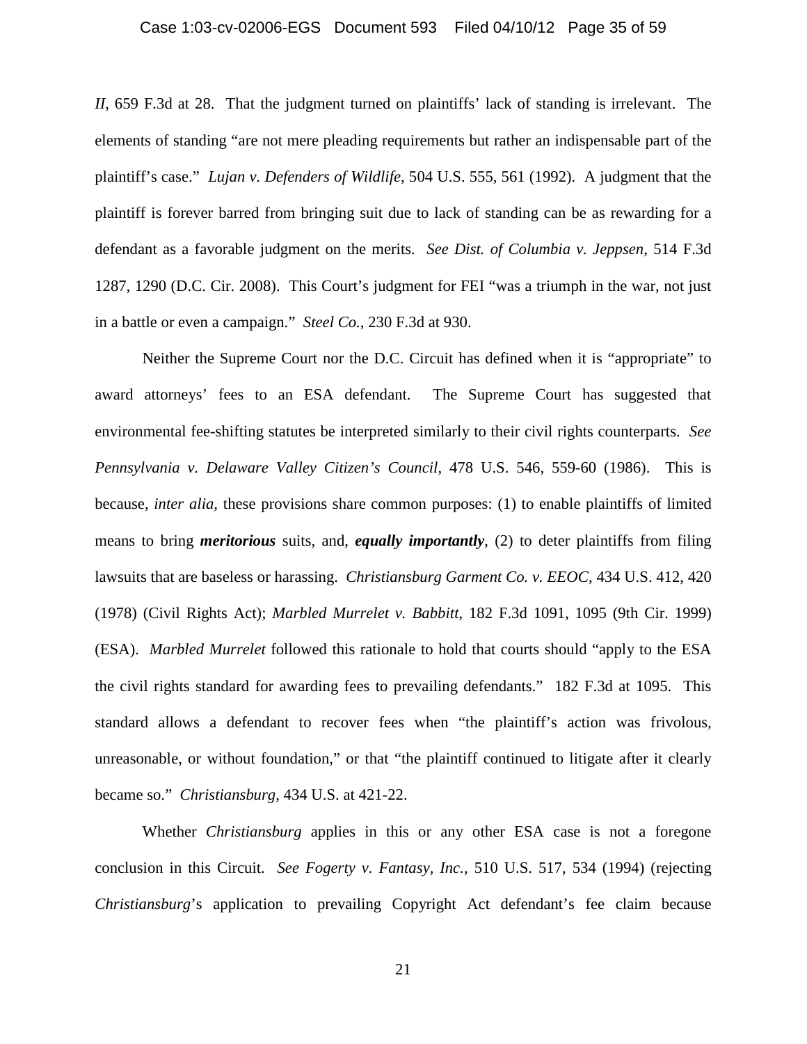*II*, 659 F.3d at 28. That the judgment turned on plaintiffs' lack of standing is irrelevant. The elements of standing "are not mere pleading requirements but rather an indispensable part of the plaintiff's case." *Lujan v. Defenders of Wildlife*, 504 U.S. 555, 561 (1992). A judgment that the plaintiff is forever barred from bringing suit due to lack of standing can be as rewarding for a defendant as a favorable judgment on the merits. *See Dist. of Columbia v. Jeppsen*, 514 F.3d 1287, 1290 (D.C. Cir. 2008). This Court's judgment for FEI "was a triumph in the war, not just in a battle or even a campaign." *Steel Co.*, 230 F.3d at 930.

Neither the Supreme Court nor the D.C. Circuit has defined when it is "appropriate" to award attorneys' fees to an ESA defendant. The Supreme Court has suggested that environmental fee-shifting statutes be interpreted similarly to their civil rights counterparts. *See Pennsylvania v. Delaware Valley Citizen's Council*, 478 U.S. 546, 559-60 (1986). This is because, *inter alia*, these provisions share common purposes: (1) to enable plaintiffs of limited means to bring ***meritorious*** suits, and, ***equally importantly***, (2) to deter plaintiffs from filing lawsuits that are baseless or harassing. *Christiansburg Garment Co. v. EEOC*, 434 U.S. 412, 420 (1978) (Civil Rights Act); *Marbled Murrelet v. Babbitt*, 182 F.3d 1091, 1095 (9th Cir. 1999) (ESA). *Marbled Murrelet* followed this rationale to hold that courts should "apply to the ESA the civil rights standard for awarding fees to prevailing defendants." 182 F.3d at 1095. This standard allows a defendant to recover fees when "the plaintiff's action was frivolous, unreasonable, or without foundation," or that "the plaintiff continued to litigate after it clearly became so." *Christiansburg*, 434 U.S. at 421-22.

Whether *Christiansburg* applies in this or any other ESA case is not a foregone conclusion in this Circuit. *See Fogerty v. Fantasy, Inc.*, 510 U.S. 517, 534 (1994) (rejecting *Christiansburg*'s application to prevailing Copyright Act defendant's fee claim because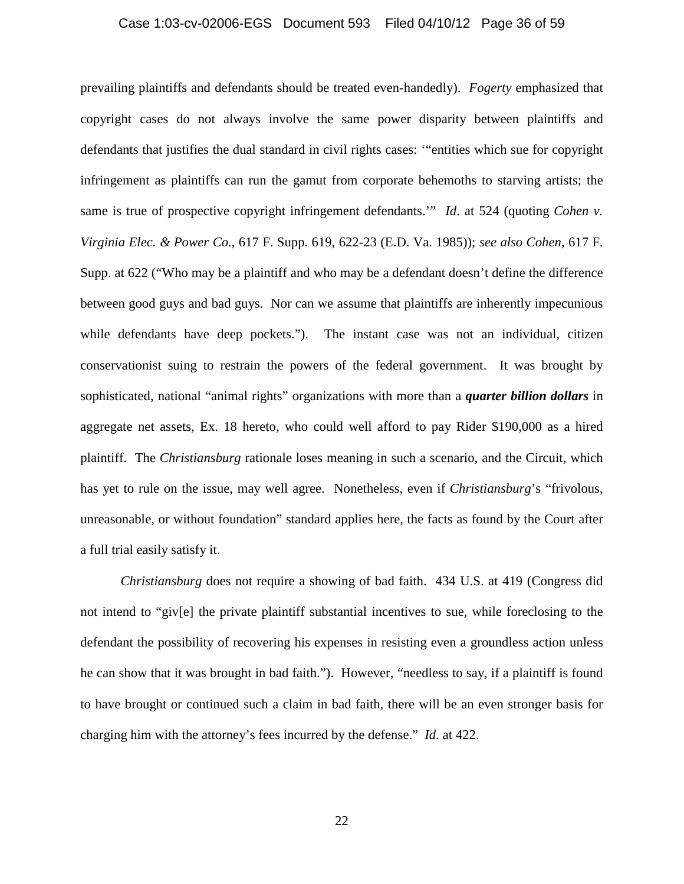prevailing plaintiffs and defendants should be treated even-handedly). *Fogerty* emphasized that copyright cases do not always involve the same power disparity between plaintiffs and defendants that justifies the dual standard in civil rights cases: '"entities which sue for copyright infringement as plaintiffs can run the gamut from corporate behemoths to starving artists; the same is true of prospective copyright infringement defendants.'" *Id*. at 524 (quoting *Cohen v. Virginia Elec. & Power Co.*, 617 F. Supp. 619, 622-23 (E.D. Va. 1985)); *see also Cohen*, 617 F. Supp. at 622 ("Who may be a plaintiff and who may be a defendant doesn't define the difference between good guys and bad guys. Nor can we assume that plaintiffs are inherently impecunious while defendants have deep pockets."). The instant case was not an individual, citizen conservationist suing to restrain the powers of the federal government. It was brought by sophisticated, national "animal rights" organizations with more than a ***quarter billion dollars*** in aggregate net assets, Ex. 18 hereto, who could well afford to pay Rider $190,000 as a hired plaintiff. The *Christiansburg* rationale loses meaning in such a scenario, and the Circuit, which has yet to rule on the issue, may well agree. Nonetheless, even if *Christiansburg*'s "frivolous, unreasonable, or without foundation" standard applies here, the facts as found by the Court after a full trial easily satisfy it.

*Christiansburg* does not require a showing of bad faith. 434 U.S. at 419 (Congress did not intend to "giv[e] the private plaintiff substantial incentives to sue, while foreclosing to the defendant the possibility of recovering his expenses in resisting even a groundless action unless he can show that it was brought in bad faith."). However, "needless to say, if a plaintiff is found to have brought or continued such a claim in bad faith, there will be an even stronger basis for charging him with the attorney's fees incurred by the defense." *Id.* at 422.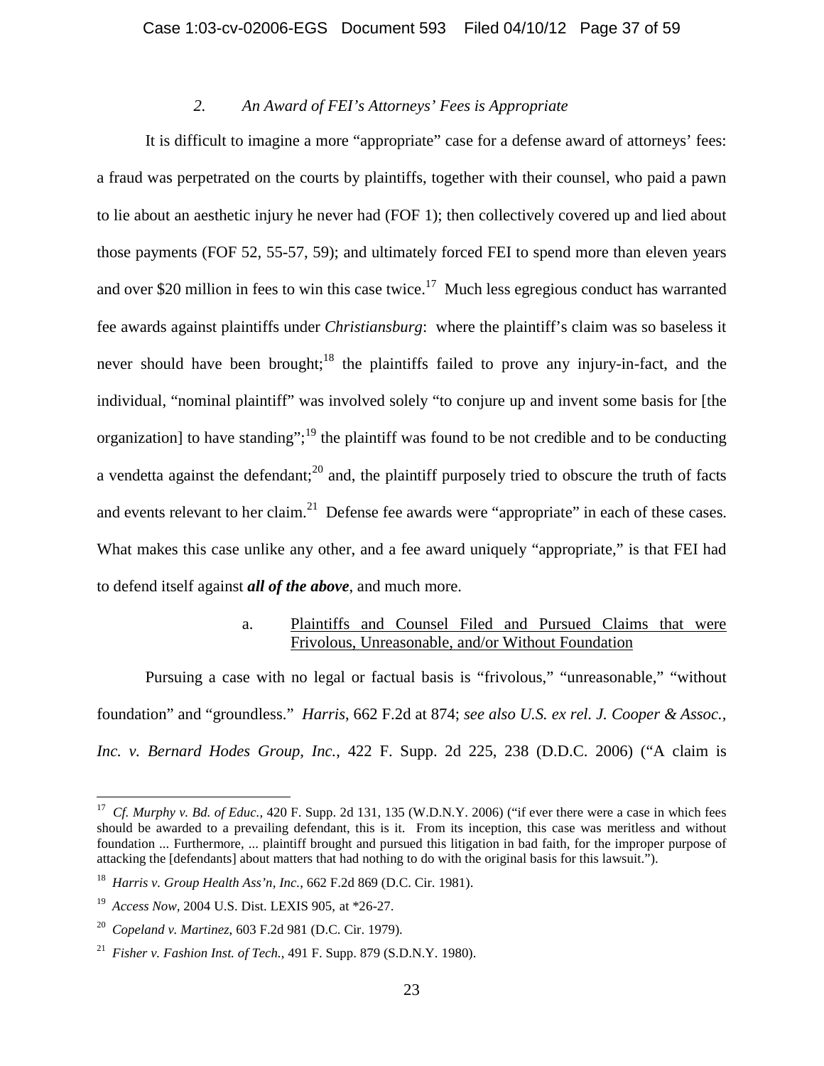### 2. *An Award of FEI's Attorneys' Fees is Appropriate*

It is difficult to imagine a more "appropriate" case for a defense award of attorneys' fees: a fraud was perpetrated on the courts by plaintiffs, together with their counsel, who paid a pawn to lie about an aesthetic injury he never had (FOF 1); then collectively covered up and lied about those payments (FOF 52, 55-57, 59); and ultimately forced FEI to spend more than eleven years and over $20 million in fees to win this case twice.[17] Much less egregious conduct has warranted fee awards against plaintiffs under *Christiansburg*: where the plaintiff's claim was so baseless it never should have been brought;[18] the plaintiffs failed to prove any injury-in-fact, and the individual, "nominal plaintiff" was involved solely "to conjure up and invent some basis for [the organization] to have standing";[19] the plaintiff was found to be not credible and to be conducting a vendetta against the defendant;[20] and, the plaintiff purposely tried to obscure the truth of facts and events relevant to her claim.[21] Defense fee awards were "appropriate" in each of these cases. What makes this case unlike any other, and a fee award uniquely "appropriate," is that FEI had to defend itself against ***all of the above***, and much more.

#### a. Plaintiffs and Counsel Filed and Pursued Claims that were Frivolous, Unreasonable, and/or Without Foundation

Pursuing a case with no legal or factual basis is "frivolous," "unreasonable," "without foundation" and "groundless." *Harris*, 662 F.2d at 874; *see also U.S. ex rel. J. Cooper & Assoc., Inc. v. Bernard Hodes Group, Inc.*, 422 F. Supp. 2d 225, 238 (D.D.C. 2006) ("A claim is

---

[17] *Cf. Murphy v. Bd. of Educ.*, 420 F. Supp. 2d 131, 135 (W.D.N.Y. 2006) ("if ever there were a case in which fees should be awarded to a prevailing defendant, this is it. From its inception, this case was meritless and without foundation ... Furthermore, ... plaintiff brought and pursued this litigation in bad faith, for the improper purpose of attacking the [defendants] about matters that had nothing to do with the original basis for this lawsuit.").

[18] *Harris v. Group Health Ass'n, Inc.*, 662 F.2d 869 (D.C. Cir. 1981).

[19] *Access Now*, 2004 U.S. Dist. LEXIS 905, at *26-27.

[20] *Copeland v. Martinez*, 603 F.2d 981 (D.C. Cir. 1979).

[21] *Fisher v. Fashion Inst. of Tech.*, 491 F. Supp. 879 (S.D.N.Y. 1980).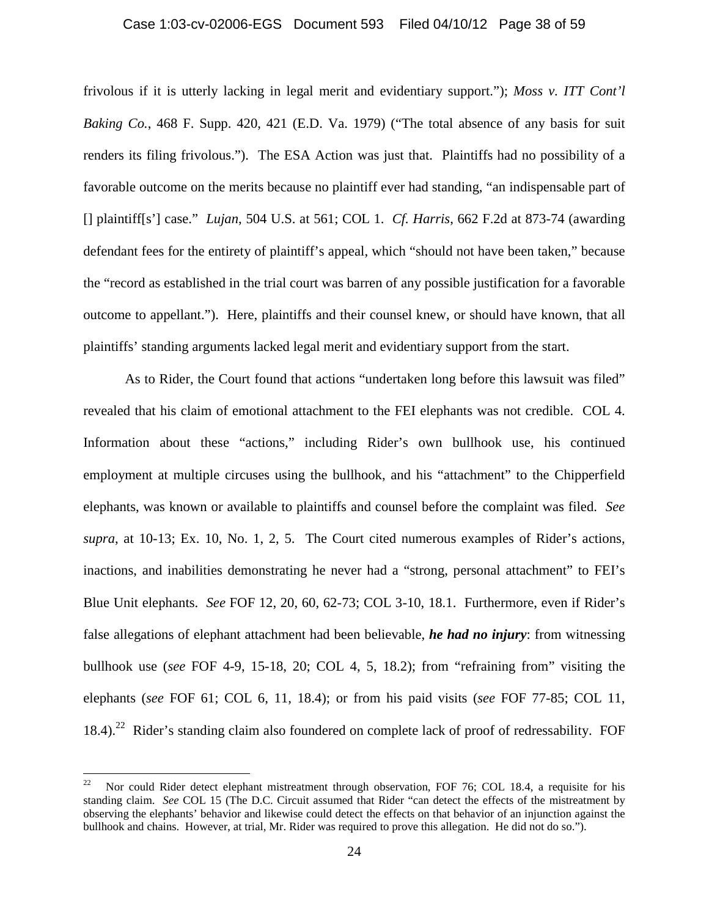frivolous if it is utterly lacking in legal merit and evidentiary support."); *Moss v. ITT Cont'l Baking Co.*, 468 F. Supp. 420, 421 (E.D. Va. 1979) ("The total absence of any basis for suit renders its filing frivolous."). The ESA Action was just that. Plaintiffs had no possibility of a favorable outcome on the merits because no plaintiff ever had standing, "an indispensable part of [] plaintiff[s'] case." *Lujan*, 504 U.S. at 561; COL 1. *Cf. Harris*, 662 F.2d at 873-74 (awarding defendant fees for the entirety of plaintiff's appeal, which "should not have been taken," because the "record as established in the trial court was barren of any possible justification for a favorable outcome to appellant."). Here, plaintiffs and their counsel knew, or should have known, that all plaintiffs' standing arguments lacked legal merit and evidentiary support from the start.

As to Rider, the Court found that actions "undertaken long before this lawsuit was filed" revealed that his claim of emotional attachment to the FEI elephants was not credible. COL 4. Information about these "actions," including Rider's own bullhook use, his continued employment at multiple circuses using the bullhook, and his "attachment" to the Chipperfield elephants, was known or available to plaintiffs and counsel before the complaint was filed. *See supra*, at 10-13; Ex. 10, No. 1, 2, 5. The Court cited numerous examples of Rider's actions, inactions, and inabilities demonstrating he never had a "strong, personal attachment" to FEI's Blue Unit elephants. *See* FOF 12, 20, 60, 62-73; COL 3-10, 18.1. Furthermore, even if Rider's false allegations of elephant attachment had been believable, ***he had no injury***: from witnessing bullhook use (*see* FOF 4-9, 15-18, 20; COL 4, 5, 18.2); from "refraining from" visiting the elephants (*see* FOF 61; COL 6, 11, 18.4); or from his paid visits (*see* FOF 77-85; COL 11, 18.4).[22] Rider's standing claim also foundered on complete lack of proof of redressability. FOF

---

[22] Nor could Rider detect elephant mistreatment through observation, FOF 76; COL 18.4, a requisite for his standing claim. *See* COL 15 (The D.C. Circuit assumed that Rider "can detect the effects of the mistreatment by observing the elephants' behavior and likewise could detect the effects on that behavior of an injunction against the bullhook and chains. However, at trial, Mr. Rider was required to prove this allegation. He did not do so.").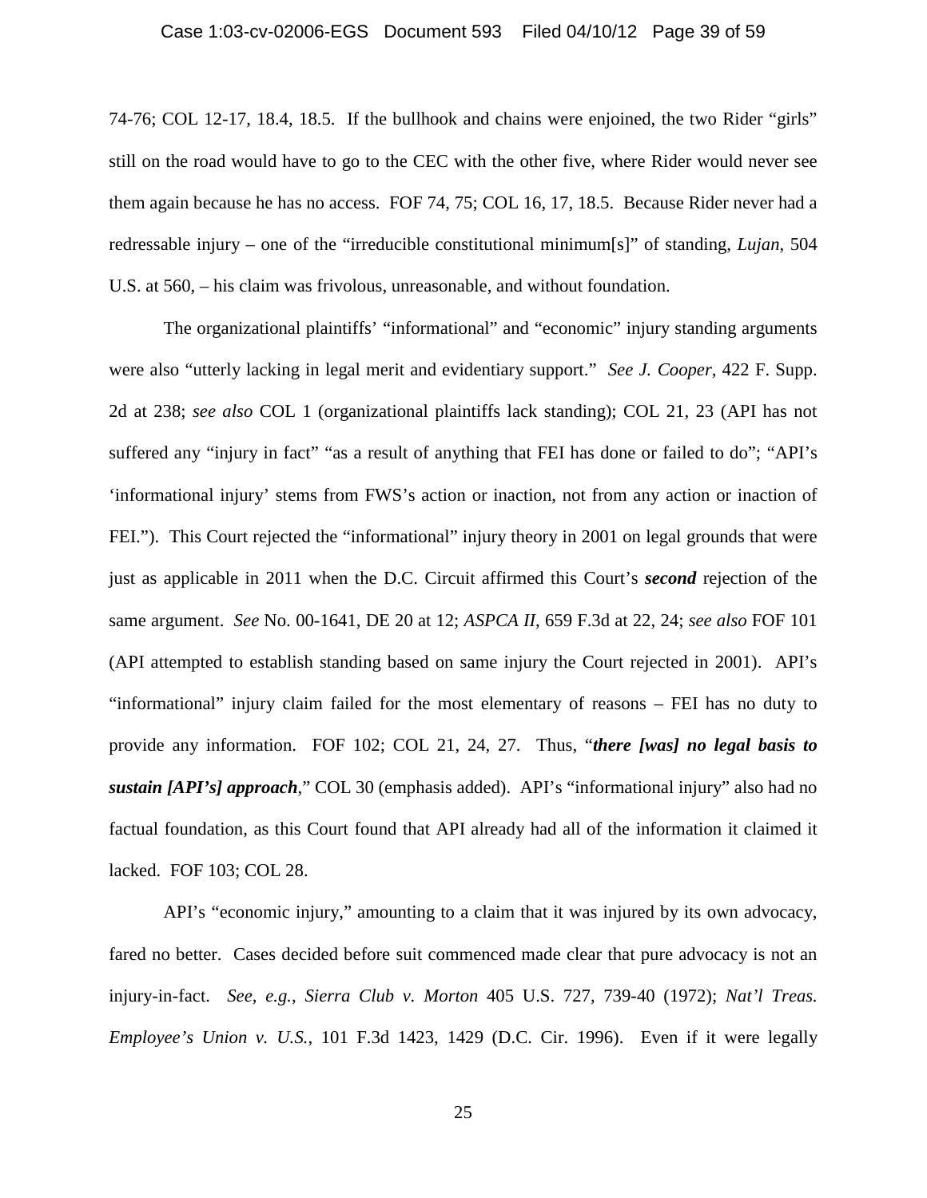74-76; COL 12-17, 18.4, 18.5. If the bullhook and chains were enjoined, the two Rider "girls" still on the road would have to go to the CEC with the other five, where Rider would never see them again because he has no access. FOF 74, 75; COL 16, 17, 18.5. Because Rider never had a redressable injury – one of the "irreducible constitutional minimum[s]" of standing, *Lujan*, 504 U.S. at 560, – his claim was frivolous, unreasonable, and without foundation.

The organizational plaintiffs' "informational" and "economic" injury standing arguments were also "utterly lacking in legal merit and evidentiary support." *See J. Cooper*, 422 F. Supp. 2d at 238; *see also* COL 1 (organizational plaintiffs lack standing); COL 21, 23 (API has not suffered any "injury in fact" "as a result of anything that FEI has done or failed to do"; "API's 'informational injury' stems from FWS's action or inaction, not from any action or inaction of FEI."). This Court rejected the "informational" injury theory in 2001 on legal grounds that were just as applicable in 2011 when the D.C. Circuit affirmed this Court's ***second*** rejection of the same argument. *See* No. 00-1641, DE 20 at 12; *ASPCA II*, 659 F.3d at 22, 24; *see also* FOF 101 (API attempted to establish standing based on same injury the Court rejected in 2001). API's "informational" injury claim failed for the most elementary of reasons – FEI has no duty to provide any information. FOF 102; COL 21, 24, 27. Thus, "***there [was] no legal basis to sustain [API's] approach***," COL 30 (emphasis added). API's "informational injury" also had no factual foundation, as this Court found that API already had all of the information it claimed it lacked. FOF 103; COL 28.

API's "economic injury," amounting to a claim that it was injured by its own advocacy, fared no better. Cases decided before suit commenced made clear that pure advocacy is not an injury-in-fact. *See, e.g.*, *Sierra Club v. Morton* 405 U.S. 727, 739-40 (1972); *Nat'l Treas. Employee's Union v. U.S.*, 101 F.3d 1423, 1429 (D.C. Cir. 1996). Even if it were legally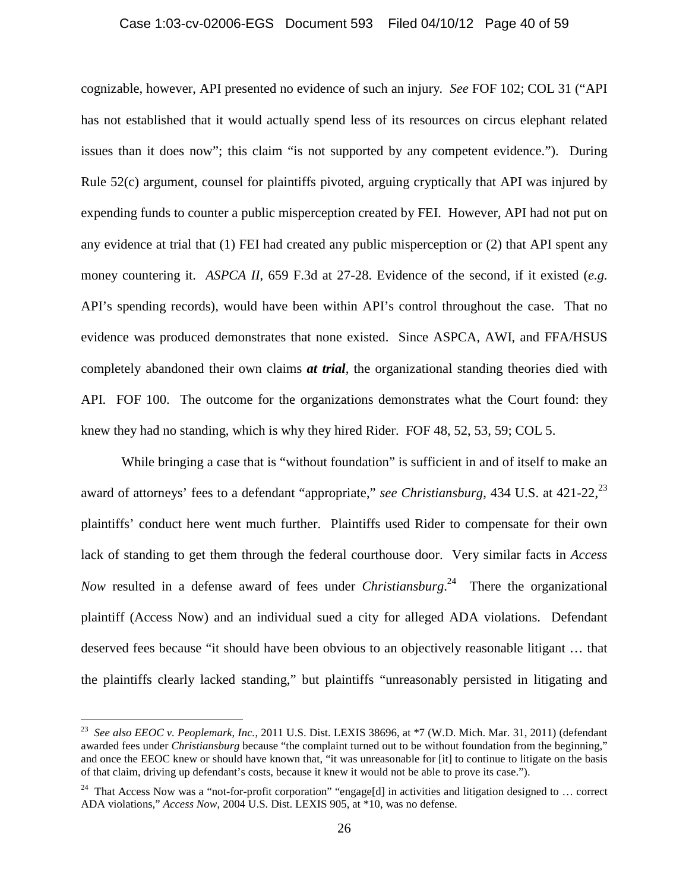cognizable, however, API presented no evidence of such an injury. *See* FOF 102; COL 31 ("API has not established that it would actually spend less of its resources on circus elephant related issues than it does now"; this claim "is not supported by any competent evidence."). During Rule 52(c) argument, counsel for plaintiffs pivoted, arguing cryptically that API was injured by expending funds to counter a public misperception created by FEI. However, API had not put on any evidence at trial that (1) FEI had created any public misperception or (2) that API spent any money countering it. *ASPCA II*, 659 F.3d at 27-28. Evidence of the second, if it existed (*e.g.* API's spending records), would have been within API's control throughout the case. That no evidence was produced demonstrates that none existed. Since ASPCA, AWI, and FFA/HSUS completely abandoned their own claims ***at trial***, the organizational standing theories died with API. FOF 100. The outcome for the organizations demonstrates what the Court found: they knew they had no standing, which is why they hired Rider. FOF 48, 52, 53, 59; COL 5.

While bringing a case that is "without foundation" is sufficient in and of itself to make an award of attorneys' fees to a defendant "appropriate," *see Christiansburg*, 434 U.S. at 421-22,[23] plaintiffs' conduct here went much further. Plaintiffs used Rider to compensate for their own lack of standing to get them through the federal courthouse door. Very similar facts in *Access Now* resulted in a defense award of fees under *Christiansburg*.[24] There the organizational plaintiff (Access Now) and an individual sued a city for alleged ADA violations. Defendant deserved fees because "it should have been obvious to an objectively reasonable litigant … that the plaintiffs clearly lacked standing," but plaintiffs "unreasonably persisted in litigating and

---

[23] *See also EEOC v. Peoplemark, Inc.*, 2011 U.S. Dist. LEXIS 38696, at *7 (W.D. Mich. Mar. 31, 2011) (defendant awarded fees under *Christiansburg* because "the complaint turned out to be without foundation from the beginning," and once the EEOC knew or should have known that, "it was unreasonable for [it] to continue to litigate on the basis of that claim, driving up defendant's costs, because it knew it would not be able to prove its case.").

[24] That Access Now was a "not-for-profit corporation" "engage[d] in activities and litigation designed to … correct ADA violations," *Access Now*, 2004 U.S. Dist. LEXIS 905, at *10, was no defense.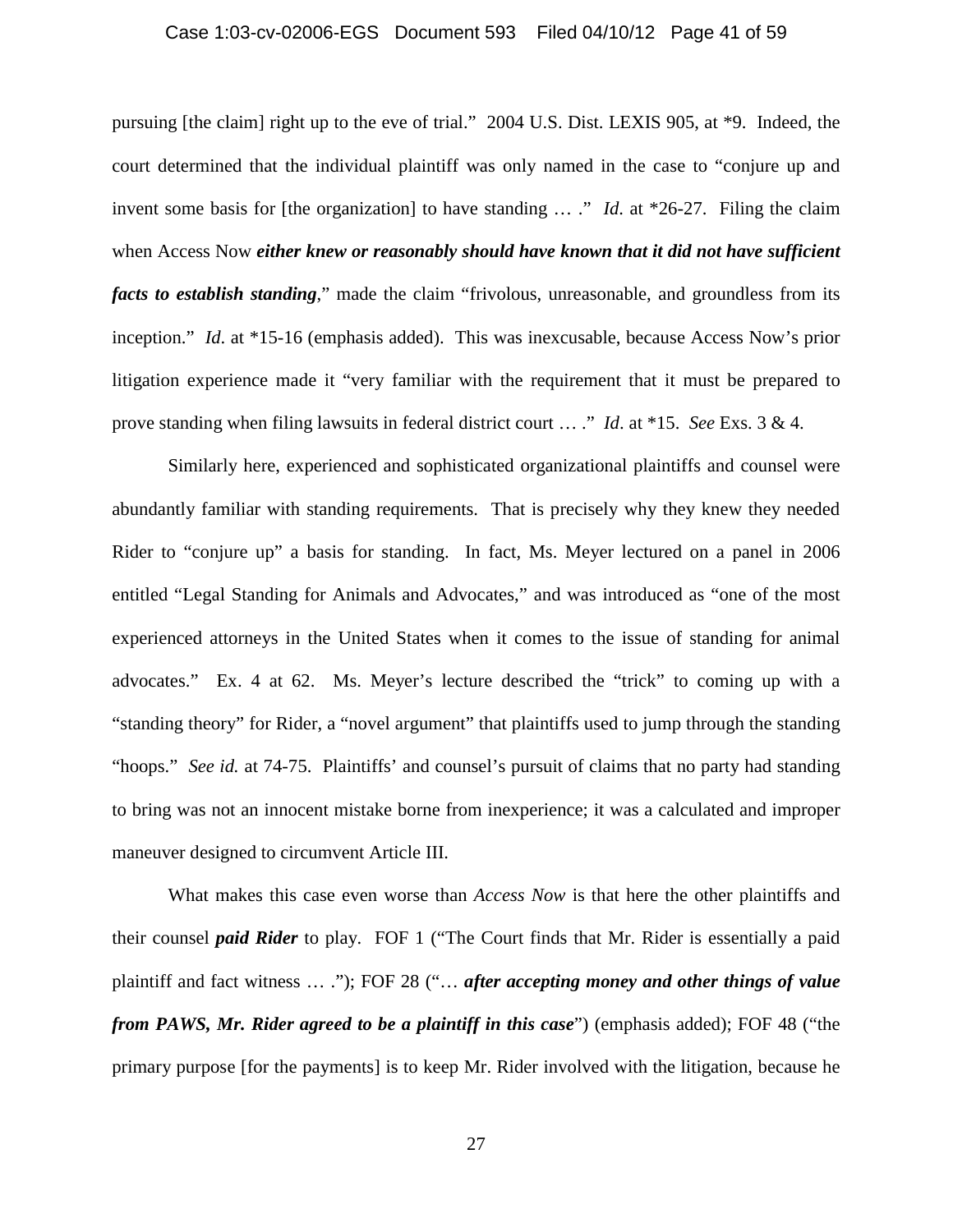pursuing [the claim] right up to the eve of trial." 2004 U.S. Dist. LEXIS 905, at *9. Indeed, the court determined that the individual plaintiff was only named in the case to "conjure up and invent some basis for [the organization] to have standing … ." *Id*. at *26-27. Filing the claim when Access Now ***either knew or reasonably should have known that it did not have sufficient facts to establish standing***," made the claim "frivolous, unreasonable, and groundless from its inception." *Id*. at *15-16 (emphasis added). This was inexcusable, because Access Now's prior litigation experience made it "very familiar with the requirement that it must be prepared to prove standing when filing lawsuits in federal district court … ." *Id*. at *15. *See* Exs. 3 & 4.

Similarly here, experienced and sophisticated organizational plaintiffs and counsel were abundantly familiar with standing requirements. That is precisely why they knew they needed Rider to "conjure up" a basis for standing. In fact, Ms. Meyer lectured on a panel in 2006 entitled "Legal Standing for Animals and Advocates," and was introduced as "one of the most experienced attorneys in the United States when it comes to the issue of standing for animal advocates." Ex. 4 at 62. Ms. Meyer's lecture described the "trick" to coming up with a "standing theory" for Rider, a "novel argument" that plaintiffs used to jump through the standing "hoops." *See id.* at 74-75. Plaintiffs' and counsel's pursuit of claims that no party had standing to bring was not an innocent mistake borne from inexperience; it was a calculated and improper maneuver designed to circumvent Article III.

What makes this case even worse than *Access Now* is that here the other plaintiffs and their counsel ***paid Rider*** to play. FOF 1 ("The Court finds that Mr. Rider is essentially a paid plaintiff and fact witness … ."); FOF 28 ("… ***after accepting money and other things of value from PAWS, Mr. Rider agreed to be a plaintiff in this case***") (emphasis added); FOF 48 ("the primary purpose [for the payments] is to keep Mr. Rider involved with the litigation, because he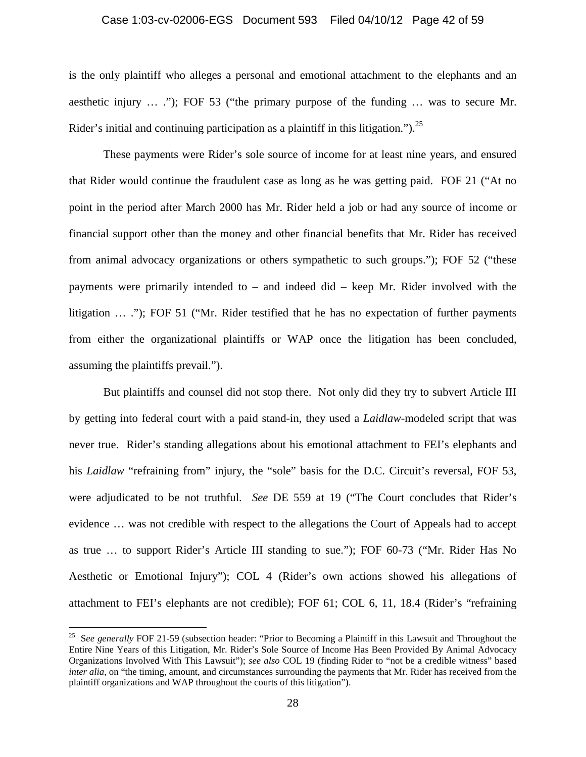is the only plaintiff who alleges a personal and emotional attachment to the elephants and an aesthetic injury … ."); FOF 53 ("the primary purpose of the funding … was to secure Mr. Rider's initial and continuing participation as a plaintiff in this litigation.").[25]

These payments were Rider's sole source of income for at least nine years, and ensured that Rider would continue the fraudulent case as long as he was getting paid. FOF 21 ("At no point in the period after March 2000 has Mr. Rider held a job or had any source of income or financial support other than the money and other financial benefits that Mr. Rider has received from animal advocacy organizations or others sympathetic to such groups."); FOF 52 ("these payments were primarily intended to – and indeed did – keep Mr. Rider involved with the litigation … ."); FOF 51 ("Mr. Rider testified that he has no expectation of further payments from either the organizational plaintiffs or WAP once the litigation has been concluded, assuming the plaintiffs prevail.").

But plaintiffs and counsel did not stop there. Not only did they try to subvert Article III by getting into federal court with a paid stand-in, they used a *Laidlaw*-modeled script that was never true. Rider's standing allegations about his emotional attachment to FEI's elephants and his *Laidlaw* "refraining from" injury, the "sole" basis for the D.C. Circuit's reversal, FOF 53, were adjudicated to be not truthful. *See* DE 559 at 19 ("The Court concludes that Rider's evidence … was not credible with respect to the allegations the Court of Appeals had to accept as true … to support Rider's Article III standing to sue."); FOF 60-73 ("Mr. Rider Has No Aesthetic or Emotional Injury"); COL 4 (Rider's own actions showed his allegations of attachment to FEI's elephants are not credible); FOF 61; COL 6, 11, 18.4 (Rider's "refraining

[25] S*ee generally* FOF 21-59 (subsection header: "Prior to Becoming a Plaintiff in this Lawsuit and Throughout the Entire Nine Years of this Litigation, Mr. Rider's Sole Source of Income Has Been Provided By Animal Advocacy Organizations Involved With This Lawsuit"); *see also* COL 19 (finding Rider to "not be a credible witness" based *inter alia*, on "the timing, amount, and circumstances surrounding the payments that Mr. Rider has received from the plaintiff organizations and WAP throughout the courts of this litigation").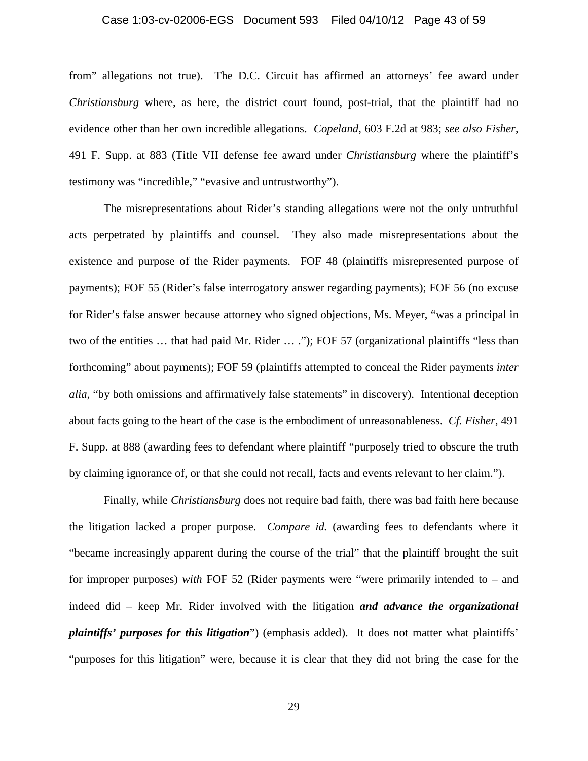from" allegations not true). The D.C. Circuit has affirmed an attorneys' fee award under *Christiansburg* where, as here, the district court found, post-trial, that the plaintiff had no evidence other than her own incredible allegations. *Copeland*, 603 F.2d at 983; *see also Fisher*, 491 F. Supp. at 883 (Title VII defense fee award under *Christiansburg* where the plaintiff's testimony was "incredible," "evasive and untrustworthy").

The misrepresentations about Rider's standing allegations were not the only untruthful acts perpetrated by plaintiffs and counsel. They also made misrepresentations about the existence and purpose of the Rider payments. FOF 48 (plaintiffs misrepresented purpose of payments); FOF 55 (Rider's false interrogatory answer regarding payments); FOF 56 (no excuse for Rider's false answer because attorney who signed objections, Ms. Meyer, "was a principal in two of the entities … that had paid Mr. Rider … ."); FOF 57 (organizational plaintiffs "less than forthcoming" about payments); FOF 59 (plaintiffs attempted to conceal the Rider payments *inter alia*, "by both omissions and affirmatively false statements" in discovery). Intentional deception about facts going to the heart of the case is the embodiment of unreasonableness. *Cf. Fisher*, 491 F. Supp. at 888 (awarding fees to defendant where plaintiff "purposely tried to obscure the truth by claiming ignorance of, or that she could not recall, facts and events relevant to her claim.").

Finally, while *Christiansburg* does not require bad faith, there was bad faith here because the litigation lacked a proper purpose. *Compare id.* (awarding fees to defendants where it "became increasingly apparent during the course of the trial" that the plaintiff brought the suit for improper purposes) *with* FOF 52 (Rider payments were "were primarily intended to – and indeed did – keep Mr. Rider involved with the litigation ***and advance the organizational plaintiffs' purposes for this litigation***") (emphasis added). It does not matter what plaintiffs' "purposes for this litigation" were, because it is clear that they did not bring the case for the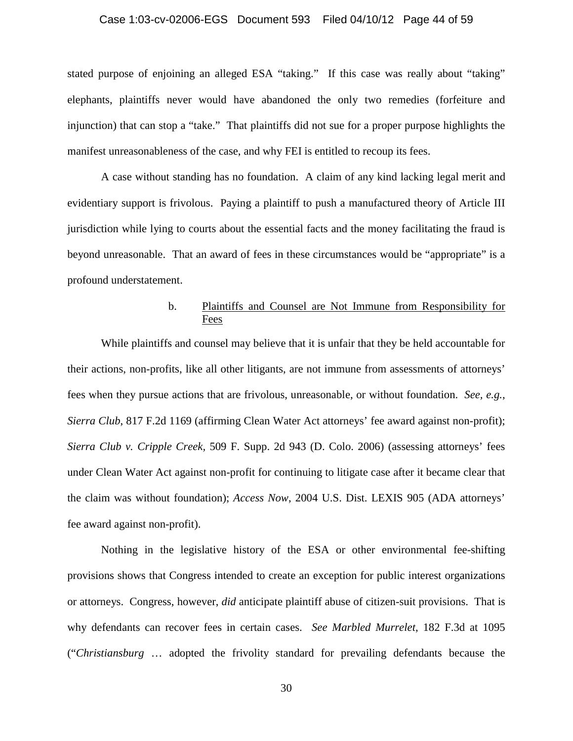stated purpose of enjoining an alleged ESA "taking." If this case was really about "taking" elephants, plaintiffs never would have abandoned the only two remedies (forfeiture and injunction) that can stop a "take." That plaintiffs did not sue for a proper purpose highlights the manifest unreasonableness of the case, and why FEI is entitled to recoup its fees.

A case without standing has no foundation. A claim of any kind lacking legal merit and evidentiary support is frivolous. Paying a plaintiff to push a manufactured theory of Article III jurisdiction while lying to courts about the essential facts and the money facilitating the fraud is beyond unreasonable. That an award of fees in these circumstances would be "appropriate" is a profound understatement.

b. <u>Plaintiffs and Counsel are Not Immune from Responsibility for Fees</u>

While plaintiffs and counsel may believe that it is unfair that they be held accountable for their actions, non-profits, like all other litigants, are not immune from assessments of attorneys' fees when they pursue actions that are frivolous, unreasonable, or without foundation. *See, e.g.*, *Sierra Club*, 817 F.2d 1169 (affirming Clean Water Act attorneys' fee award against non-profit); *Sierra Club v. Cripple Creek*, 509 F. Supp. 2d 943 (D. Colo. 2006) (assessing attorneys' fees under Clean Water Act against non-profit for continuing to litigate case after it became clear that the claim was without foundation); *Access Now*, 2004 U.S. Dist. LEXIS 905 (ADA attorneys' fee award against non-profit).

Nothing in the legislative history of the ESA or other environmental fee-shifting provisions shows that Congress intended to create an exception for public interest organizations or attorneys. Congress, however, *did* anticipate plaintiff abuse of citizen-suit provisions. That is why defendants can recover fees in certain cases. *See Marbled Murrelet*, 182 F.3d at 1095 ("*Christiansburg* … adopted the frivolity standard for prevailing defendants because the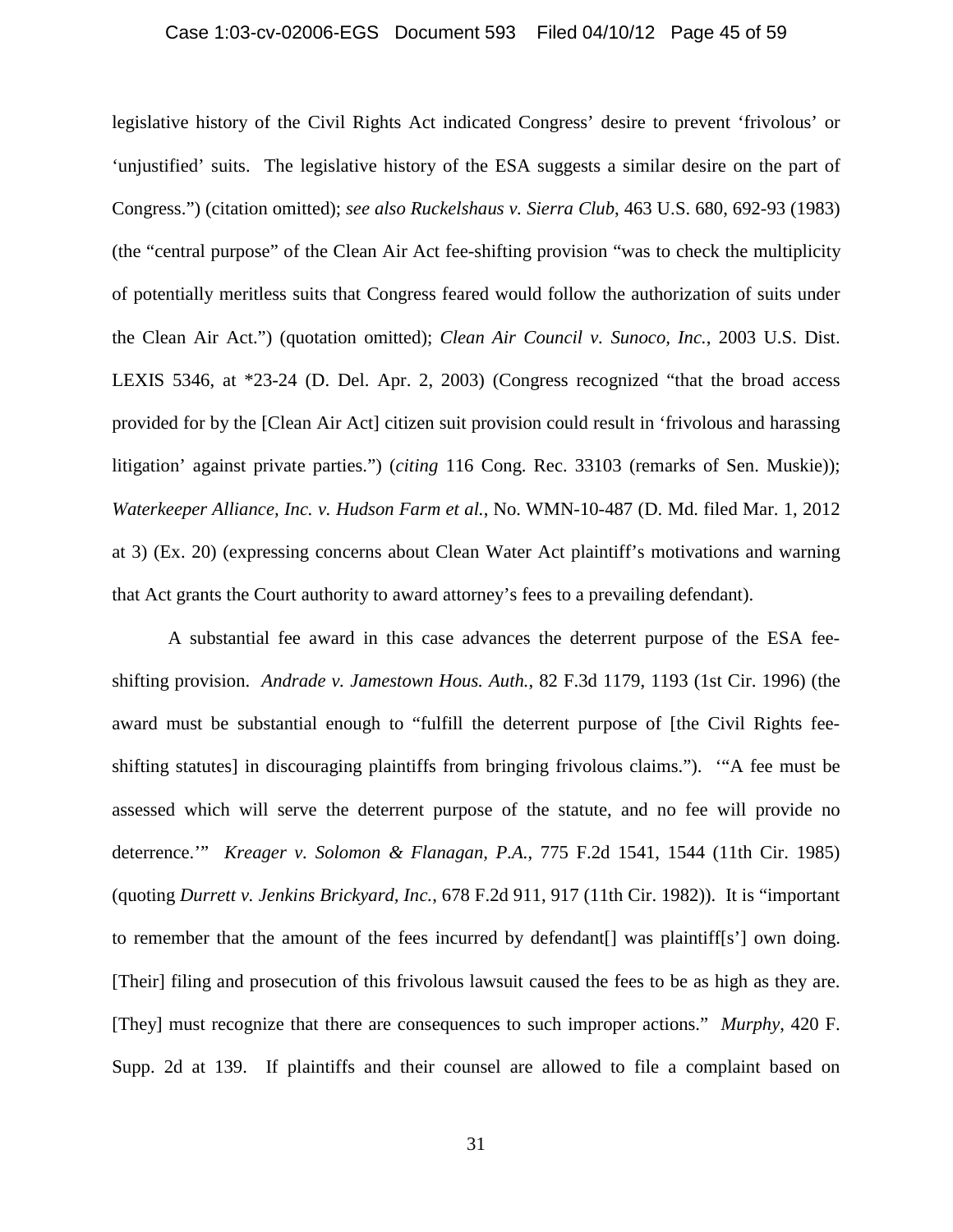legislative history of the Civil Rights Act indicated Congress' desire to prevent 'frivolous' or 'unjustified' suits. The legislative history of the ESA suggests a similar desire on the part of Congress.") (citation omitted); *see also Ruckelshaus v. Sierra Club*, 463 U.S. 680, 692-93 (1983) (the "central purpose" of the Clean Air Act fee-shifting provision "was to check the multiplicity of potentially meritless suits that Congress feared would follow the authorization of suits under the Clean Air Act.") (quotation omitted); *Clean Air Council v. Sunoco, Inc.*, 2003 U.S. Dist. LEXIS 5346, at *23-24 (D. Del. Apr. 2, 2003) (Congress recognized "that the broad access provided for by the [Clean Air Act] citizen suit provision could result in 'frivolous and harassing litigation' against private parties.") (*citing* 116 Cong. Rec. 33103 (remarks of Sen. Muskie)); *Waterkeeper Alliance, Inc. v. Hudson Farm et al.*, No. WMN-10-487 (D. Md. filed Mar. 1, 2012 at 3) (Ex. 20) (expressing concerns about Clean Water Act plaintiff's motivations and warning that Act grants the Court authority to award attorney's fees to a prevailing defendant).

A substantial fee award in this case advances the deterrent purpose of the ESA fee-shifting provision. *Andrade v. Jamestown Hous. Auth.*, 82 F.3d 1179, 1193 (1st Cir. 1996) (the award must be substantial enough to "fulfill the deterrent purpose of [the Civil Rights fee-shifting statutes] in discouraging plaintiffs from bringing frivolous claims."). '"A fee must be assessed which will serve the deterrent purpose of the statute, and no fee will provide no deterrence.'" *Kreager v. Solomon & Flanagan, P.A.*, 775 F.2d 1541, 1544 (11th Cir. 1985) (quoting *Durrett v. Jenkins Brickyard, Inc.*, 678 F.2d 911, 917 (11th Cir. 1982)). It is "important to remember that the amount of the fees incurred by defendant[] was plaintiff[s'] own doing. [Their] filing and prosecution of this frivolous lawsuit caused the fees to be as high as they are. [They] must recognize that there are consequences to such improper actions." *Murphy*, 420 F. Supp. 2d at 139. If plaintiffs and their counsel are allowed to file a complaint based on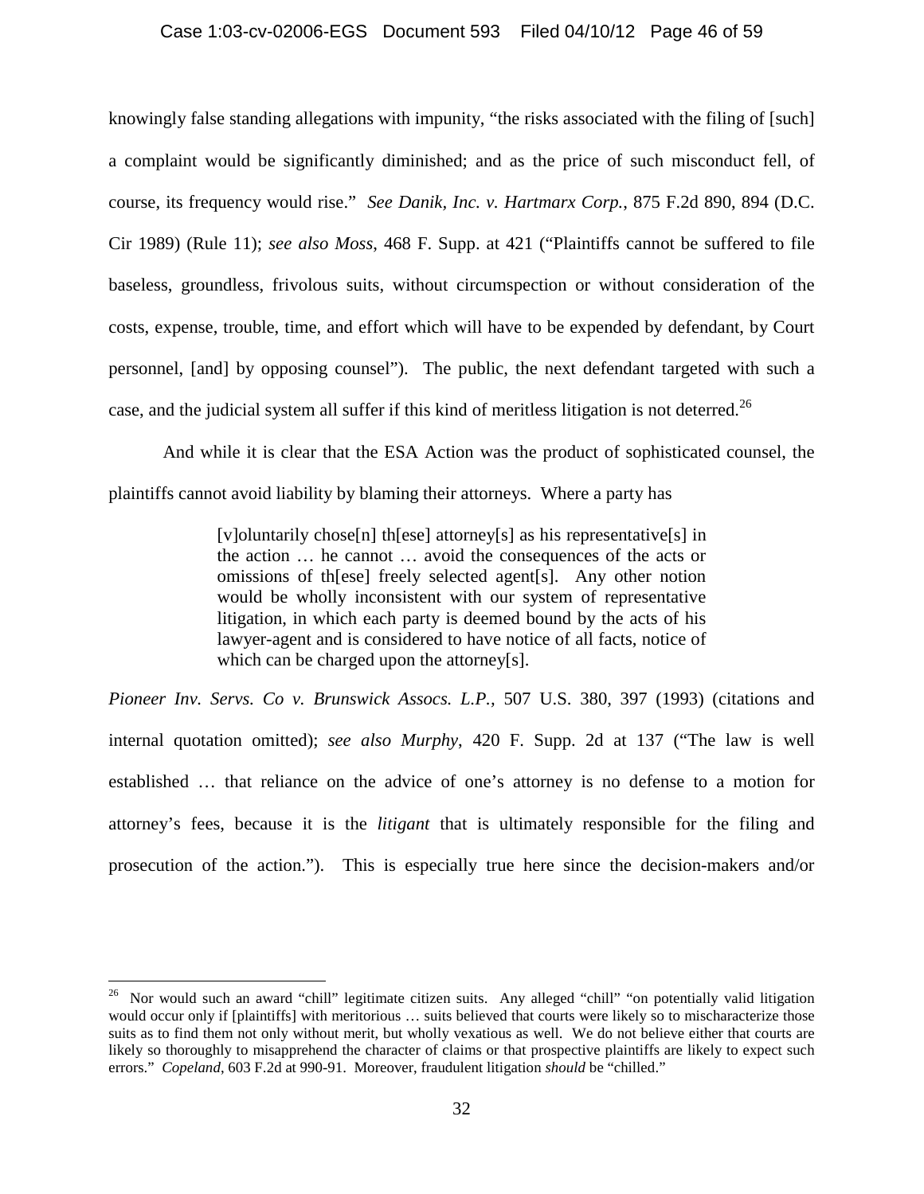knowingly false standing allegations with impunity, "the risks associated with the filing of [such] a complaint would be significantly diminished; and as the price of such misconduct fell, of course, its frequency would rise." *See Danik, Inc. v. Hartmarx Corp.*, 875 F.2d 890, 894 (D.C. Cir 1989) (Rule 11); *see also Moss*, 468 F. Supp. at 421 ("Plaintiffs cannot be suffered to file baseless, groundless, frivolous suits, without circumspection or without consideration of the costs, expense, trouble, time, and effort which will have to be expended by defendant, by Court personnel, [and] by opposing counsel"). The public, the next defendant targeted with such a case, and the judicial system all suffer if this kind of meritless litigation is not deterred.[26]

And while it is clear that the ESA Action was the product of sophisticated counsel, the plaintiffs cannot avoid liability by blaming their attorneys. Where a party has

> [v]oluntarily chose[n] th[ese] attorney[s] as his representative[s] in the action … he cannot … avoid the consequences of the acts or omissions of th[ese] freely selected agent[s]. Any other notion would be wholly inconsistent with our system of representative litigation, in which each party is deemed bound by the acts of his lawyer-agent and is considered to have notice of all facts, notice of which can be charged upon the attorney[s].

*Pioneer Inv. Servs. Co v. Brunswick Assocs. L.P.*, 507 U.S. 380, 397 (1993) (citations and internal quotation omitted); *see also Murphy*, 420 F. Supp. 2d at 137 ("The law is well established … that reliance on the advice of one's attorney is no defense to a motion for attorney's fees, because it is the *litigant* that is ultimately responsible for the filing and prosecution of the action."). This is especially true here since the decision-makers and/or

---

[26] Nor would such an award "chill" legitimate citizen suits. Any alleged "chill" "on potentially valid litigation would occur only if [plaintiffs] with meritorious … suits believed that courts were likely so to mischaracterize those suits as to find them not only without merit, but wholly vexatious as well. We do not believe either that courts are likely so thoroughly to misapprehend the character of claims or that prospective plaintiffs are likely to expect such errors." *Copeland*, 603 F.2d at 990-91. Moreover, fraudulent litigation *should* be "chilled."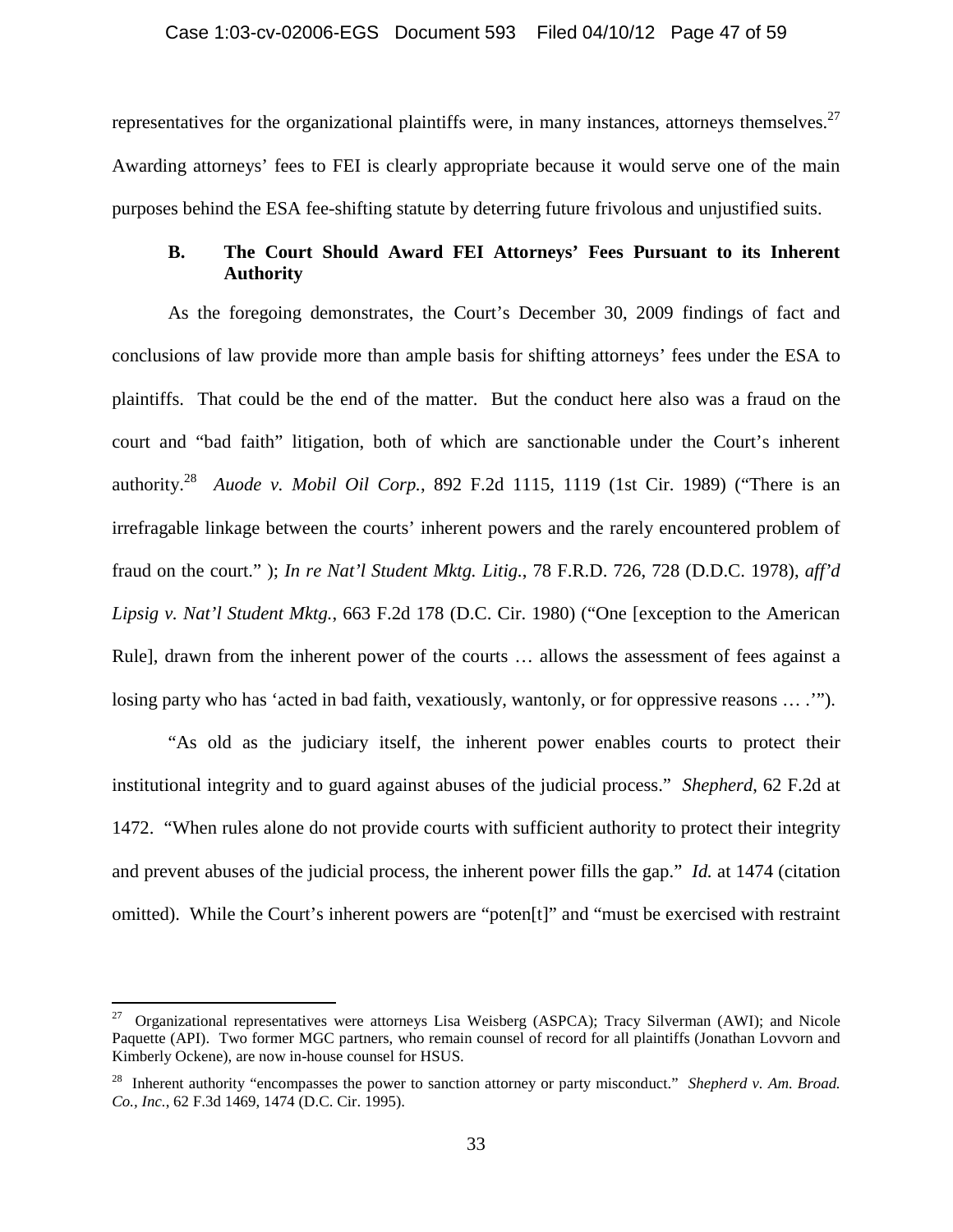representatives for the organizational plaintiffs were, in many instances, attorneys themselves.[27] Awarding attorneys' fees to FEI is clearly appropriate because it would serve one of the main purposes behind the ESA fee-shifting statute by deterring future frivolous and unjustified suits.

### B. The Court Should Award FEI Attorneys' Fees Pursuant to its Inherent Authority

As the foregoing demonstrates, the Court's December 30, 2009 findings of fact and conclusions of law provide more than ample basis for shifting attorneys' fees under the ESA to plaintiffs. That could be the end of the matter. But the conduct here also was a fraud on the court and "bad faith" litigation, both of which are sanctionable under the Court's inherent authority.[28] *Auode v. Mobil Oil Corp.*, 892 F.2d 1115, 1119 (1st Cir. 1989) ("There is an irrefragable linkage between the courts' inherent powers and the rarely encountered problem of fraud on the court." ); *In re Nat'l Student Mktg. Litig.*, 78 F.R.D. 726, 728 (D.D.C. 1978), *aff'd Lipsig v. Nat'l Student Mktg.*, 663 F.2d 178 (D.C. Cir. 1980) ("One [exception to the American Rule], drawn from the inherent power of the courts … allows the assessment of fees against a losing party who has 'acted in bad faith, vexatiously, wantonly, or for oppressive reasons … .'").

"As old as the judiciary itself, the inherent power enables courts to protect their institutional integrity and to guard against abuses of the judicial process." *Shepherd*, 62 F.2d at 1472. "When rules alone do not provide courts with sufficient authority to protect their integrity and prevent abuses of the judicial process, the inherent power fills the gap." *Id.* at 1474 (citation omitted). While the Court's inherent powers are "poten[t]" and "must be exercised with restraint

---

[27] Organizational representatives were attorneys Lisa Weisberg (ASPCA); Tracy Silverman (AWI); and Nicole Paquette (API). Two former MGC partners, who remain counsel of record for all plaintiffs (Jonathan Lovvorn and Kimberly Ockene), are now in-house counsel for HSUS.

[28] Inherent authority "encompasses the power to sanction attorney or party misconduct." *Shepherd v. Am. Broad. Co., Inc.*, 62 F.3d 1469, 1474 (D.C. Cir. 1995).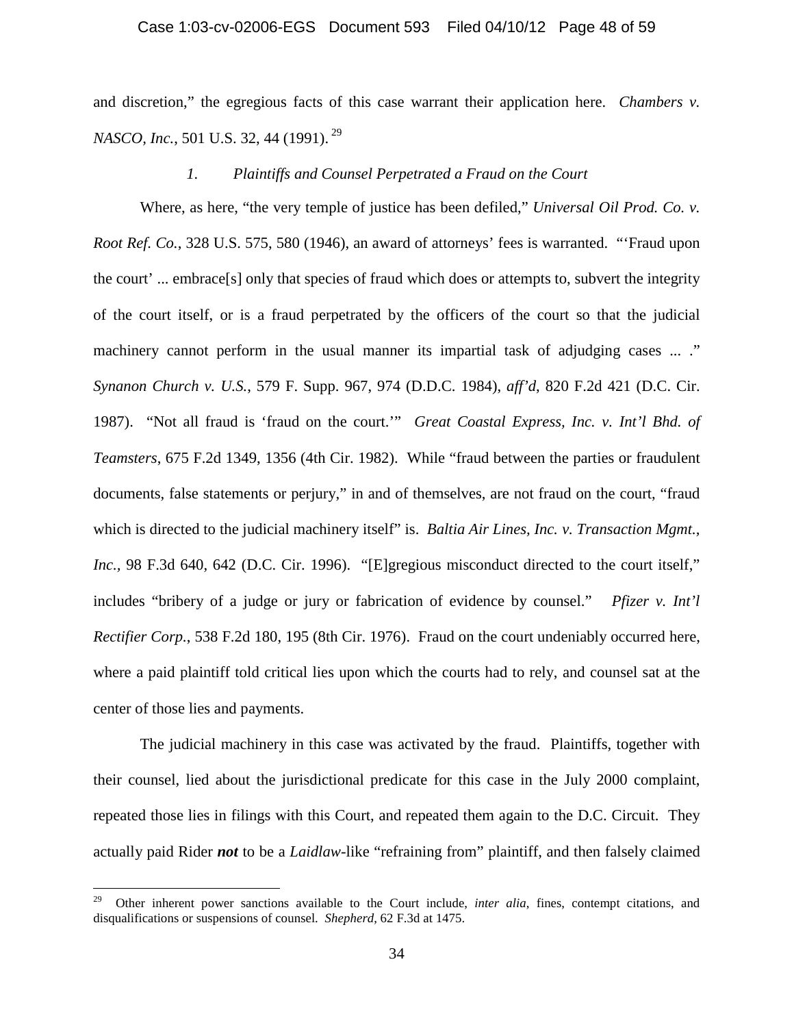and discretion," the egregious facts of this case warrant their application here. *Chambers v. NASCO, Inc.*, 501 U.S. 32, 44 (1991).[29]

*1. Plaintiffs and Counsel Perpetrated a Fraud on the Court*

Where, as here, "the very temple of justice has been defiled," *Universal Oil Prod. Co. v. Root Ref. Co.*, 328 U.S. 575, 580 (1946), an award of attorneys' fees is warranted. "'Fraud upon the court' ... embrace[s] only that species of fraud which does or attempts to, subvert the integrity of the court itself, or is a fraud perpetrated by the officers of the court so that the judicial machinery cannot perform in the usual manner its impartial task of adjudging cases ... ." *Synanon Church v. U.S.*, 579 F. Supp. 967, 974 (D.D.C. 1984), *aff'd*, 820 F.2d 421 (D.C. Cir. 1987). "Not all fraud is 'fraud on the court.'" *Great Coastal Express, Inc. v. Int'l Bhd. of Teamsters*, 675 F.2d 1349, 1356 (4th Cir. 1982). While "fraud between the parties or fraudulent documents, false statements or perjury," in and of themselves, are not fraud on the court, "fraud which is directed to the judicial machinery itself" is. *Baltia Air Lines, Inc. v. Transaction Mgmt., Inc.*, 98 F.3d 640, 642 (D.C. Cir. 1996). "[E]gregious misconduct directed to the court itself," includes "bribery of a judge or jury or fabrication of evidence by counsel." *Pfizer v. Int'l Rectifier Corp.*, 538 F.2d 180, 195 (8th Cir. 1976). Fraud on the court undeniably occurred here, where a paid plaintiff told critical lies upon which the courts had to rely, and counsel sat at the center of those lies and payments.

The judicial machinery in this case was activated by the fraud. Plaintiffs, together with their counsel, lied about the jurisdictional predicate for this case in the July 2000 complaint, repeated those lies in filings with this Court, and repeated them again to the D.C. Circuit. They actually paid Rider ***not*** to be a *Laidlaw*-like "refraining from" plaintiff, and then falsely claimed

---

[29] Other inherent power sanctions available to the Court include, *inter alia*, fines, contempt citations, and disqualifications or suspensions of counsel. *Shepherd*, 62 F.3d at 1475.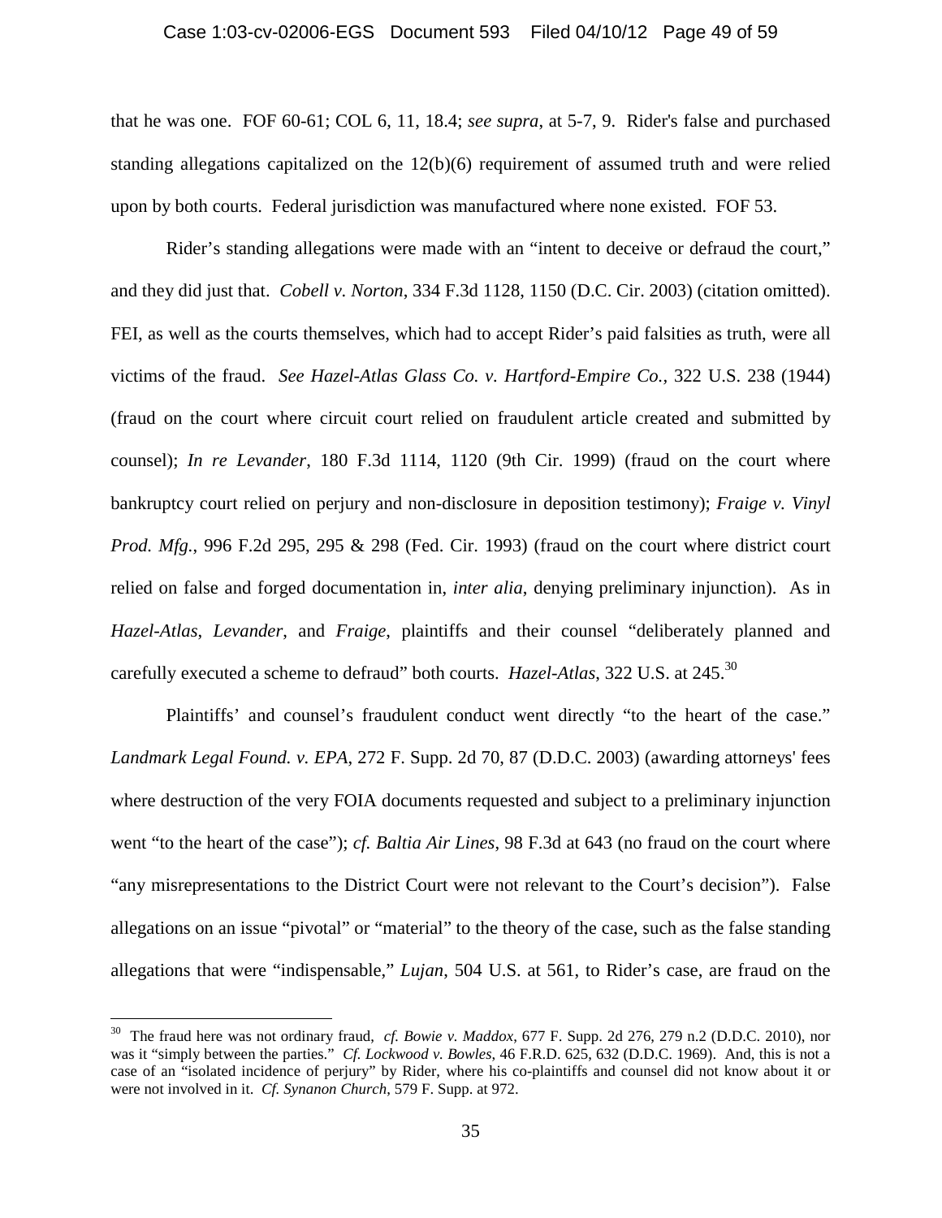that he was one. FOF 60-61; COL 6, 11, 18.4; *see supra*, at 5-7, 9. Rider's false and purchased standing allegations capitalized on the 12(b)(6) requirement of assumed truth and were relied upon by both courts. Federal jurisdiction was manufactured where none existed. FOF 53.

Rider's standing allegations were made with an "intent to deceive or defraud the court," and they did just that. *Cobell v. Norton*, 334 F.3d 1128, 1150 (D.C. Cir. 2003) (citation omitted). FEI, as well as the courts themselves, which had to accept Rider's paid falsities as truth, were all victims of the fraud. *See Hazel-Atlas Glass Co. v. Hartford-Empire Co.*, 322 U.S. 238 (1944) (fraud on the court where circuit court relied on fraudulent article created and submitted by counsel); *In re Levander*, 180 F.3d 1114, 1120 (9th Cir. 1999) (fraud on the court where bankruptcy court relied on perjury and non-disclosure in deposition testimony); *Fraige v. Vinyl Prod. Mfg.*, 996 F.2d 295, 295 & 298 (Fed. Cir. 1993) (fraud on the court where district court relied on false and forged documentation in, *inter alia*, denying preliminary injunction). As in *Hazel-Atlas*, *Levander*, and *Fraige*, plaintiffs and their counsel "deliberately planned and carefully executed a scheme to defraud" both courts. *Hazel-Atlas*, 322 U.S. at 245.[30]

Plaintiffs' and counsel's fraudulent conduct went directly "to the heart of the case." *Landmark Legal Found. v. EPA*, 272 F. Supp. 2d 70, 87 (D.D.C. 2003) (awarding attorneys' fees where destruction of the very FOIA documents requested and subject to a preliminary injunction went "to the heart of the case"); *cf. Baltia Air Lines*, 98 F.3d at 643 (no fraud on the court where "any misrepresentations to the District Court were not relevant to the Court's decision"). False allegations on an issue "pivotal" or "material" to the theory of the case, such as the false standing allegations that were "indispensable," *Lujan*, 504 U.S. at 561, to Rider's case, are fraud on the

---

[30] The fraud here was not ordinary fraud, *cf. Bowie v. Maddox*, 677 F. Supp. 2d 276, 279 n.2 (D.D.C. 2010), nor was it "simply between the parties." *Cf. Lockwood v. Bowles*, 46 F.R.D. 625, 632 (D.D.C. 1969). And, this is not a case of an "isolated incidence of perjury" by Rider, where his co-plaintiffs and counsel did not know about it or were not involved in it. *Cf. Synanon Church*, 579 F. Supp. at 972.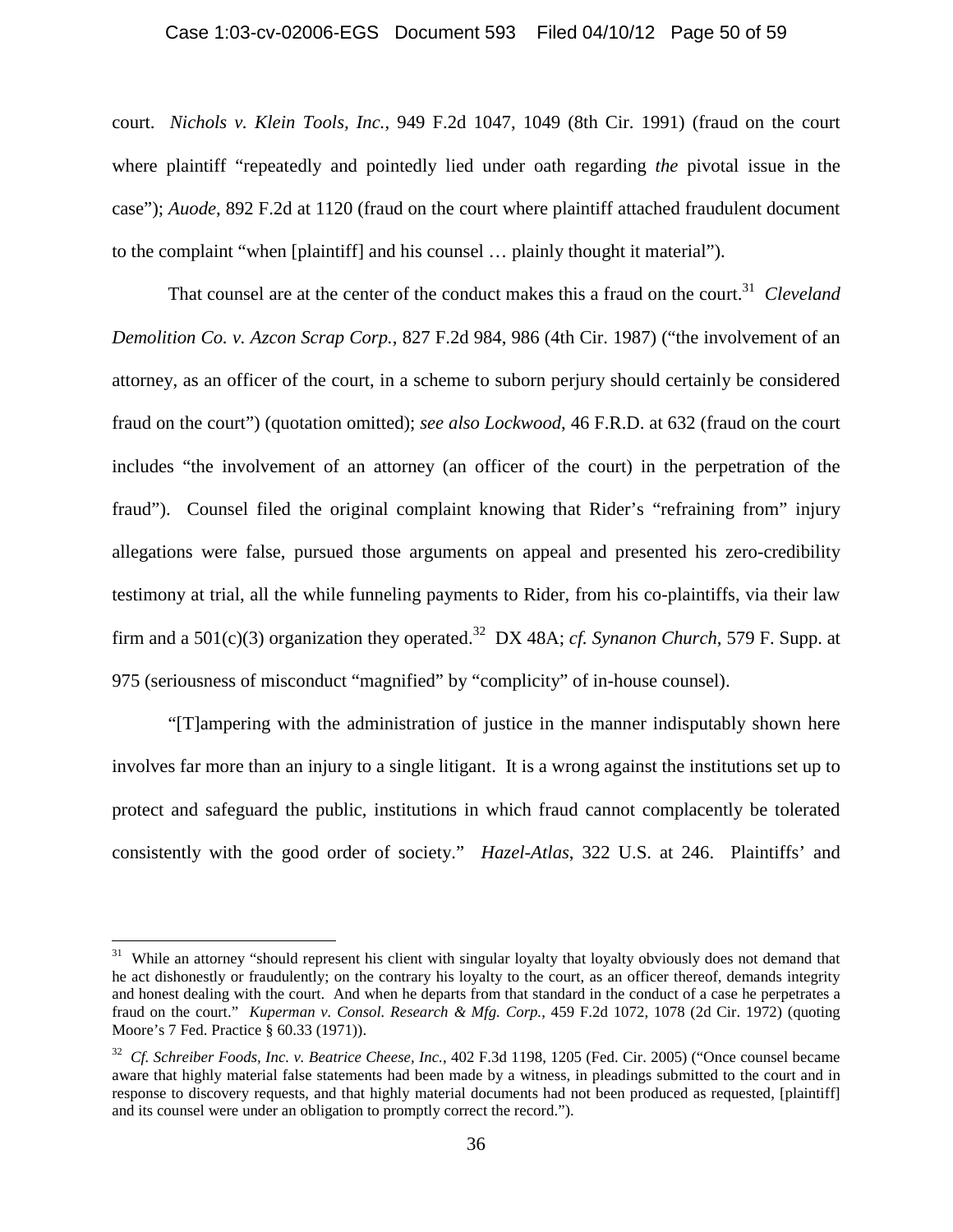court. *Nichols v. Klein Tools, Inc.*, 949 F.2d 1047, 1049 (8th Cir. 1991) (fraud on the court where plaintiff "repeatedly and pointedly lied under oath regarding *the* pivotal issue in the case"); *Auode*, 892 F.2d at 1120 (fraud on the court where plaintiff attached fraudulent document to the complaint "when [plaintiff] and his counsel … plainly thought it material").

That counsel are at the center of the conduct makes this a fraud on the court.[31] *Cleveland Demolition Co. v. Azcon Scrap Corp.*, 827 F.2d 984, 986 (4th Cir. 1987) ("the involvement of an attorney, as an officer of the court, in a scheme to suborn perjury should certainly be considered fraud on the court") (quotation omitted); *see also Lockwood*, 46 F.R.D. at 632 (fraud on the court includes "the involvement of an attorney (an officer of the court) in the perpetration of the fraud"). Counsel filed the original complaint knowing that Rider's "refraining from" injury allegations were false, pursued those arguments on appeal and presented his zero-credibility testimony at trial, all the while funneling payments to Rider, from his co-plaintiffs, via their law firm and a 501(c)(3) organization they operated.[32] DX 48A; *cf. Synanon Church*, 579 F. Supp. at 975 (seriousness of misconduct "magnified" by "complicity" of in-house counsel).

"[T]ampering with the administration of justice in the manner indisputably shown here involves far more than an injury to a single litigant. It is a wrong against the institutions set up to protect and safeguard the public, institutions in which fraud cannot complacently be tolerated consistently with the good order of society." *Hazel-Atlas*, 322 U.S. at 246. Plaintiffs' and

---

[31] While an attorney "should represent his client with singular loyalty that loyalty obviously does not demand that he act dishonestly or fraudulently; on the contrary his loyalty to the court, as an officer thereof, demands integrity and honest dealing with the court. And when he departs from that standard in the conduct of a case he perpetrates a fraud on the court." *Kuperman v. Consol. Research & Mfg. Corp.*, 459 F.2d 1072, 1078 (2d Cir. 1972) (quoting Moore's 7 Fed. Practice § 60.33 (1971)).

[32] *Cf. Schreiber Foods, Inc. v. Beatrice Cheese, Inc.*, 402 F.3d 1198, 1205 (Fed. Cir. 2005) ("Once counsel became aware that highly material false statements had been made by a witness, in pleadings submitted to the court and in response to discovery requests, and that highly material documents had not been produced as requested, [plaintiff] and its counsel were under an obligation to promptly correct the record.").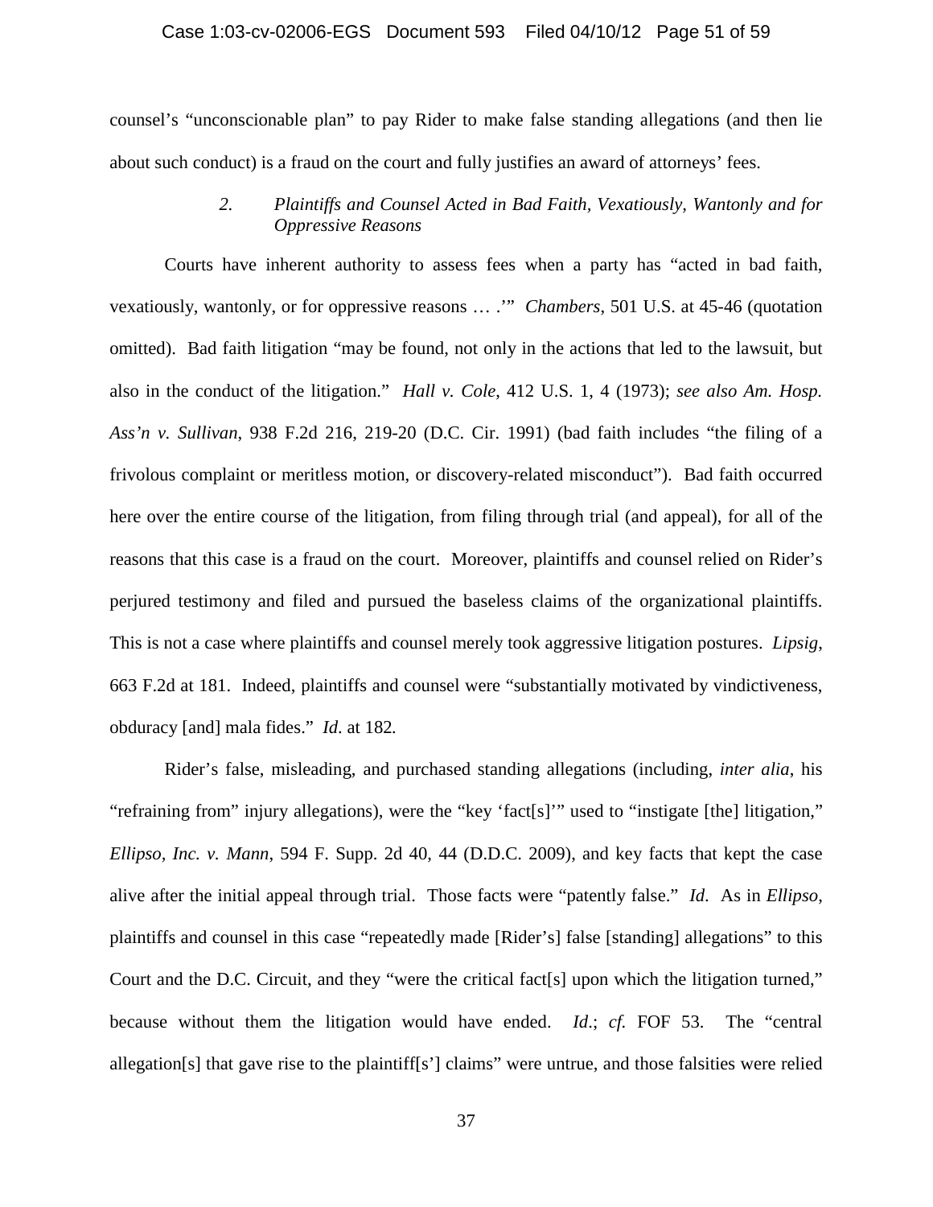counsel's "unconscionable plan" to pay Rider to make false standing allegations (and then lie about such conduct) is a fraud on the court and fully justifies an award of attorneys' fees.

### *2. Plaintiffs and Counsel Acted in Bad Faith, Vexatiously, Wantonly and for Oppressive Reasons*

Courts have inherent authority to assess fees when a party has "acted in bad faith, vexatiously, wantonly, or for oppressive reasons … .'" *Chambers*, 501 U.S. at 45-46 (quotation omitted). Bad faith litigation "may be found, not only in the actions that led to the lawsuit, but also in the conduct of the litigation." *Hall v. Cole*, 412 U.S. 1, 4 (1973); *see also Am. Hosp. Ass'n v. Sullivan*, 938 F.2d 216, 219-20 (D.C. Cir. 1991) (bad faith includes "the filing of a frivolous complaint or meritless motion, or discovery-related misconduct"). Bad faith occurred here over the entire course of the litigation, from filing through trial (and appeal), for all of the reasons that this case is a fraud on the court. Moreover, plaintiffs and counsel relied on Rider's perjured testimony and filed and pursued the baseless claims of the organizational plaintiffs. This is not a case where plaintiffs and counsel merely took aggressive litigation postures. *Lipsig*, 663 F.2d at 181. Indeed, plaintiffs and counsel were "substantially motivated by vindictiveness, obduracy [and] mala fides." *Id.* at 182.

Rider's false, misleading, and purchased standing allegations (including, *inter alia*, his "refraining from" injury allegations), were the "key 'fact[s]'" used to "instigate [the] litigation," *Ellipso, Inc. v. Mann*, 594 F. Supp. 2d 40, 44 (D.D.C. 2009), and key facts that kept the case alive after the initial appeal through trial. Those facts were "patently false." *Id*. As in *Ellipso*, plaintiffs and counsel in this case "repeatedly made [Rider's] false [standing] allegations" to this Court and the D.C. Circuit, and they "were the critical fact[s] upon which the litigation turned," because without them the litigation would have ended. *Id*.; *cf.* FOF 53. The "central allegation[s] that gave rise to the plaintiff[s'] claims" were untrue, and those falsities were relied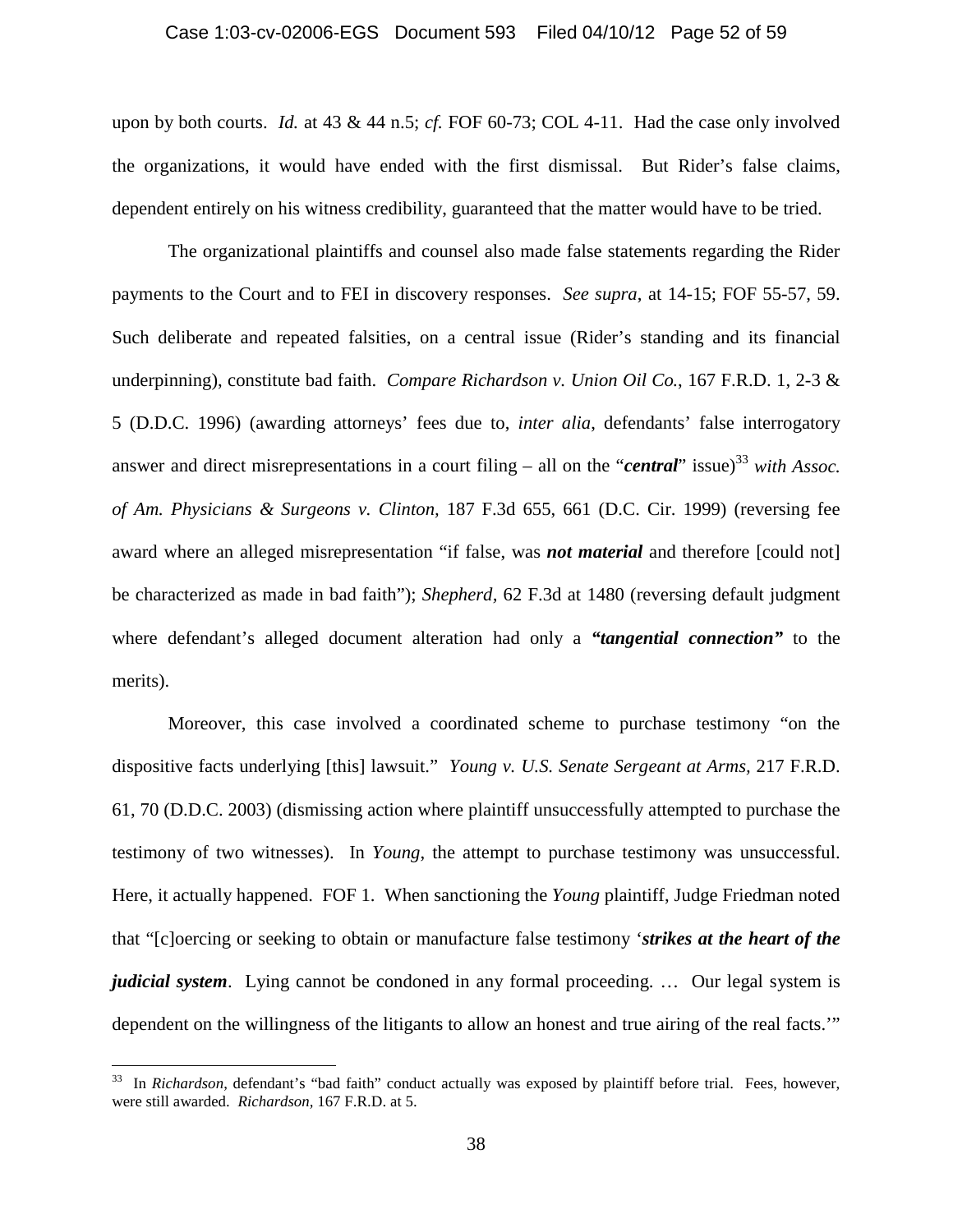upon by both courts. *Id.* at 43 & 44 n.5; *cf.* FOF 60-73; COL 4-11. Had the case only involved the organizations, it would have ended with the first dismissal. But Rider's false claims, dependent entirely on his witness credibility, guaranteed that the matter would have to be tried.

The organizational plaintiffs and counsel also made false statements regarding the Rider payments to the Court and to FEI in discovery responses. *See supra*, at 14-15; FOF 55-57, 59. Such deliberate and repeated falsities, on a central issue (Rider's standing and its financial underpinning), constitute bad faith. *Compare Richardson v. Union Oil Co.*, 167 F.R.D. 1, 2-3 & 5 (D.D.C. 1996) (awarding attorneys' fees due to, *inter alia*, defendants' false interrogatory answer and direct misrepresentations in a court filing – all on the "***central***" issue)[33] *with Assoc. of Am. Physicians & Surgeons v. Clinton*, 187 F.3d 655, 661 (D.C. Cir. 1999) (reversing fee award where an alleged misrepresentation "if false, was ***not material*** and therefore [could not] be characterized as made in bad faith"); *Shepherd*, 62 F.3d at 1480 (reversing default judgment where defendant's alleged document alteration had only a ***"tangential connection"*** to the merits).

Moreover, this case involved a coordinated scheme to purchase testimony "on the dispositive facts underlying [this] lawsuit." *Young v. U.S. Senate Sergeant at Arms*, 217 F.R.D. 61, 70 (D.D.C. 2003) (dismissing action where plaintiff unsuccessfully attempted to purchase the testimony of two witnesses). In *Young*, the attempt to purchase testimony was unsuccessful. Here, it actually happened. FOF 1. When sanctioning the *Young* plaintiff, Judge Friedman noted that "[c]oercing or seeking to obtain or manufacture false testimony '***strikes at the heart of the judicial system***. Lying cannot be condoned in any formal proceeding. … Our legal system is dependent on the willingness of the litigants to allow an honest and true airing of the real facts.'"

---

[33] In *Richardson*, defendant's "bad faith" conduct actually was exposed by plaintiff before trial. Fees, however, were still awarded. *Richardson*, 167 F.R.D. at 5.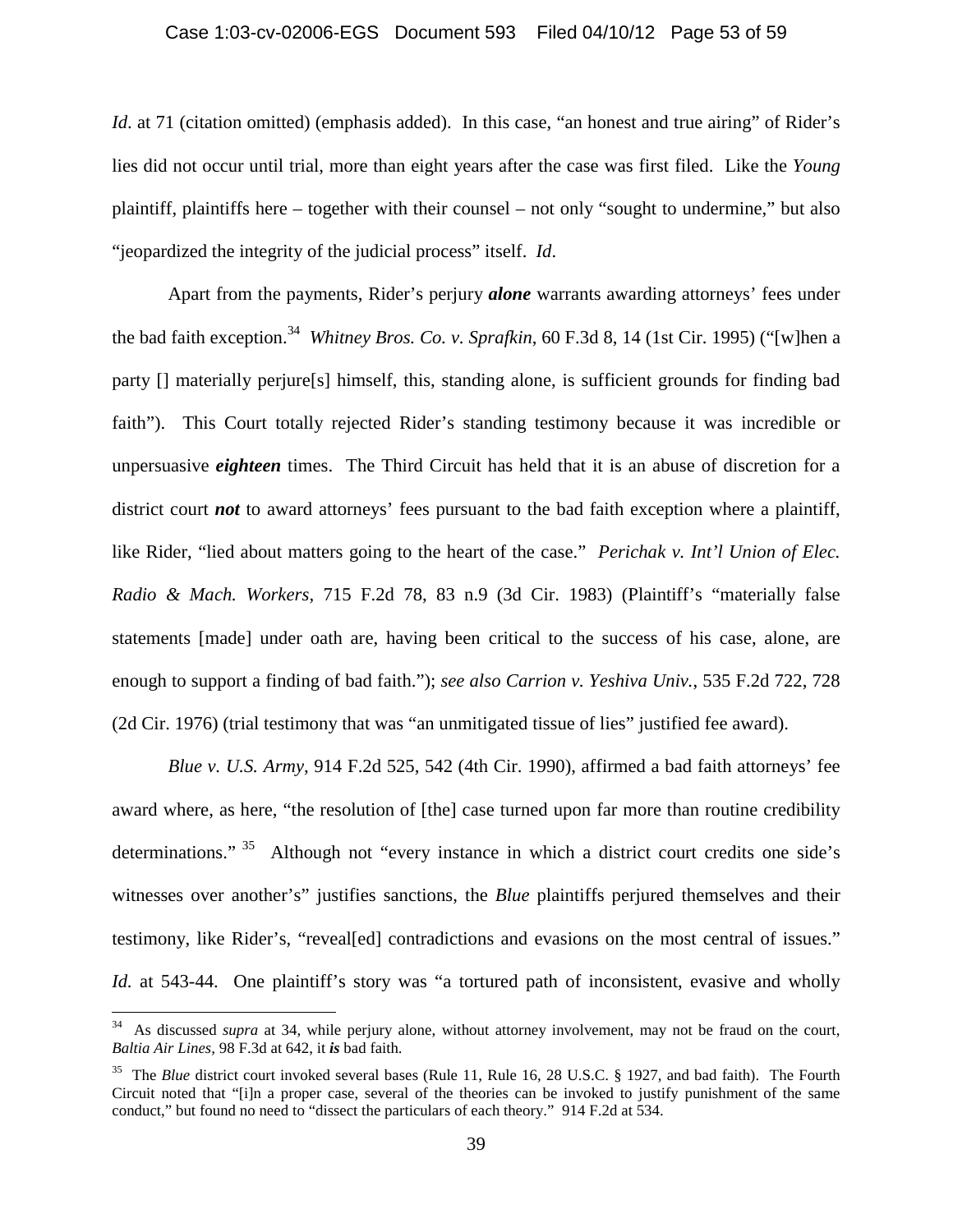*Id*. at 71 (citation omitted) (emphasis added). In this case, "an honest and true airing" of Rider's lies did not occur until trial, more than eight years after the case was first filed. Like the *Young* plaintiff, plaintiffs here – together with their counsel – not only "sought to undermine," but also "jeopardized the integrity of the judicial process" itself. *Id*.

Apart from the payments, Rider's perjury ***alone*** warrants awarding attorneys' fees under the bad faith exception.[34] *Whitney Bros. Co. v. Sprafkin*, 60 F.3d 8, 14 (1st Cir. 1995) ("[w]hen a party [] materially perjure[s] himself, this, standing alone, is sufficient grounds for finding bad faith"). This Court totally rejected Rider's standing testimony because it was incredible or unpersuasive ***eighteen*** times. The Third Circuit has held that it is an abuse of discretion for a district court ***not*** to award attorneys' fees pursuant to the bad faith exception where a plaintiff, like Rider, "lied about matters going to the heart of the case." *Perichak v. Int'l Union of Elec. Radio & Mach. Workers*, 715 F.2d 78, 83 n.9 (3d Cir. 1983) (Plaintiff's "materially false statements [made] under oath are, having been critical to the success of his case, alone, are enough to support a finding of bad faith."); *see also Carrion v. Yeshiva Univ.*, 535 F.2d 722, 728 (2d Cir. 1976) (trial testimony that was "an unmitigated tissue of lies" justified fee award).

*Blue v. U.S. Army*, 914 F.2d 525, 542 (4th Cir. 1990), affirmed a bad faith attorneys' fee award where, as here, "the resolution of [the] case turned upon far more than routine credibility determinations."[35] Although not "every instance in which a district court credits one side's witnesses over another's" justifies sanctions, the *Blue* plaintiffs perjured themselves and their testimony, like Rider's, "reveal[ed] contradictions and evasions on the most central of issues." *Id.* at 543-44. One plaintiff's story was "a tortured path of inconsistent, evasive and wholly

---

[34] As discussed *supra* at 34, while perjury alone, without attorney involvement, may not be fraud on the court, *Baltia Air Lines*, 98 F.3d at 642, it ***is*** bad faith.

[35] The *Blue* district court invoked several bases (Rule 11, Rule 16, 28 U.S.C. § 1927, and bad faith). The Fourth Circuit noted that "[i]n a proper case, several of the theories can be invoked to justify punishment of the same conduct," but found no need to "dissect the particulars of each theory." 914 F.2d at 534.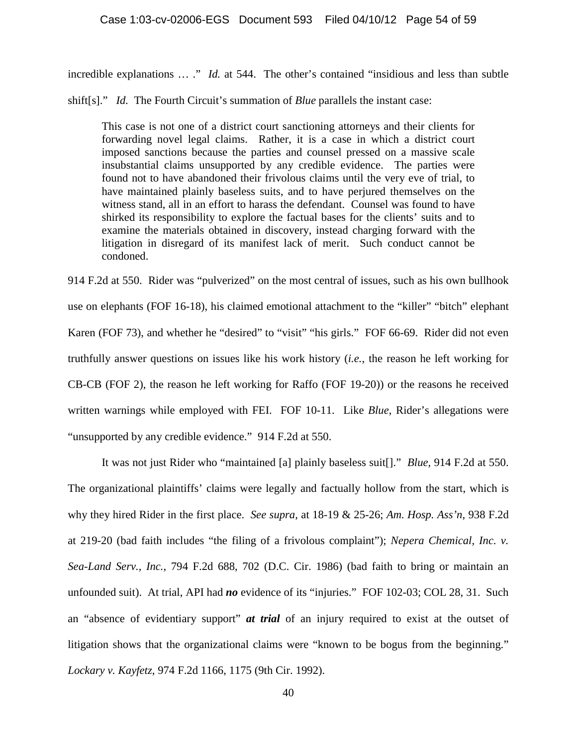incredible explanations … ." *Id.* at 544. The other's contained "insidious and less than subtle shift[s]." *Id.* The Fourth Circuit's summation of *Blue* parallels the instant case:

> This case is not one of a district court sanctioning attorneys and their clients for forwarding novel legal claims. Rather, it is a case in which a district court imposed sanctions because the parties and counsel pressed on a massive scale insubstantial claims unsupported by any credible evidence. The parties were found not to have abandoned their frivolous claims until the very eve of trial, to have maintained plainly baseless suits, and to have perjured themselves on the witness stand, all in an effort to harass the defendant. Counsel was found to have shirked its responsibility to explore the factual bases for the clients' suits and to examine the materials obtained in discovery, instead charging forward with the litigation in disregard of its manifest lack of merit. Such conduct cannot be condoned.

914 F.2d at 550. Rider was "pulverized" on the most central of issues, such as his own bullhook use on elephants (FOF 16-18), his claimed emotional attachment to the "killer" "bitch" elephant Karen (FOF 73), and whether he "desired" to "visit" "his girls." FOF 66-69. Rider did not even truthfully answer questions on issues like his work history (*i.e.*, the reason he left working for CB-CB (FOF 2), the reason he left working for Raffo (FOF 19-20)) or the reasons he received written warnings while employed with FEI. FOF 10-11. Like *Blue*, Rider's allegations were "unsupported by any credible evidence." 914 F.2d at 550.

It was not just Rider who "maintained [a] plainly baseless suit[]." *Blue*, 914 F.2d at 550. The organizational plaintiffs' claims were legally and factually hollow from the start, which is why they hired Rider in the first place. *See supra*, at 18-19 & 25-26; *Am. Hosp. Ass'n*, 938 F.2d at 219-20 (bad faith includes "the filing of a frivolous complaint"); *Nepera Chemical, Inc. v. Sea-Land Serv., Inc.*, 794 F.2d 688, 702 (D.C. Cir. 1986) (bad faith to bring or maintain an unfounded suit). At trial, API had ***no*** evidence of its "injuries." FOF 102-03; COL 28, 31. Such an "absence of evidentiary support" ***at trial*** of an injury required to exist at the outset of litigation shows that the organizational claims were "known to be bogus from the beginning." *Lockary v. Kayfetz*, 974 F.2d 1166, 1175 (9th Cir. 1992).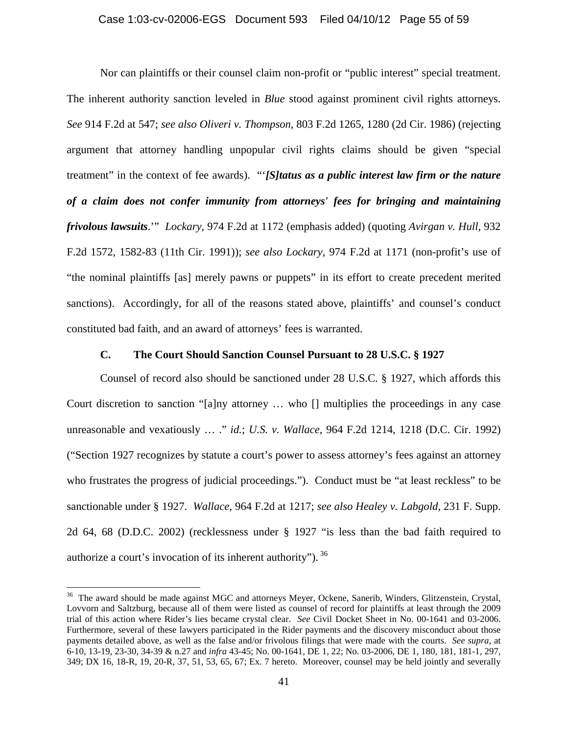Nor can plaintiffs or their counsel claim non-profit or "public interest" special treatment. The inherent authority sanction leveled in *Blue* stood against prominent civil rights attorneys. *See* 914 F.2d at 547; *see also Oliveri v. Thompson*, 803 F.2d 1265, 1280 (2d Cir. 1986) (rejecting argument that attorney handling unpopular civil rights claims should be given "special treatment" in the context of fee awards). "'***[S]tatus as a public interest law firm or the nature of a claim does not confer immunity from attorneys' fees for bringing and maintaining frivolous lawsuits***.'" *Lockary*, 974 F.2d at 1172 (emphasis added) (quoting *Avirgan v. Hull*, 932 F.2d 1572, 1582-83 (11th Cir. 1991)); *see also Lockary*, 974 F.2d at 1171 (non-profit's use of "the nominal plaintiffs [as] merely pawns or puppets" in its effort to create precedent merited sanctions). Accordingly, for all of the reasons stated above, plaintiffs' and counsel's conduct constituted bad faith, and an award of attorneys' fees is warranted.

### C. The Court Should Sanction Counsel Pursuant to 28 U.S.C. § 1927

Counsel of record also should be sanctioned under 28 U.S.C. § 1927, which affords this Court discretion to sanction "[a]ny attorney … who [] multiplies the proceedings in any case unreasonable and vexatiously … ." *id.*; *U.S. v. Wallace*, 964 F.2d 1214, 1218 (D.C. Cir. 1992) ("Section 1927 recognizes by statute a court's power to assess attorney's fees against an attorney who frustrates the progress of judicial proceedings."). Conduct must be "at least reckless" to be sanctionable under § 1927. *Wallace*, 964 F.2d at 1217; *see also Healey v. Labgold*, 231 F. Supp. 2d 64, 68 (D.D.C. 2002) (recklessness under § 1927 "is less than the bad faith required to authorize a court's invocation of its inherent authority").[36]

---

[36] The award should be made against MGC and attorneys Meyer, Ockene, Sanerib, Winders, Glitzenstein, Crystal, Lovvorn and Saltzburg, because all of them were listed as counsel of record for plaintiffs at least through the 2009 trial of this action where Rider's lies became crystal clear. *See* Civil Docket Sheet in No. 00-1641 and 03-2006. Furthermore, several of these lawyers participated in the Rider payments and the discovery misconduct about those payments detailed above, as well as the false and/or frivolous filings that were made with the courts. *See supra,* at 6-10, 13-19, 23-30, 34-39 & n.27 and *infra* 43-45; No. 00-1641, DE 1, 22; No. 03-2006, DE 1, 180, 181, 181-1, 297, 349; DX 16, 18-R, 19, 20-R, 37, 51, 53, 65, 67; Ex. 7 hereto. Moreover, counsel may be held jointly and severally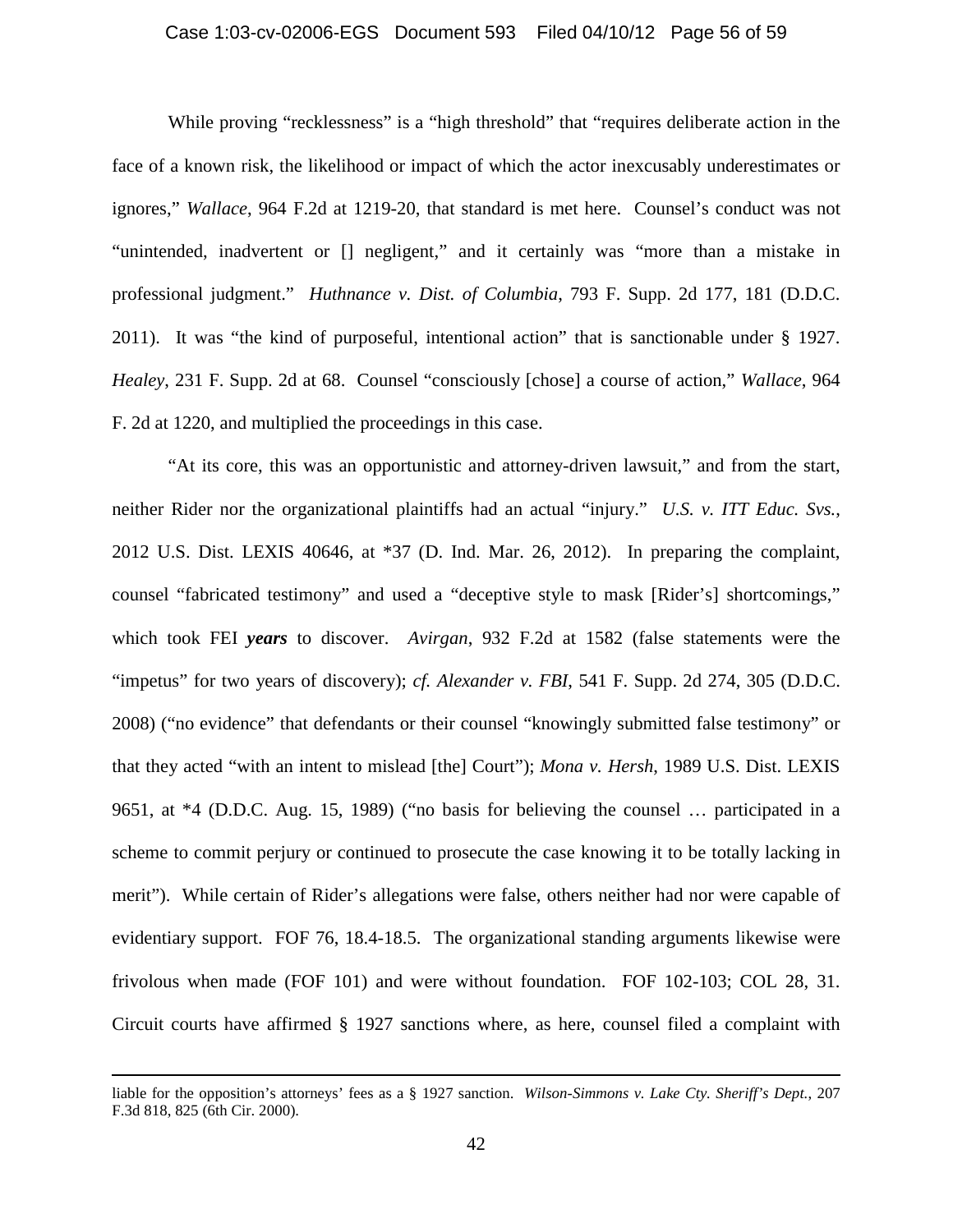While proving "recklessness" is a "high threshold" that "requires deliberate action in the face of a known risk, the likelihood or impact of which the actor inexcusably underestimates or ignores," *Wallace*, 964 F.2d at 1219-20, that standard is met here. Counsel's conduct was not "unintended, inadvertent or [] negligent," and it certainly was "more than a mistake in professional judgment." *Huthnance v. Dist. of Columbia*, 793 F. Supp. 2d 177, 181 (D.D.C. 2011). It was "the kind of purposeful, intentional action" that is sanctionable under § 1927. *Healey*, 231 F. Supp. 2d at 68. Counsel "consciously [chose] a course of action," *Wallace*, 964 F. 2d at 1220, and multiplied the proceedings in this case.

"At its core, this was an opportunistic and attorney-driven lawsuit," and from the start, neither Rider nor the organizational plaintiffs had an actual "injury." *U.S. v. ITT Educ. Svs.*, 2012 U.S. Dist. LEXIS 40646, at *37 (D. Ind. Mar. 26, 2012). In preparing the complaint, counsel "fabricated testimony" and used a "deceptive style to mask [Rider's] shortcomings," which took FEI ***years*** to discover. *Avirgan*, 932 F.2d at 1582 (false statements were the "impetus" for two years of discovery); *cf. Alexander v. FBI*, 541 F. Supp. 2d 274, 305 (D.D.C. 2008) ("no evidence" that defendants or their counsel "knowingly submitted false testimony" or that they acted "with an intent to mislead [the] Court"); *Mona v. Hersh*, 1989 U.S. Dist. LEXIS 9651, at *4 (D.D.C. Aug. 15, 1989) ("no basis for believing the counsel … participated in a scheme to commit perjury or continued to prosecute the case knowing it to be totally lacking in merit"). While certain of Rider's allegations were false, others neither had nor were capable of evidentiary support. FOF 76, 18.4-18.5. The organizational standing arguments likewise were frivolous when made (FOF 101) and were without foundation. FOF 102-103; COL 28, 31. Circuit courts have affirmed § 1927 sanctions where, as here, counsel filed a complaint with

---

liable for the opposition's attorneys' fees as a § 1927 sanction. *Wilson-Simmons v. Lake Cty. Sheriff's Dept.*, 207 F.3d 818, 825 (6th Cir. 2000).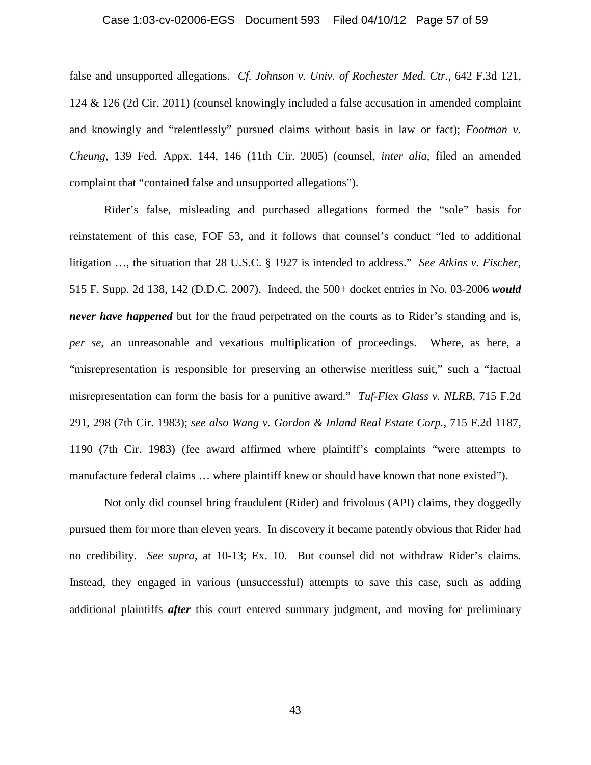false and unsupported allegations. *Cf. Johnson v. Univ. of Rochester Med. Ctr.*, 642 F.3d 121, 124 & 126 (2d Cir. 2011) (counsel knowingly included a false accusation in amended complaint and knowingly and "relentlessly" pursued claims without basis in law or fact); *Footman v. Cheung*, 139 Fed. Appx. 144, 146 (11th Cir. 2005) (counsel, *inter alia*, filed an amended complaint that "contained false and unsupported allegations").

Rider's false, misleading and purchased allegations formed the "sole" basis for reinstatement of this case, FOF 53, and it follows that counsel's conduct "led to additional litigation …, the situation that 28 U.S.C. § 1927 is intended to address." *See Atkins v. Fischer*, 515 F. Supp. 2d 138, 142 (D.D.C. 2007). Indeed, the 500+ docket entries in No. 03-2006 ***would never have happened*** but for the fraud perpetrated on the courts as to Rider's standing and is, *per se*, an unreasonable and vexatious multiplication of proceedings. Where, as here, a "misrepresentation is responsible for preserving an otherwise meritless suit," such a "factual misrepresentation can form the basis for a punitive award." *Tuf-Flex Glass v. NLRB*, 715 F.2d 291, 298 (7th Cir. 1983); *see also Wang v. Gordon & Inland Real Estate Corp.*, 715 F.2d 1187, 1190 (7th Cir. 1983) (fee award affirmed where plaintiff's complaints "were attempts to manufacture federal claims … where plaintiff knew or should have known that none existed").

Not only did counsel bring fraudulent (Rider) and frivolous (API) claims, they doggedly pursued them for more than eleven years. In discovery it became patently obvious that Rider had no credibility. *See supra*, at 10-13; Ex. 10. But counsel did not withdraw Rider's claims. Instead, they engaged in various (unsuccessful) attempts to save this case, such as adding additional plaintiffs ***after*** this court entered summary judgment, and moving for preliminary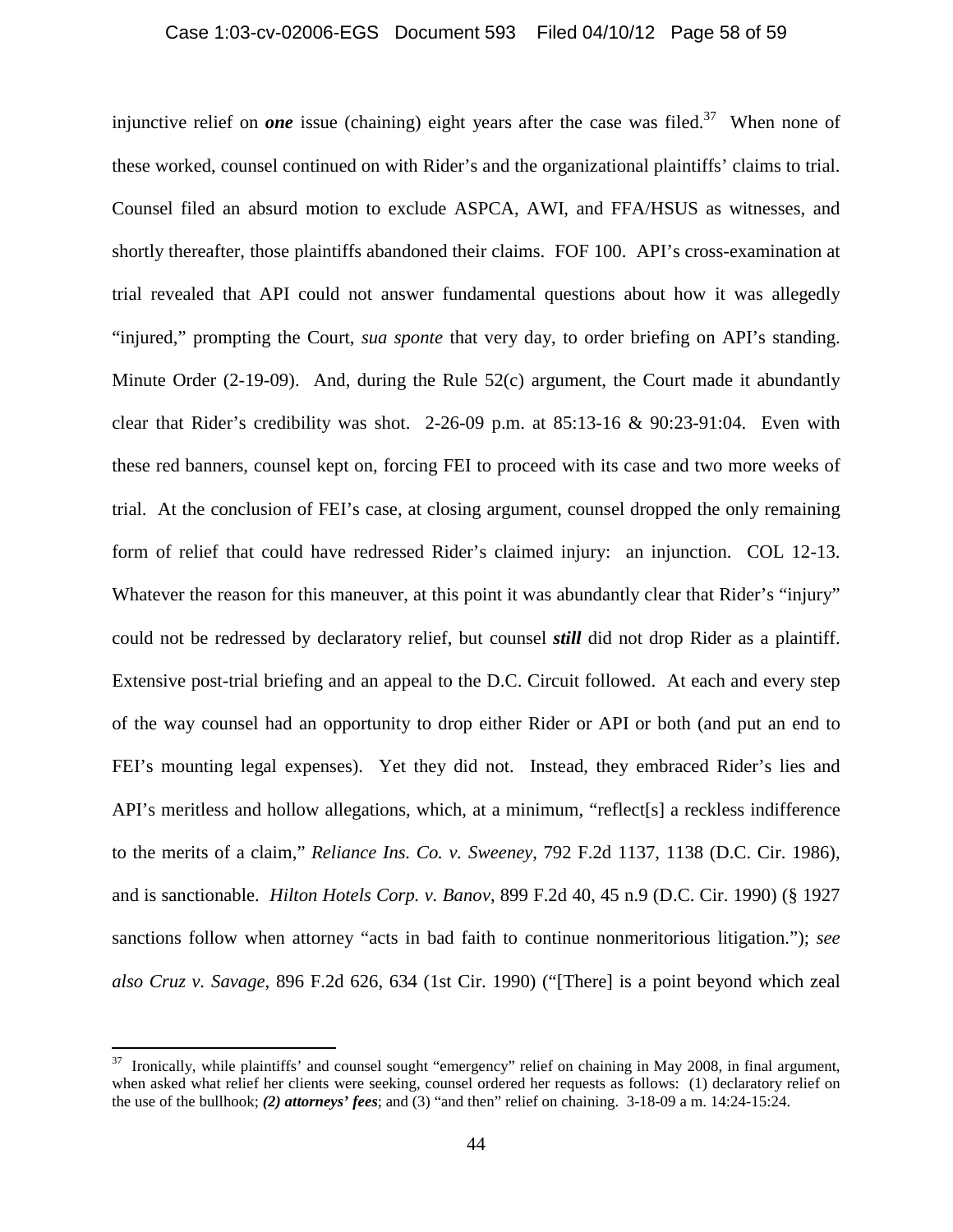injunctive relief on ***one*** issue (chaining) eight years after the case was filed.[37] When none of these worked, counsel continued on with Rider's and the organizational plaintiffs' claims to trial. Counsel filed an absurd motion to exclude ASPCA, AWI, and FFA/HSUS as witnesses, and shortly thereafter, those plaintiffs abandoned their claims. FOF 100. API's cross-examination at trial revealed that API could not answer fundamental questions about how it was allegedly "injured," prompting the Court, *sua sponte* that very day, to order briefing on API's standing. Minute Order (2-19-09). And, during the Rule 52(c) argument, the Court made it abundantly clear that Rider's credibility was shot. 2-26-09 p.m. at 85:13-16 & 90:23-91:04. Even with these red banners, counsel kept on, forcing FEI to proceed with its case and two more weeks of trial. At the conclusion of FEI's case, at closing argument, counsel dropped the only remaining form of relief that could have redressed Rider's claimed injury: an injunction. COL 12-13. Whatever the reason for this maneuver, at this point it was abundantly clear that Rider's "injury" could not be redressed by declaratory relief, but counsel ***still*** did not drop Rider as a plaintiff. Extensive post-trial briefing and an appeal to the D.C. Circuit followed. At each and every step of the way counsel had an opportunity to drop either Rider or API or both (and put an end to FEI's mounting legal expenses). Yet they did not. Instead, they embraced Rider's lies and API's meritless and hollow allegations, which, at a minimum, "reflect[s] a reckless indifference to the merits of a claim," *Reliance Ins. Co. v. Sweeney*, 792 F.2d 1137, 1138 (D.C. Cir. 1986), and is sanctionable. *Hilton Hotels Corp. v. Banov*, 899 F.2d 40, 45 n.9 (D.C. Cir. 1990) (§ 1927 sanctions follow when attorney "acts in bad faith to continue nonmeritorious litigation."); *see also Cruz v. Savage*, 896 F.2d 626, 634 (1st Cir. 1990) ("[There] is a point beyond which zeal

---

[37] Ironically, while plaintiffs' and counsel sought "emergency" relief on chaining in May 2008, in final argument, when asked what relief her clients were seeking, counsel ordered her requests as follows: (1) declaratory relief on the use of the bullhook; ***(2) attorneys' fees***; and (3) "and then" relief on chaining. 3-18-09 a m. 14:24-15:24.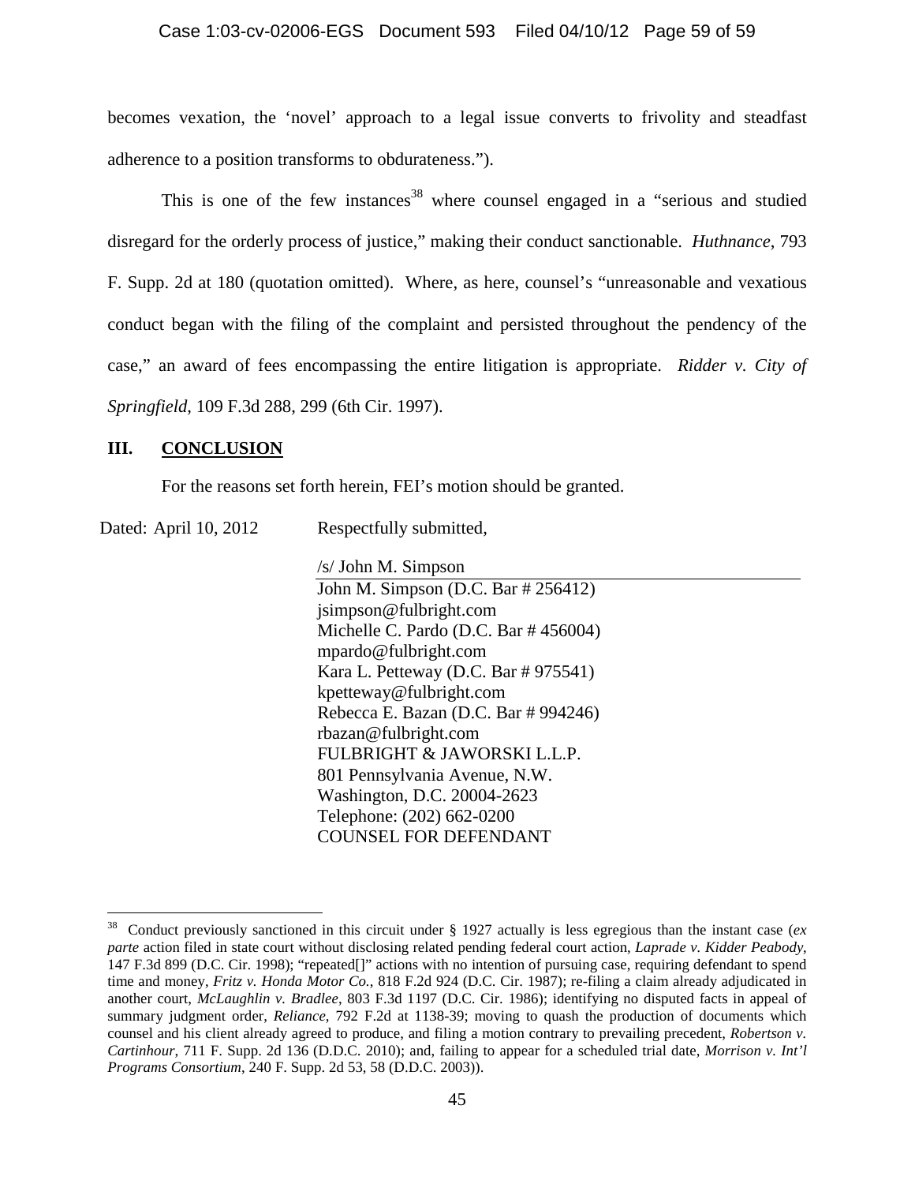becomes vexation, the 'novel' approach to a legal issue converts to frivolity and steadfast adherence to a position transforms to obdurateness.").

This is one of the few instances[38] where counsel engaged in a "serious and studied disregard for the orderly process of justice," making their conduct sanctionable. *Huthnance*, 793 F. Supp. 2d at 180 (quotation omitted). Where, as here, counsel's "unreasonable and vexatious conduct began with the filing of the complaint and persisted throughout the pendency of the case," an award of fees encompassing the entire litigation is appropriate. *Ridder v. City of Springfield*, 109 F.3d 288, 299 (6th Cir. 1997).

## III. CONCLUSION

For the reasons set forth herein, FEI's motion should be granted.

Dated: April 10, 2012

Respectfully submitted,

/s/ John M. Simpson
John M. Simpson (D.C. Bar # 256412)
jsimpson@fulbright.com
Michelle C. Pardo (D.C. Bar # 456004)
mpardo@fulbright.com
Kara L. Petteway (D.C. Bar # 975541)
kpetteway@fulbright.com
Rebecca E. Bazan (D.C. Bar # 994246)
rbazan@fulbright.com
FULBRIGHT & JAWORSKI L.L.P.
801 Pennsylvania Avenue, N.W.
Washington, D.C. 20004-2623
Telephone: (202) 662-0200
COUNSEL FOR DEFENDANT

---

[38] Conduct previously sanctioned in this circuit under § 1927 actually is less egregious than the instant case (*ex parte* action filed in state court without disclosing related pending federal court action, *Laprade v. Kidder Peabody*, 147 F.3d 899 (D.C. Cir. 1998); "repeated[]" actions with no intention of pursuing case, requiring defendant to spend time and money, *Fritz v. Honda Motor Co.*, 818 F.2d 924 (D.C. Cir. 1987); re-filing a claim already adjudicated in another court, *McLaughlin v. Bradlee*, 803 F.3d 1197 (D.C. Cir. 1986); identifying no disputed facts in appeal of summary judgment order, *Reliance*, 792 F.2d at 1138-39; moving to quash the production of documents which counsel and his client already agreed to produce, and filing a motion contrary to prevailing precedent, *Robertson v. Cartinhour*, 711 F. Supp. 2d 136 (D.D.C. 2010); and, failing to appear for a scheduled trial date, *Morrison v. Int'l Programs Consortium*, 240 F. Supp. 2d 53, 58 (D.D.C. 2003)).